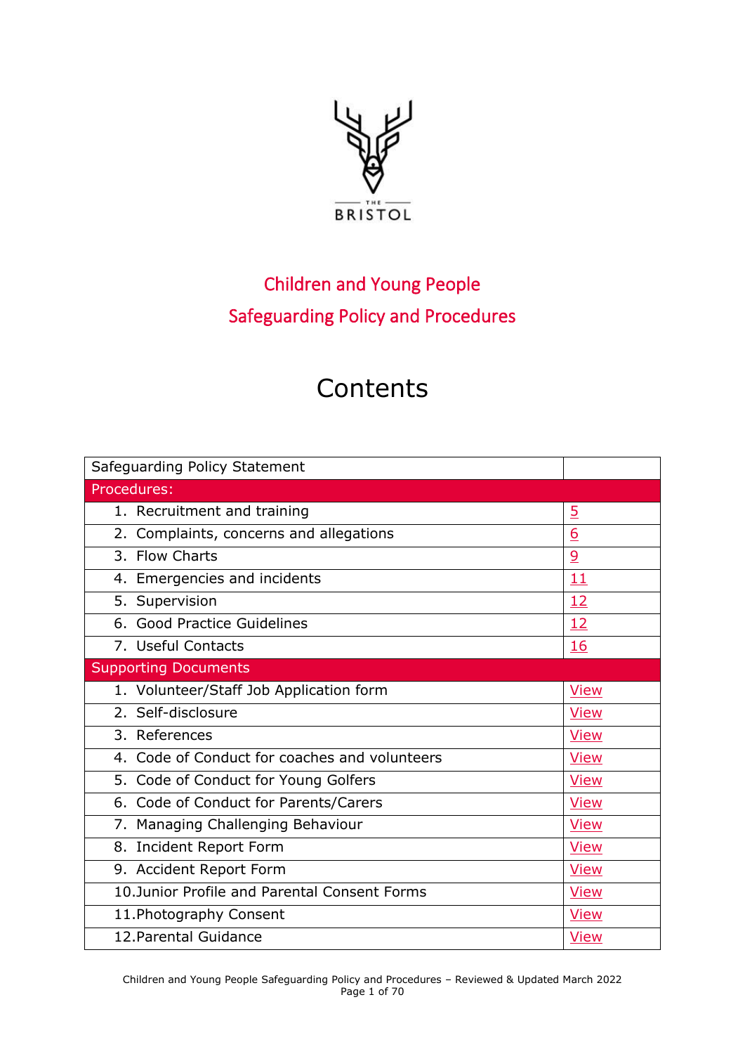THE BRISTOL

# Children and Young People
# Safeguarding Policy and Procedures

## Contents

| Safeguarding Policy Statement | |
|---|---|
| **Procedures:** | |
| 1. Recruitment and training | 5 |
| 2. Complaints, concerns and allegations | 6 |
| 3. Flow Charts | 9 |
| 4. Emergencies and incidents | 11 |
| 5. Supervision | 12 |
| 6. Good Practice Guidelines | 12 |
| 7. Useful Contacts | 16 |
| **Supporting Documents** | |
| 1. Volunteer/Staff Job Application form | View |
| 2. Self-disclosure | View |
| 3. References | View |
| 4. Code of Conduct for coaches and volunteers | View |
| 5. Code of Conduct for Young Golfers | View |
| 6. Code of Conduct for Parents/Carers | View |
| 7. Managing Challenging Behaviour | View |
| 8. Incident Report Form | View |
| 9. Accident Report Form | View |
| 10. Junior Profile and Parental Consent Forms | View |
| 11. Photography Consent | View |
| 12. Parental Guidance | View |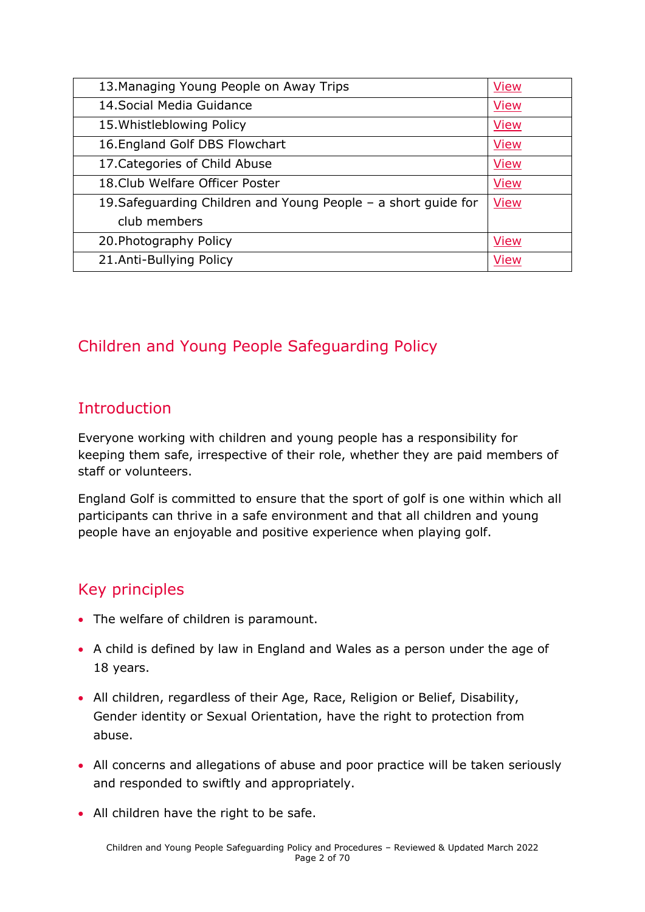| | |
|---|---|
| 13.Managing Young People on Away Trips | View |
| 14.Social Media Guidance | View |
| 15.Whistleblowing Policy | View |
| 16.England Golf DBS Flowchart | View |
| 17.Categories of Child Abuse | View |
| 18.Club Welfare Officer Poster | View |
| 19.Safeguarding Children and Young People – a short guide for club members | View |
| 20.Photography Policy | View |
| 21.Anti-Bullying Policy | View |

# Children and Young People Safeguarding Policy

## Introduction

Everyone working with children and young people has a responsibility for keeping them safe, irrespective of their role, whether they are paid members of staff or volunteers.

England Golf is committed to ensure that the sport of golf is one within which all participants can thrive in a safe environment and that all children and young people have an enjoyable and positive experience when playing golf.

## Key principles

- The welfare of children is paramount.
- A child is defined by law in England and Wales as a person under the age of 18 years.
- All children, regardless of their Age, Race, Religion or Belief, Disability, Gender identity or Sexual Orientation, have the right to protection from abuse.
- All concerns and allegations of abuse and poor practice will be taken seriously and responded to swiftly and appropriately.
- All children have the right to be safe.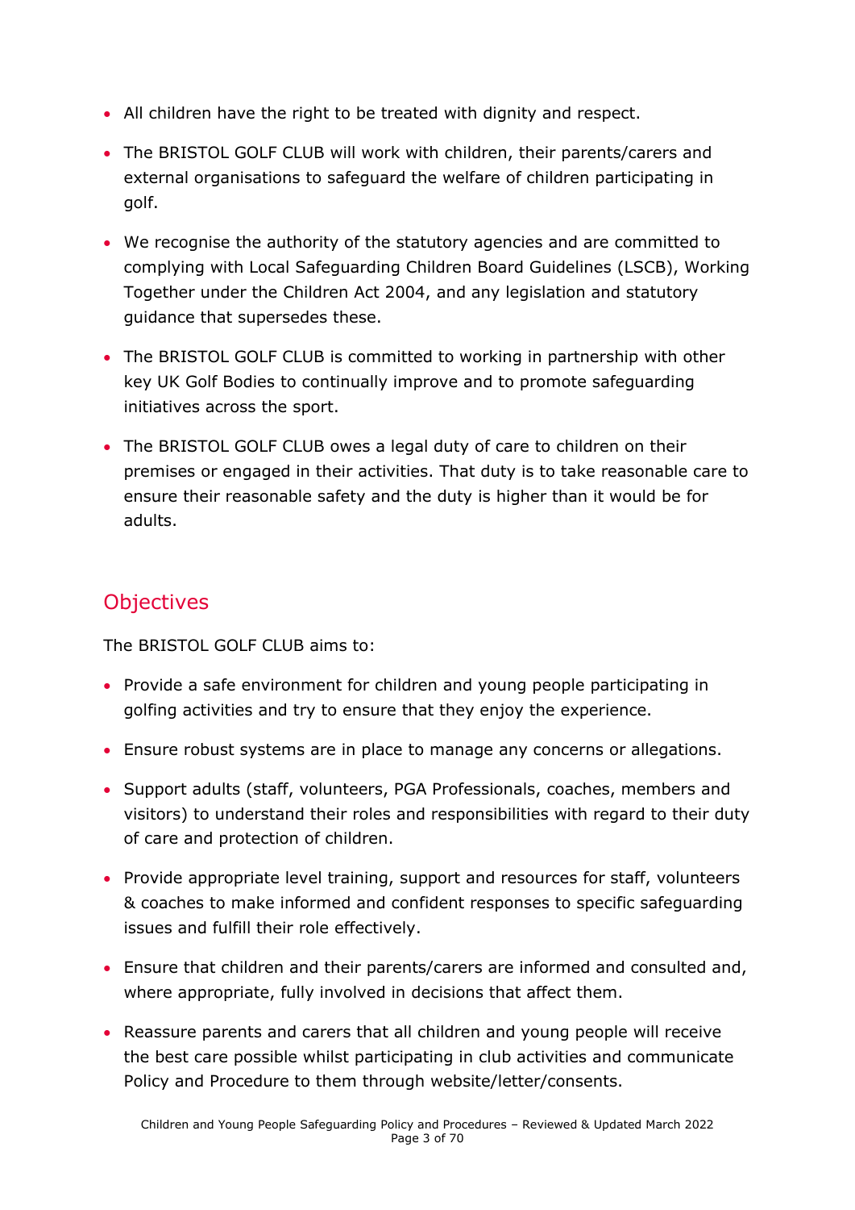- All children have the right to be treated with dignity and respect.
- The BRISTOL GOLF CLUB will work with children, their parents/carers and external organisations to safeguard the welfare of children participating in golf.
- We recognise the authority of the statutory agencies and are committed to complying with Local Safeguarding Children Board Guidelines (LSCB), Working Together under the Children Act 2004, and any legislation and statutory guidance that supersedes these.
- The BRISTOL GOLF CLUB is committed to working in partnership with other key UK Golf Bodies to continually improve and to promote safeguarding initiatives across the sport.
- The BRISTOL GOLF CLUB owes a legal duty of care to children on their premises or engaged in their activities. That duty is to take reasonable care to ensure their reasonable safety and the duty is higher than it would be for adults.

## Objectives

The BRISTOL GOLF CLUB aims to:

- Provide a safe environment for children and young people participating in golfing activities and try to ensure that they enjoy the experience.
- Ensure robust systems are in place to manage any concerns or allegations.
- Support adults (staff, volunteers, PGA Professionals, coaches, members and visitors) to understand their roles and responsibilities with regard to their duty of care and protection of children.
- Provide appropriate level training, support and resources for staff, volunteers & coaches to make informed and confident responses to specific safeguarding issues and fulfill their role effectively.
- Ensure that children and their parents/carers are informed and consulted and, where appropriate, fully involved in decisions that affect them.
- Reassure parents and carers that all children and young people will receive the best care possible whilst participating in club activities and communicate Policy and Procedure to them through website/letter/consents.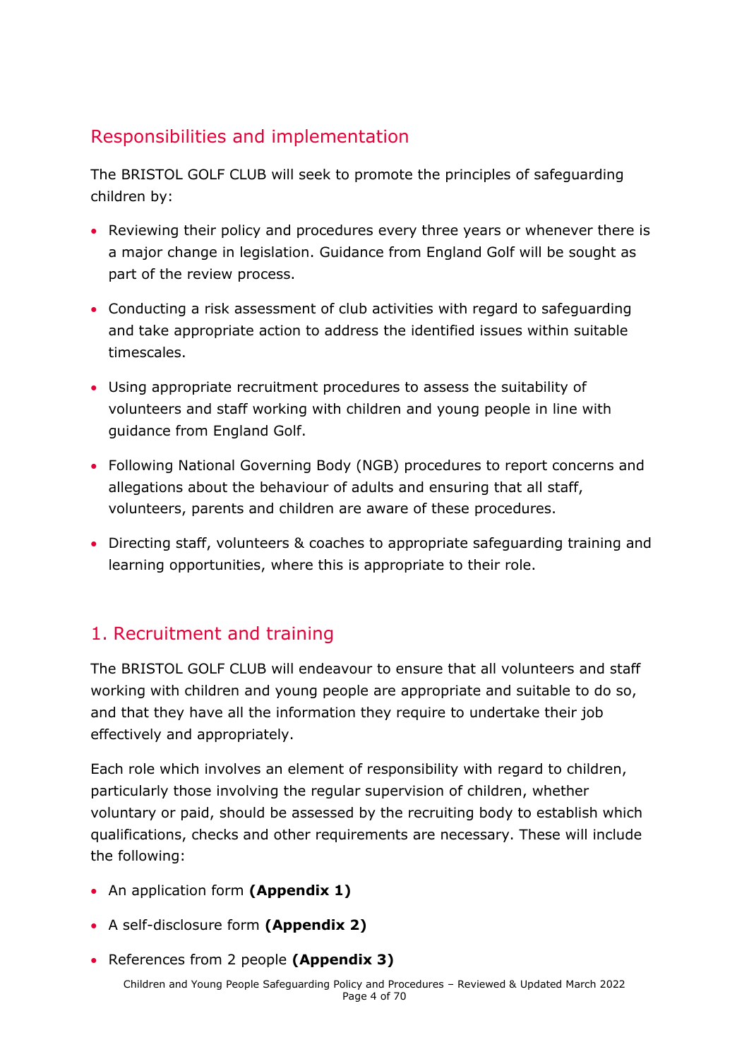## Responsibilities and implementation

The BRISTOL GOLF CLUB will seek to promote the principles of safeguarding children by:

- Reviewing their policy and procedures every three years or whenever there is a major change in legislation. Guidance from England Golf will be sought as part of the review process.
- Conducting a risk assessment of club activities with regard to safeguarding and take appropriate action to address the identified issues within suitable timescales.
- Using appropriate recruitment procedures to assess the suitability of volunteers and staff working with children and young people in line with guidance from England Golf.
- Following National Governing Body (NGB) procedures to report concerns and allegations about the behaviour of adults and ensuring that all staff, volunteers, parents and children are aware of these procedures.
- Directing staff, volunteers & coaches to appropriate safeguarding training and learning opportunities, where this is appropriate to their role.

## 1. Recruitment and training

The BRISTOL GOLF CLUB will endeavour to ensure that all volunteers and staff working with children and young people are appropriate and suitable to do so, and that they have all the information they require to undertake their job effectively and appropriately.

Each role which involves an element of responsibility with regard to children, particularly those involving the regular supervision of children, whether voluntary or paid, should be assessed by the recruiting body to establish which qualifications, checks and other requirements are necessary. These will include the following:

- An application form **(Appendix 1)**
- A self-disclosure form **(Appendix 2)**
- References from 2 people **(Appendix 3)**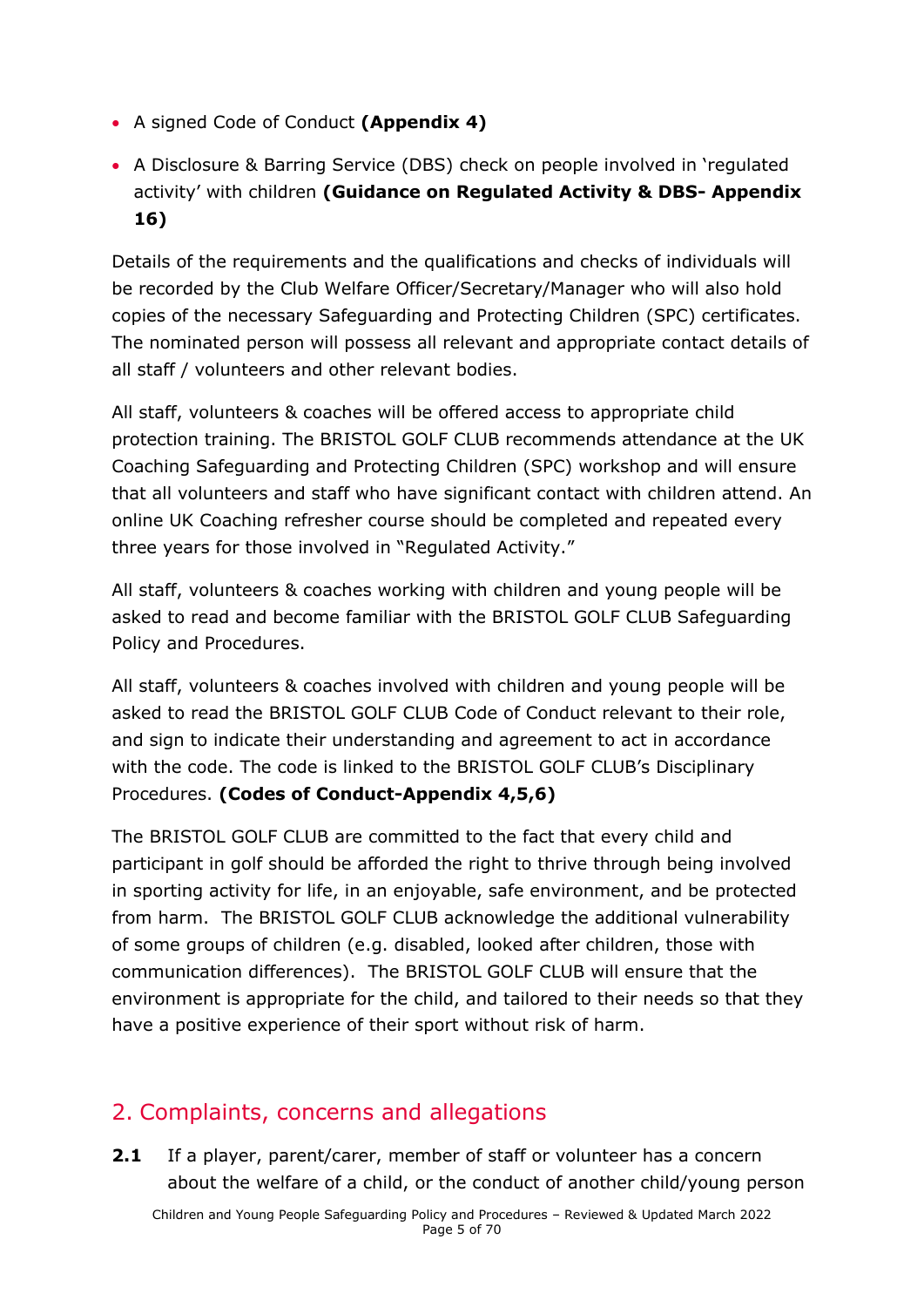- A signed Code of Conduct **(Appendix 4)**
- A Disclosure & Barring Service (DBS) check on people involved in 'regulated activity' with children **(Guidance on Regulated Activity & DBS- Appendix 16)**

Details of the requirements and the qualifications and checks of individuals will be recorded by the Club Welfare Officer/Secretary/Manager who will also hold copies of the necessary Safeguarding and Protecting Children (SPC) certificates. The nominated person will possess all relevant and appropriate contact details of all staff / volunteers and other relevant bodies.

All staff, volunteers & coaches will be offered access to appropriate child protection training. The BRISTOL GOLF CLUB recommends attendance at the UK Coaching Safeguarding and Protecting Children (SPC) workshop and will ensure that all volunteers and staff who have significant contact with children attend. An online UK Coaching refresher course should be completed and repeated every three years for those involved in "Regulated Activity."

All staff, volunteers & coaches working with children and young people will be asked to read and become familiar with the BRISTOL GOLF CLUB Safeguarding Policy and Procedures.

All staff, volunteers & coaches involved with children and young people will be asked to read the BRISTOL GOLF CLUB Code of Conduct relevant to their role, and sign to indicate their understanding and agreement to act in accordance with the code. The code is linked to the BRISTOL GOLF CLUB's Disciplinary Procedures. **(Codes of Conduct-Appendix 4,5,6)**

The BRISTOL GOLF CLUB are committed to the fact that every child and participant in golf should be afforded the right to thrive through being involved in sporting activity for life, in an enjoyable, safe environment, and be protected from harm. The BRISTOL GOLF CLUB acknowledge the additional vulnerability of some groups of children (e.g. disabled, looked after children, those with communication differences). The BRISTOL GOLF CLUB will ensure that the environment is appropriate for the child, and tailored to their needs so that they have a positive experience of their sport without risk of harm.

## 2. Complaints, concerns and allegations

**2.1** If a player, parent/carer, member of staff or volunteer has a concern about the welfare of a child, or the conduct of another child/young person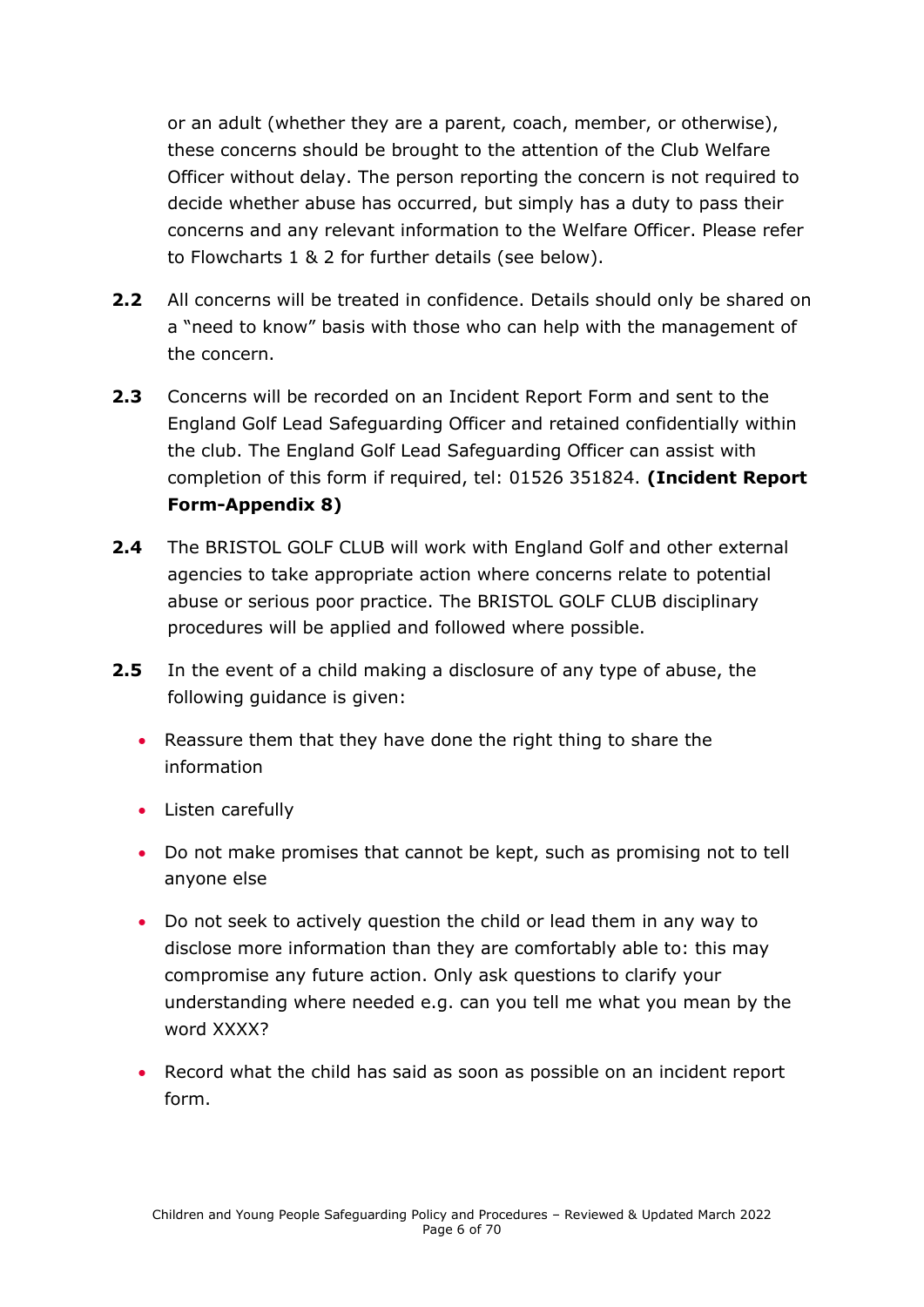or an adult (whether they are a parent, coach, member, or otherwise), these concerns should be brought to the attention of the Club Welfare Officer without delay. The person reporting the concern is not required to decide whether abuse has occurred, but simply has a duty to pass their concerns and any relevant information to the Welfare Officer. Please refer to Flowcharts 1 & 2 for further details (see below).

**2.2** All concerns will be treated in confidence. Details should only be shared on a "need to know" basis with those who can help with the management of the concern.

**2.3** Concerns will be recorded on an Incident Report Form and sent to the England Golf Lead Safeguarding Officer and retained confidentially within the club. The England Golf Lead Safeguarding Officer can assist with completion of this form if required, tel: 01526 351824. **(Incident Report Form-Appendix 8)**

**2.4** The BRISTOL GOLF CLUB will work with England Golf and other external agencies to take appropriate action where concerns relate to potential abuse or serious poor practice. The BRISTOL GOLF CLUB disciplinary procedures will be applied and followed where possible.

**2.5** In the event of a child making a disclosure of any type of abuse, the following guidance is given:

- Reassure them that they have done the right thing to share the information
- Listen carefully
- Do not make promises that cannot be kept, such as promising not to tell anyone else
- Do not seek to actively question the child or lead them in any way to disclose more information than they are comfortably able to: this may compromise any future action. Only ask questions to clarify your understanding where needed e.g. can you tell me what you mean by the word XXXX?
- Record what the child has said as soon as possible on an incident report form.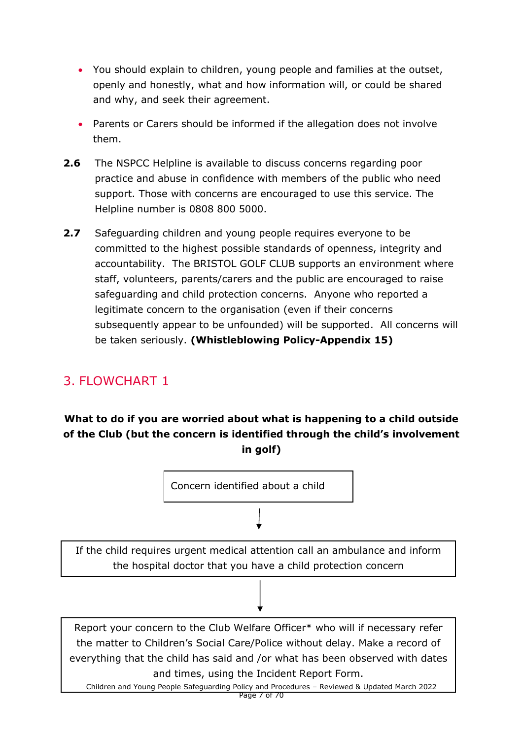- You should explain to children, young people and families at the outset, openly and honestly, what and how information will, or could be shared and why, and seek their agreement.
- Parents or Carers should be informed if the allegation does not involve them.

**2.6** The NSPCC Helpline is available to discuss concerns regarding poor practice and abuse in confidence with members of the public who need support. Those with concerns are encouraged to use this service. The Helpline number is 0808 800 5000.

**2.7** Safeguarding children and young people requires everyone to be committed to the highest possible standards of openness, integrity and accountability. The BRISTOL GOLF CLUB supports an environment where staff, volunteers, parents/carers and the public are encouraged to raise safeguarding and child protection concerns. Anyone who reported a legitimate concern to the organisation (even if their concerns subsequently appear to be unfounded) will be supported. All concerns will be taken seriously. **(Whistleblowing Policy-Appendix 15)**

## 3. FLOWCHART 1

**What to do if you are worried about what is happening to a child outside of the Club (but the concern is identified through the child's involvement in golf)**

Concern identified about a child

↓

If the child requires urgent medical attention call an ambulance and inform the hospital doctor that you have a child protection concern

↓

Report your concern to the Club Welfare Officer* who will if necessary refer the matter to Children's Social Care/Police without delay. Make a record of everything that the child has said and /or what has been observed with dates and times, using the Incident Report Form.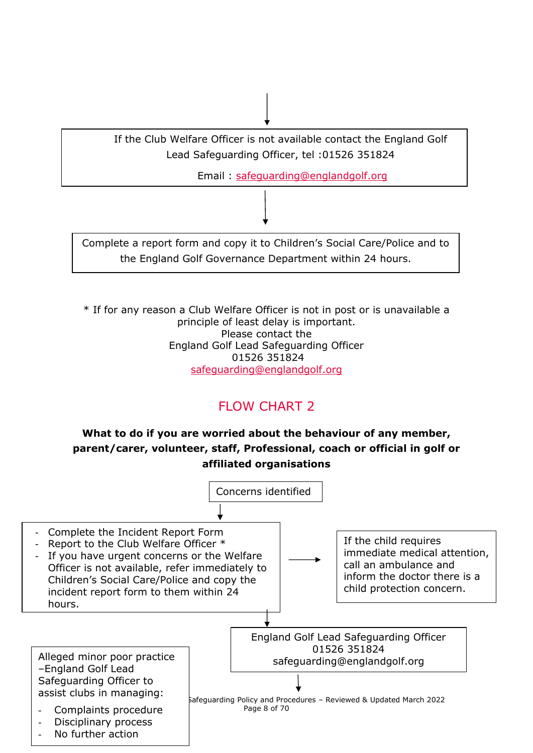If the Club Welfare Officer is not available contact the England Golf Lead Safeguarding Officer, tel :01526 351824

Email : safeguarding@englandgolf.org

Complete a report form and copy it to Children's Social Care/Police and to the England Golf Governance Department within 24 hours.

\* If for any reason a Club Welfare Officer is not in post or is unavailable a principle of least delay is important.
Please contact the
England Golf Lead Safeguarding Officer
01526 351824
safeguarding@englandgolf.org

## FLOW CHART 2

**What to do if you are worried about the behaviour of any member, parent/carer, volunteer, staff, Professional, coach or official in golf or affiliated organisations**

Concerns identified

- Complete the Incident Report Form
- Report to the Club Welfare Officer \*
- If you have urgent concerns or the Welfare Officer is not available, refer immediately to Children's Social Care/Police and copy the incident report form to them within 24 hours.

If the child requires immediate medical attention, call an ambulance and inform the doctor there is a child protection concern.

England Golf Lead Safeguarding Officer
01526 351824
safeguarding@englandgolf.org

Alleged minor poor practice –England Golf Lead Safeguarding Officer to assist clubs in managing:

- Complaints procedure
- Disciplinary process
- No further action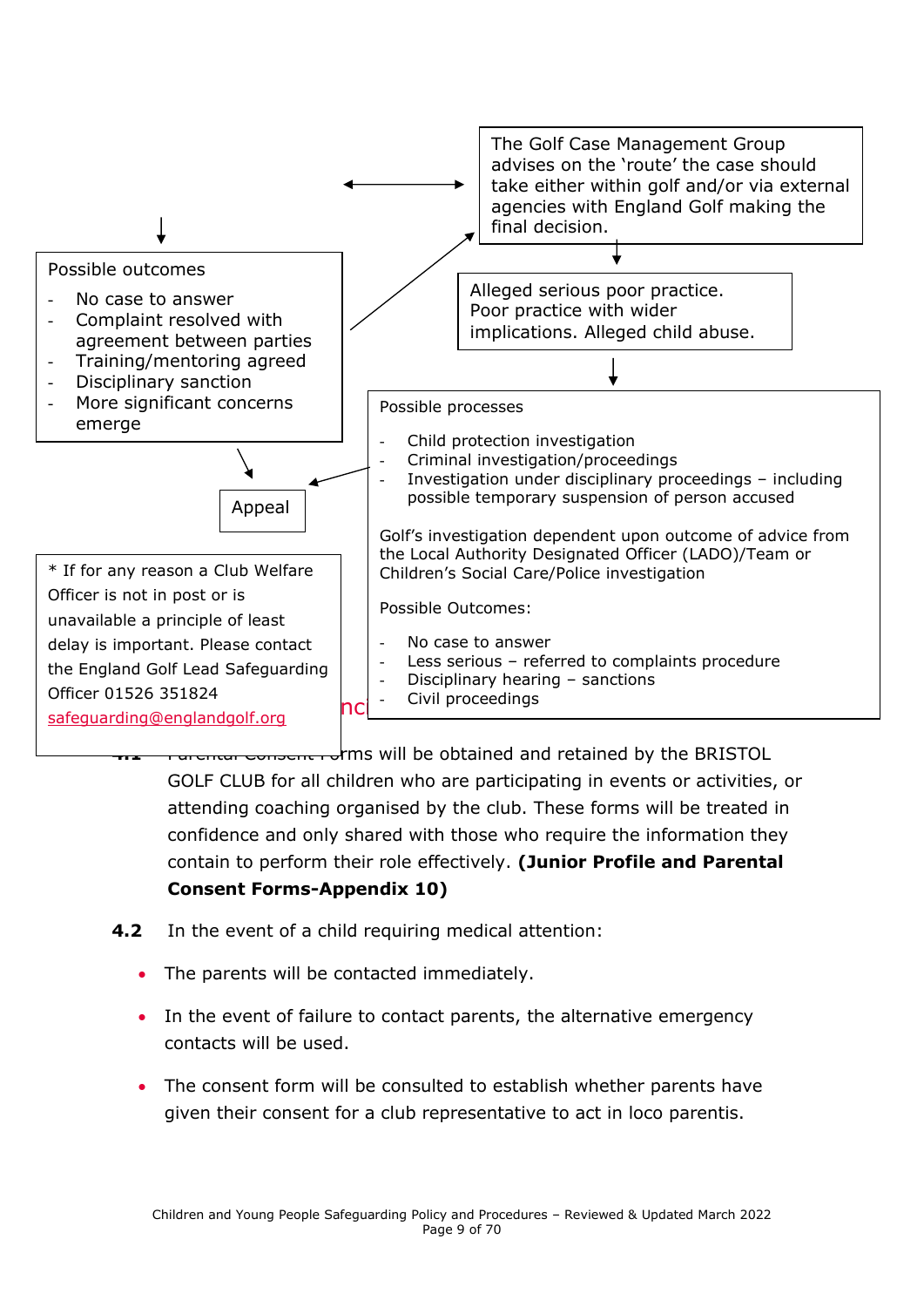The Golf Case Management Group advises on the 'route' the case should take either within golf and/or via external agencies with England Golf making the final decision.

Possible outcomes

- No case to answer
- Complaint resolved with agreement between parties
- Training/mentoring agreed
- Disciplinary sanction
- More significant concerns emerge

Alleged serious poor practice. Poor practice with wider implications. Alleged child abuse.

Possible processes

- Child protection investigation
- Criminal investigation/proceedings
- Investigation under disciplinary proceedings – including possible temporary suspension of person accused

Golf's investigation dependent upon outcome of advice from the Local Authority Designated Officer (LADO)/Team or Children's Social Care/Police investigation

Possible Outcomes:

- No case to answer
- Less serious – referred to complaints procedure
- Disciplinary hearing – sanctions
- Civil proceedings

Appeal

* If for any reason a Club Welfare Officer is not in post or is unavailable a principle of least delay is important. Please contact the England Golf Lead Safeguarding Officer 01526 351824 safeguarding@englandgolf.org

**4.1** Parental Consent Forms will be obtained and retained by the BRISTOL GOLF CLUB for all children who are participating in events or activities, or attending coaching organised by the club. These forms will be treated in confidence and only shared with those who require the information they contain to perform their role effectively. **(Junior Profile and Parental Consent Forms-Appendix 10)**

**4.2** In the event of a child requiring medical attention:

- The parents will be contacted immediately.
- In the event of failure to contact parents, the alternative emergency contacts will be used.
- The consent form will be consulted to establish whether parents have given their consent for a club representative to act in loco parentis.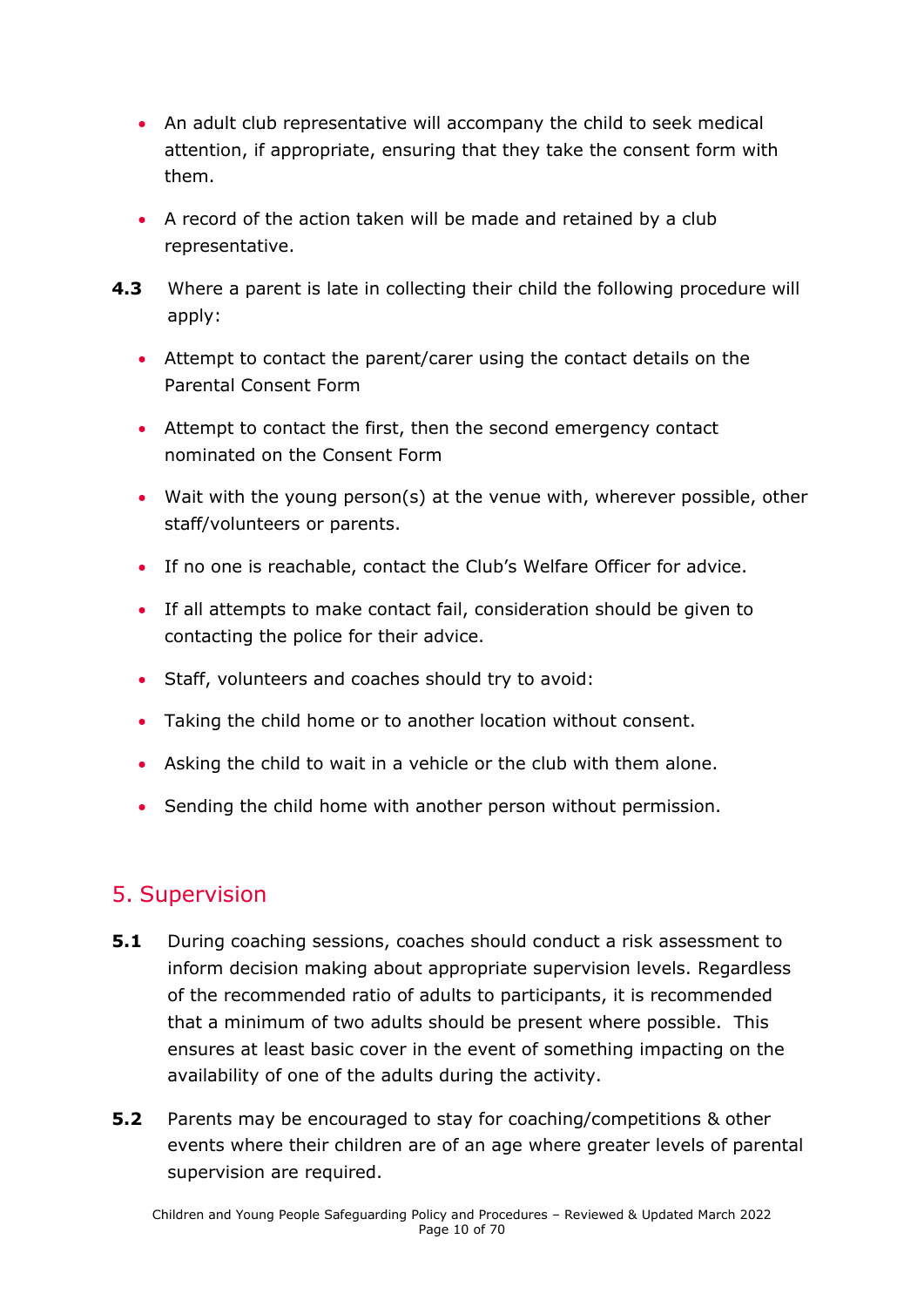- An adult club representative will accompany the child to seek medical attention, if appropriate, ensuring that they take the consent form with them.
- A record of the action taken will be made and retained by a club representative.

**4.3** Where a parent is late in collecting their child the following procedure will apply:

- Attempt to contact the parent/carer using the contact details on the Parental Consent Form
- Attempt to contact the first, then the second emergency contact nominated on the Consent Form
- Wait with the young person(s) at the venue with, wherever possible, other staff/volunteers or parents.
- If no one is reachable, contact the Club's Welfare Officer for advice.
- If all attempts to make contact fail, consideration should be given to contacting the police for their advice.
- Staff, volunteers and coaches should try to avoid:
- Taking the child home or to another location without consent.
- Asking the child to wait in a vehicle or the club with them alone.
- Sending the child home with another person without permission.

## 5. Supervision

**5.1** During coaching sessions, coaches should conduct a risk assessment to inform decision making about appropriate supervision levels. Regardless of the recommended ratio of adults to participants, it is recommended that a minimum of two adults should be present where possible. This ensures at least basic cover in the event of something impacting on the availability of one of the adults during the activity.

**5.2** Parents may be encouraged to stay for coaching/competitions & other events where their children are of an age where greater levels of parental supervision are required.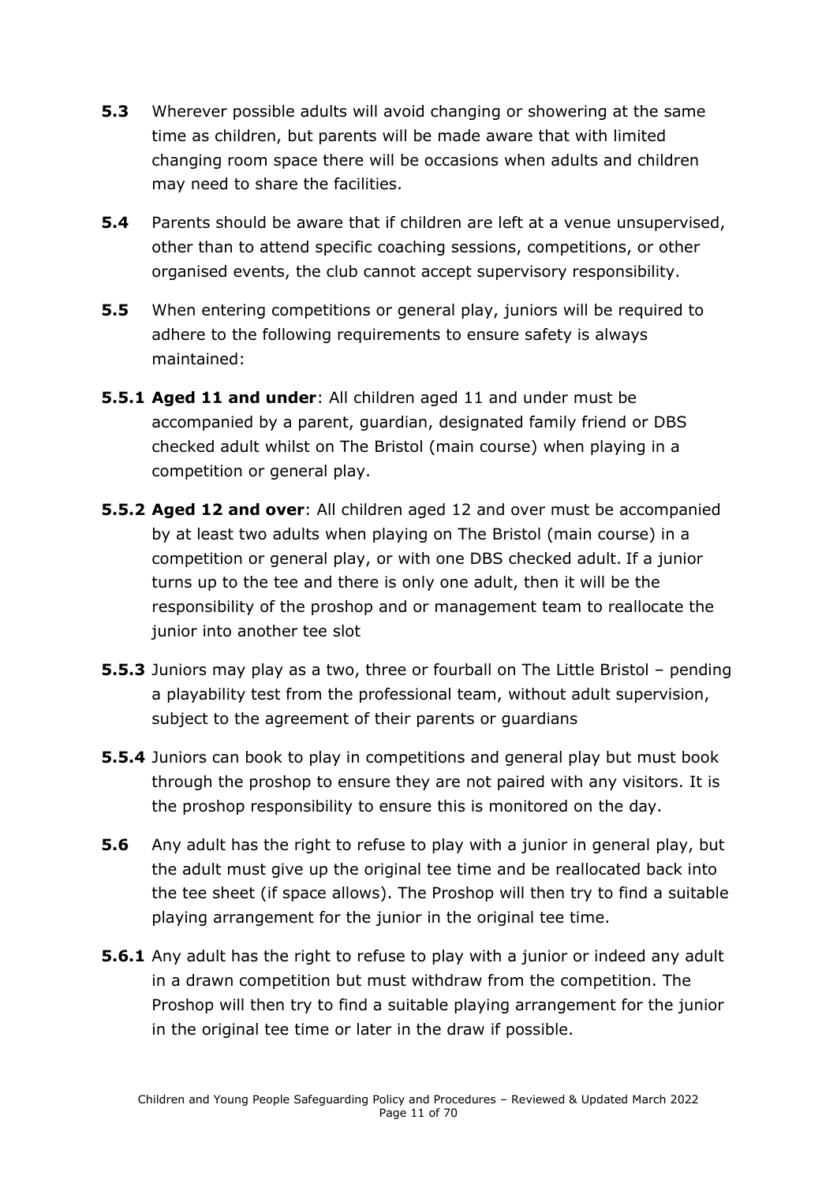**5.3** Wherever possible adults will avoid changing or showering at the same time as children, but parents will be made aware that with limited changing room space there will be occasions when adults and children may need to share the facilities.

**5.4** Parents should be aware that if children are left at a venue unsupervised, other than to attend specific coaching sessions, competitions, or other organised events, the club cannot accept supervisory responsibility.

**5.5** When entering competitions or general play, juniors will be required to adhere to the following requirements to ensure safety is always maintained:

**5.5.1 Aged 11 and under**: All children aged 11 and under must be accompanied by a parent, guardian, designated family friend or DBS checked adult whilst on The Bristol (main course) when playing in a competition or general play.

**5.5.2 Aged 12 and over**: All children aged 12 and over must be accompanied by at least two adults when playing on The Bristol (main course) in a competition or general play, or with one DBS checked adult. If a junior turns up to the tee and there is only one adult, then it will be the responsibility of the proshop and or management team to reallocate the junior into another tee slot

**5.5.3** Juniors may play as a two, three or fourball on The Little Bristol – pending a playability test from the professional team, without adult supervision, subject to the agreement of their parents or guardians

**5.5.4** Juniors can book to play in competitions and general play but must book through the proshop to ensure they are not paired with any visitors. It is the proshop responsibility to ensure this is monitored on the day.

**5.6** Any adult has the right to refuse to play with a junior in general play, but the adult must give up the original tee time and be reallocated back into the tee sheet (if space allows). The Proshop will then try to find a suitable playing arrangement for the junior in the original tee time.

**5.6.1** Any adult has the right to refuse to play with a junior or indeed any adult in a drawn competition but must withdraw from the competition. The Proshop will then try to find a suitable playing arrangement for the junior in the original tee time or later in the draw if possible.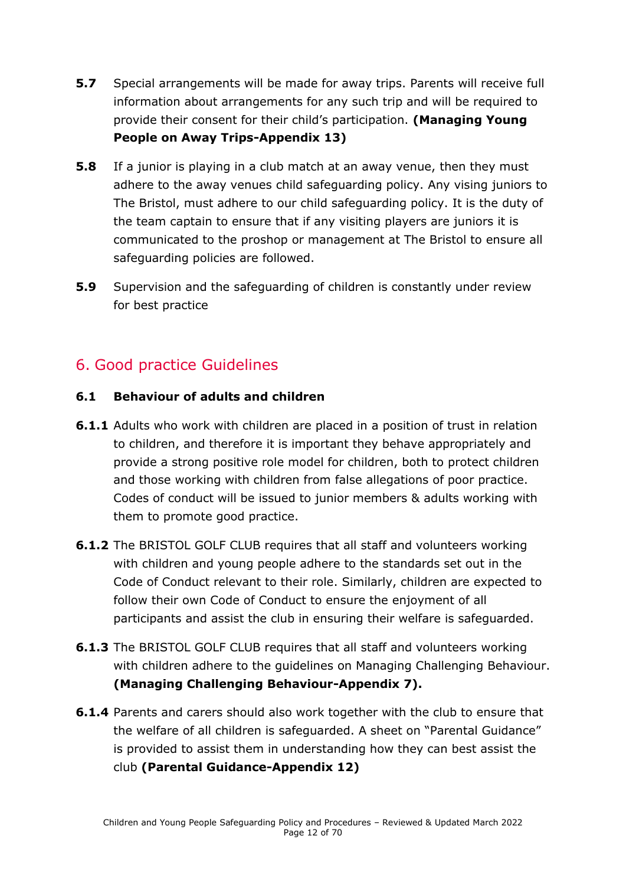**5.7** Special arrangements will be made for away trips. Parents will receive full information about arrangements for any such trip and will be required to provide their consent for their child's participation. **(Managing Young People on Away Trips-Appendix 13)**

**5.8** If a junior is playing in a club match at an away venue, then they must adhere to the away venues child safeguarding policy. Any vising juniors to The Bristol, must adhere to our child safeguarding policy. It is the duty of the team captain to ensure that if any visiting players are juniors it is communicated to the proshop or management at The Bristol to ensure all safeguarding policies are followed.

**5.9** Supervision and the safeguarding of children is constantly under review for best practice

## 6. Good practice Guidelines

### 6.1 Behaviour of adults and children

**6.1.1** Adults who work with children are placed in a position of trust in relation to children, and therefore it is important they behave appropriately and provide a strong positive role model for children, both to protect children and those working with children from false allegations of poor practice. Codes of conduct will be issued to junior members & adults working with them to promote good practice.

**6.1.2** The BRISTOL GOLF CLUB requires that all staff and volunteers working with children and young people adhere to the standards set out in the Code of Conduct relevant to their role. Similarly, children are expected to follow their own Code of Conduct to ensure the enjoyment of all participants and assist the club in ensuring their welfare is safeguarded.

**6.1.3** The BRISTOL GOLF CLUB requires that all staff and volunteers working with children adhere to the guidelines on Managing Challenging Behaviour. **(Managing Challenging Behaviour-Appendix 7).**

**6.1.4** Parents and carers should also work together with the club to ensure that the welfare of all children is safeguarded. A sheet on "Parental Guidance" is provided to assist them in understanding how they can best assist the club **(Parental Guidance-Appendix 12)**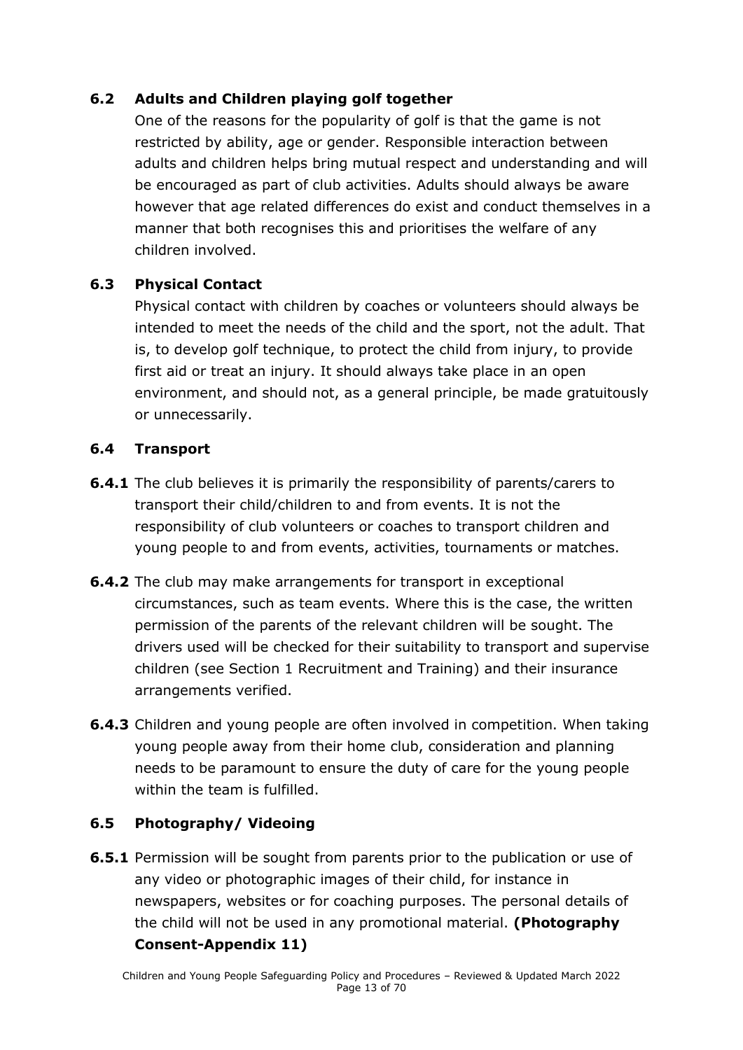### 6.2 Adults and Children playing golf together

One of the reasons for the popularity of golf is that the game is not restricted by ability, age or gender. Responsible interaction between adults and children helps bring mutual respect and understanding and will be encouraged as part of club activities. Adults should always be aware however that age related differences do exist and conduct themselves in a manner that both recognises this and prioritises the welfare of any children involved.

### 6.3 Physical Contact

Physical contact with children by coaches or volunteers should always be intended to meet the needs of the child and the sport, not the adult. That is, to develop golf technique, to protect the child from injury, to provide first aid or treat an injury. It should always take place in an open environment, and should not, as a general principle, be made gratuitously or unnecessarily.

### 6.4 Transport

**6.4.1** The club believes it is primarily the responsibility of parents/carers to transport their child/children to and from events. It is not the responsibility of club volunteers or coaches to transport children and young people to and from events, activities, tournaments or matches.

**6.4.2** The club may make arrangements for transport in exceptional circumstances, such as team events. Where this is the case, the written permission of the parents of the relevant children will be sought. The drivers used will be checked for their suitability to transport and supervise children (see Section 1 Recruitment and Training) and their insurance arrangements verified.

**6.4.3** Children and young people are often involved in competition. When taking young people away from their home club, consideration and planning needs to be paramount to ensure the duty of care for the young people within the team is fulfilled.

### 6.5 Photography/ Videoing

**6.5.1** Permission will be sought from parents prior to the publication or use of any video or photographic images of their child, for instance in newspapers, websites or for coaching purposes. The personal details of the child will not be used in any promotional material. **(Photography Consent-Appendix 11)**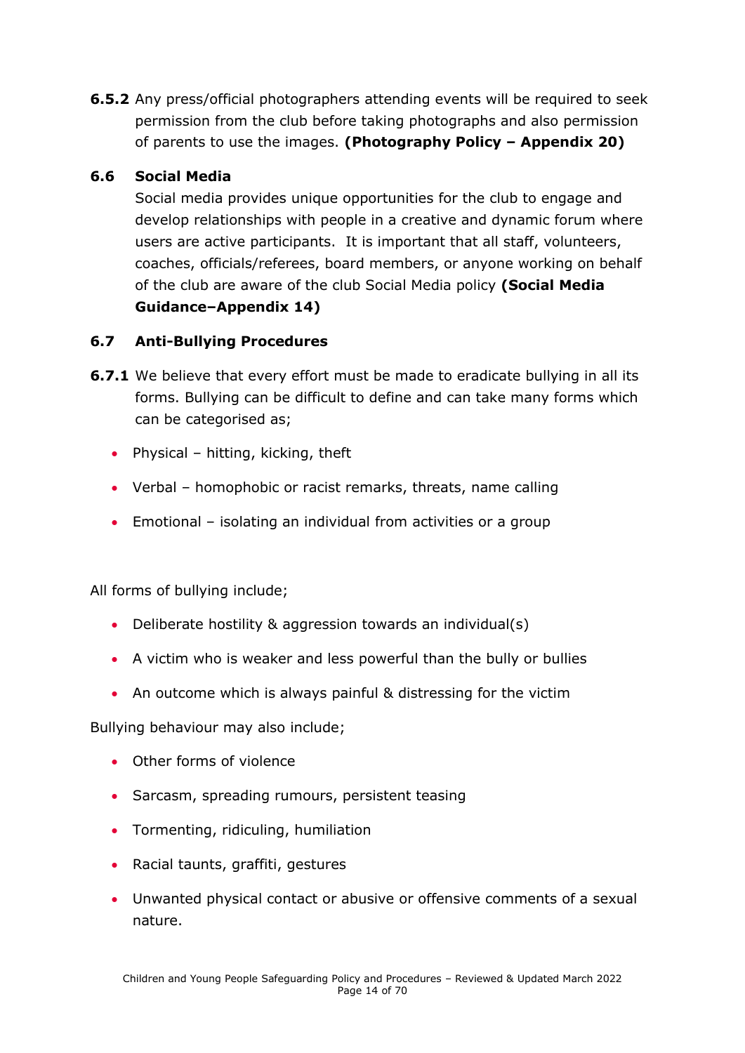**6.5.2** Any press/official photographers attending events will be required to seek permission from the club before taking photographs and also permission of parents to use the images. **(Photography Policy – Appendix 20)**

### 6.6 Social Media

Social media provides unique opportunities for the club to engage and develop relationships with people in a creative and dynamic forum where users are active participants. It is important that all staff, volunteers, coaches, officials/referees, board members, or anyone working on behalf of the club are aware of the club Social Media policy **(Social Media Guidance–Appendix 14)**

### 6.7 Anti-Bullying Procedures

**6.7.1** We believe that every effort must be made to eradicate bullying in all its forms. Bullying can be difficult to define and can take many forms which can be categorised as;

- Physical – hitting, kicking, theft
- Verbal – homophobic or racist remarks, threats, name calling
- Emotional – isolating an individual from activities or a group

All forms of bullying include;

- Deliberate hostility & aggression towards an individual(s)
- A victim who is weaker and less powerful than the bully or bullies
- An outcome which is always painful & distressing for the victim

Bullying behaviour may also include;

- Other forms of violence
- Sarcasm, spreading rumours, persistent teasing
- Tormenting, ridiculing, humiliation
- Racial taunts, graffiti, gestures
- Unwanted physical contact or abusive or offensive comments of a sexual nature.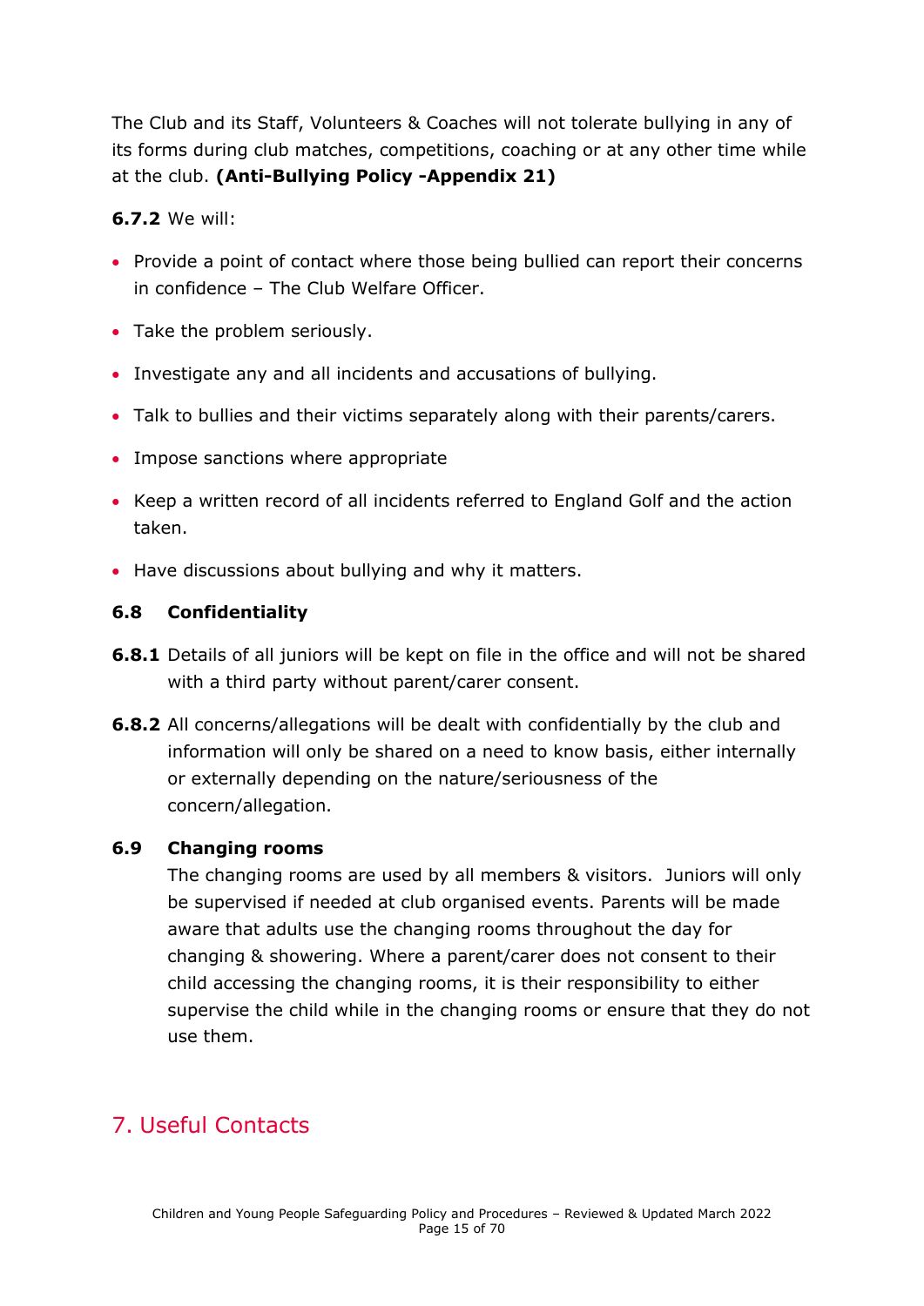The Club and its Staff, Volunteers & Coaches will not tolerate bullying in any of its forms during club matches, competitions, coaching or at any other time while at the club. **(Anti-Bullying Policy -Appendix 21)**

**6.7.2** We will:

- Provide a point of contact where those being bullied can report their concerns in confidence – The Club Welfare Officer.
- Take the problem seriously.
- Investigate any and all incidents and accusations of bullying.
- Talk to bullies and their victims separately along with their parents/carers.
- Impose sanctions where appropriate
- Keep a written record of all incidents referred to England Golf and the action taken.
- Have discussions about bullying and why it matters.

### 6.8 Confidentiality

**6.8.1** Details of all juniors will be kept on file in the office and will not be shared with a third party without parent/carer consent.

**6.8.2** All concerns/allegations will be dealt with confidentially by the club and information will only be shared on a need to know basis, either internally or externally depending on the nature/seriousness of the concern/allegation.

### 6.9 Changing rooms

The changing rooms are used by all members & visitors. Juniors will only be supervised if needed at club organised events. Parents will be made aware that adults use the changing rooms throughout the day for changing & showering. Where a parent/carer does not consent to their child accessing the changing rooms, it is their responsibility to either supervise the child while in the changing rooms or ensure that they do not use them.

## 7. Useful Contacts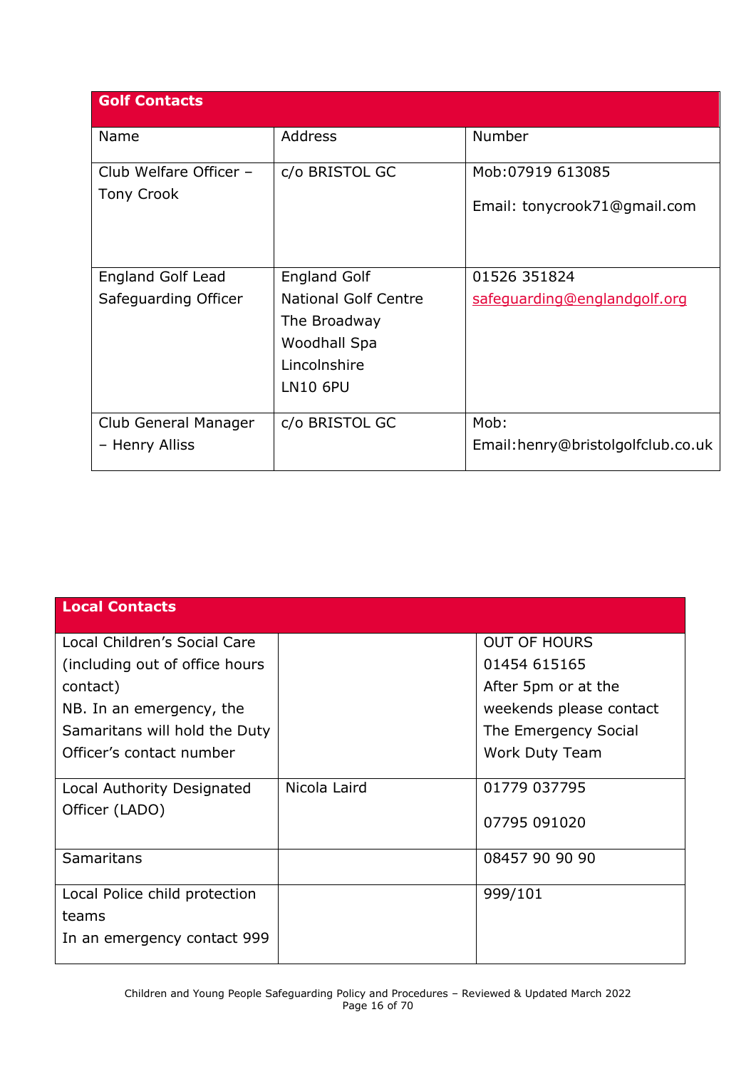| Golf Contacts | | |
|---|---|---|
| Name | Address | Number |
| Club Welfare Officer – Tony Crook | c/o BRISTOL GC | Mob:07919 613085<br><br>Email: tonycrook71@gmail.com |
| England Golf Lead Safeguarding Officer | England Golf<br>National Golf Centre<br>The Broadway<br>Woodhall Spa<br>Lincolnshire<br>LN10 6PU | 01526 351824<br>safeguarding@englandgolf.org |
| Club General Manager – Henry Alliss | c/o BRISTOL GC | Mob:<br>Email:henry@bristolgolfclub.co.uk |

| Local Contacts | | |
|---|---|---|
| Local Children's Social Care (including out of office hours contact)<br>NB. In an emergency, the Samaritans will hold the Duty Officer's contact number | | OUT OF HOURS<br>01454 615165<br>After 5pm or at the weekends please contact The Emergency Social Work Duty Team |
| Local Authority Designated Officer (LADO) | Nicola Laird | 01779 037795<br><br>07795 091020 |
| Samaritans | | 08457 90 90 90 |
| Local Police child protection teams<br>In an emergency contact 999 | | 999/101 |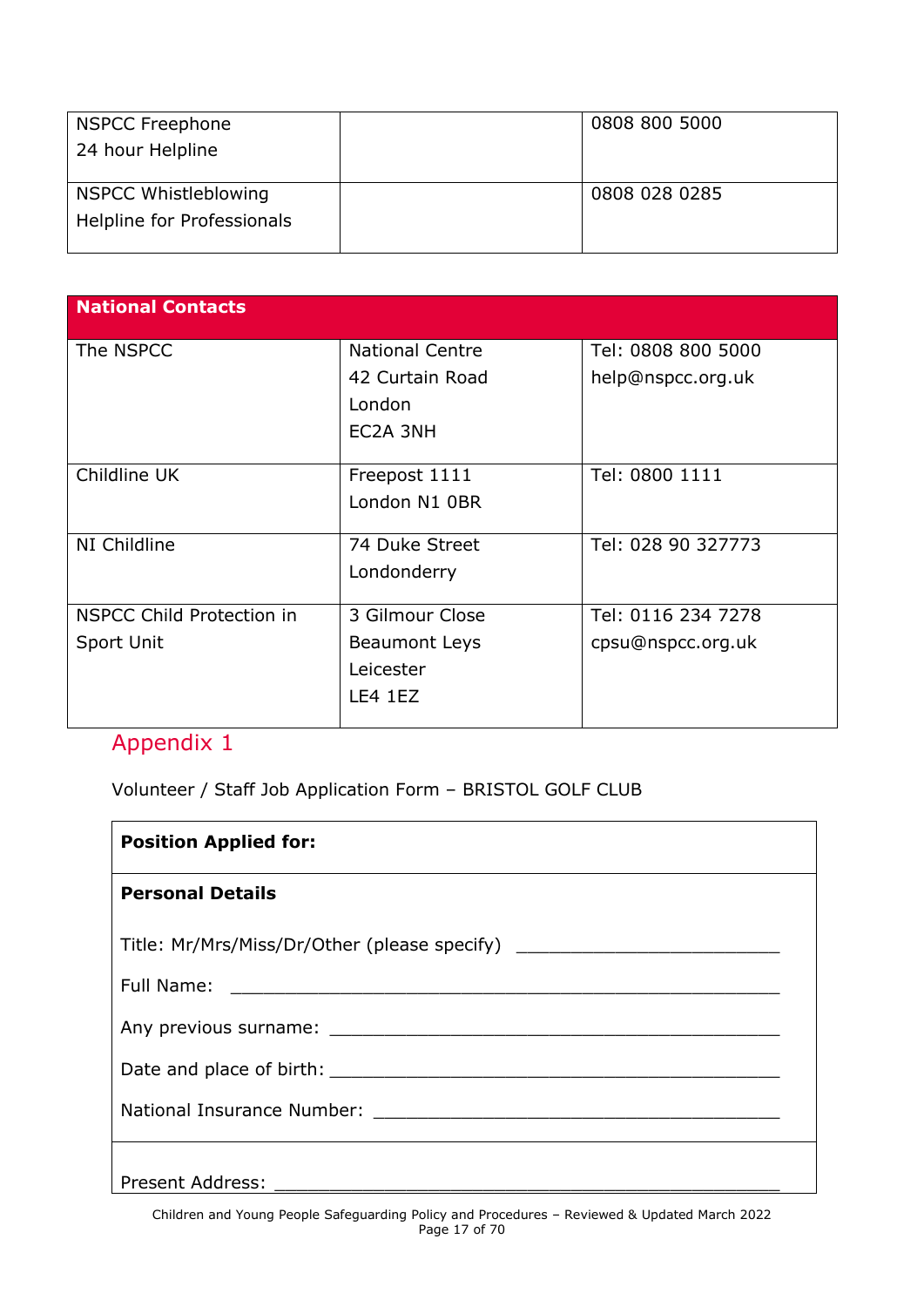| NSPCC Freephone<br>24 hour Helpline | | 0808 800 5000 |
|---|---|---|
| NSPCC Whistleblowing<br>Helpline for Professionals | | 0808 028 0285 |

| **National Contacts** | | |
|---|---|---|
| The NSPCC | National Centre<br>42 Curtain Road<br>London<br>EC2A 3NH | Tel: 0808 800 5000<br>help@nspcc.org.uk |
| Childline UK | Freepost 1111<br>London N1 0BR | Tel: 0800 1111 |
| NI Childline | 74 Duke Street<br>Londonderry | Tel: 028 90 327773 |
| NSPCC Child Protection in Sport Unit | 3 Gilmour Close<br>Beaumont Leys<br>Leicester<br>LE4 1EZ | Tel: 0116 234 7278<br>cpsu@nspcc.org.uk |

## Appendix 1

Volunteer / Staff Job Application Form – BRISTOL GOLF CLUB

**Position Applied for:**

**Personal Details**

Title: Mr/Mrs/Miss/Dr/Other (please specify) ___________________________

Full Name: ________________________________________________________

Any previous surname: _____________________________________________

Date and place of birth: _____________________________________________

National Insurance Number: __________________________________________

Present Address: ___________________________________________________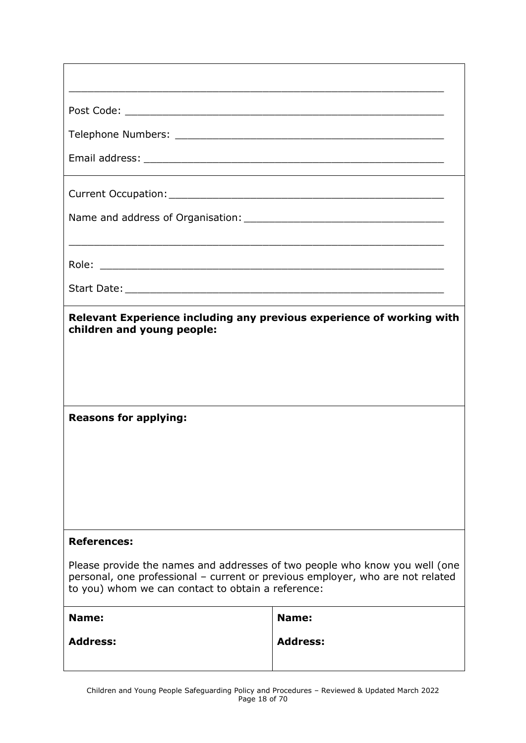\_\_\_\_\_\_\_\_\_\_\_\_\_\_\_\_\_\_\_\_\_\_\_\_\_\_\_\_\_\_\_\_\_\_\_\_\_\_\_\_\_\_\_\_\_\_\_\_\_\_\_\_\_\_\_\_\_\_\_\_

Post Code: \_\_\_\_\_\_\_\_\_\_\_\_\_\_\_\_\_\_\_\_\_\_\_\_\_\_\_\_\_\_\_\_\_\_\_\_\_\_\_\_\_\_\_\_\_\_\_\_\_\_\_

Telephone Numbers: \_\_\_\_\_\_\_\_\_\_\_\_\_\_\_\_\_\_\_\_\_\_\_\_\_\_\_\_\_\_\_\_\_\_\_\_\_\_\_\_\_\_\_

Email address: \_\_\_\_\_\_\_\_\_\_\_\_\_\_\_\_\_\_\_\_\_\_\_\_\_\_\_\_\_\_\_\_\_\_\_\_\_\_\_\_\_\_\_\_\_\_\_

Current Occupation: \_\_\_\_\_\_\_\_\_\_\_\_\_\_\_\_\_\_\_\_\_\_\_\_\_\_\_\_\_\_\_\_\_\_\_\_\_\_\_\_\_\_\_

Name and address of Organisation: \_\_\_\_\_\_\_\_\_\_\_\_\_\_\_\_\_\_\_\_\_\_\_\_\_\_\_\_\_\_\_

\_\_\_\_\_\_\_\_\_\_\_\_\_\_\_\_\_\_\_\_\_\_\_\_\_\_\_\_\_\_\_\_\_\_\_\_\_\_\_\_\_\_\_\_\_\_\_\_\_\_\_\_\_\_\_\_\_\_\_\_

Role: \_\_\_\_\_\_\_\_\_\_\_\_\_\_\_\_\_\_\_\_\_\_\_\_\_\_\_\_\_\_\_\_\_\_\_\_\_\_\_\_\_\_\_\_\_\_\_\_\_\_\_\_\_\_

Start Date: \_\_\_\_\_\_\_\_\_\_\_\_\_\_\_\_\_\_\_\_\_\_\_\_\_\_\_\_\_\_\_\_\_\_\_\_\_\_\_\_\_\_\_\_\_\_\_\_\_\_

**Relevant Experience including any previous experience of working with children and young people:**

**Reasons for applying:**

**References:**

Please provide the names and addresses of two people who know you well (one personal, one professional – current or previous employer, who are not related to you) whom we can contact to obtain a reference:

| **Name:** | **Name:** |
|---|---|
| **Address:** | **Address:** |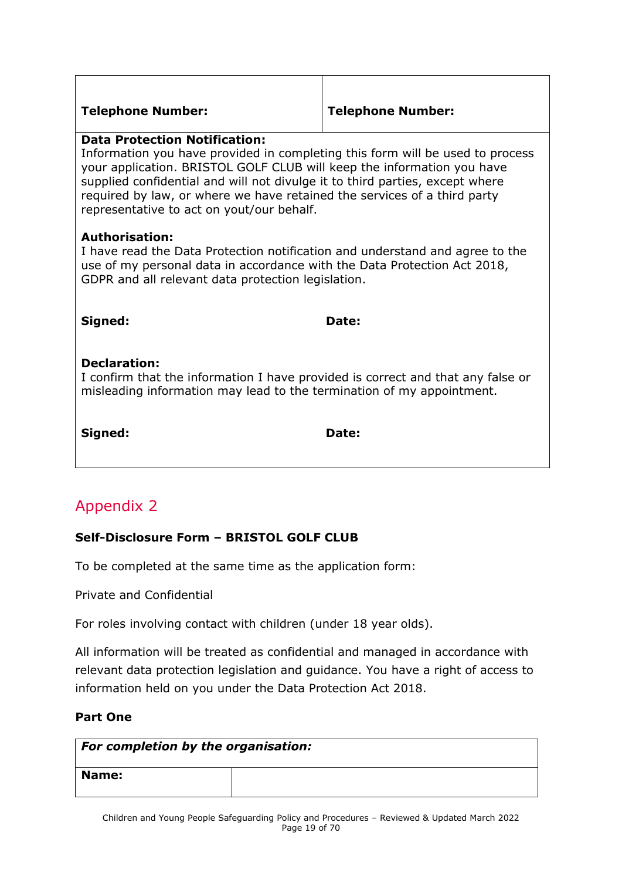| **Telephone Number:** | **Telephone Number:** |
|---|---|
| **Data Protection Notification:**<br>Information you have provided in completing this form will be used to process your application. BRISTOL GOLF CLUB will keep the information you have supplied confidential and will not divulge it to third parties, except where required by law, or where we have retained the services of a third party representative to act on yout/our behalf.<br><br>**Authorisation:**<br>I have read the Data Protection notification and understand and agree to the use of my personal data in accordance with the Data Protection Act 2018, GDPR and all relevant data protection legislation. | |
| **Signed:** | **Date:** |
| **Declaration:**<br>I confirm that the information I have provided is correct and that any false or misleading information may lead to the termination of my appointment. | |
| **Signed:** | **Date:** |

## Appendix 2

**Self-Disclosure Form – BRISTOL GOLF CLUB**

To be completed at the same time as the application form:

Private and Confidential

For roles involving contact with children (under 18 year olds).

All information will be treated as confidential and managed in accordance with relevant data protection legislation and guidance. You have a right of access to information held on you under the Data Protection Act 2018.

**Part One**

| ***For completion by the organisation:*** | |
|---|---|
| **Name:** | |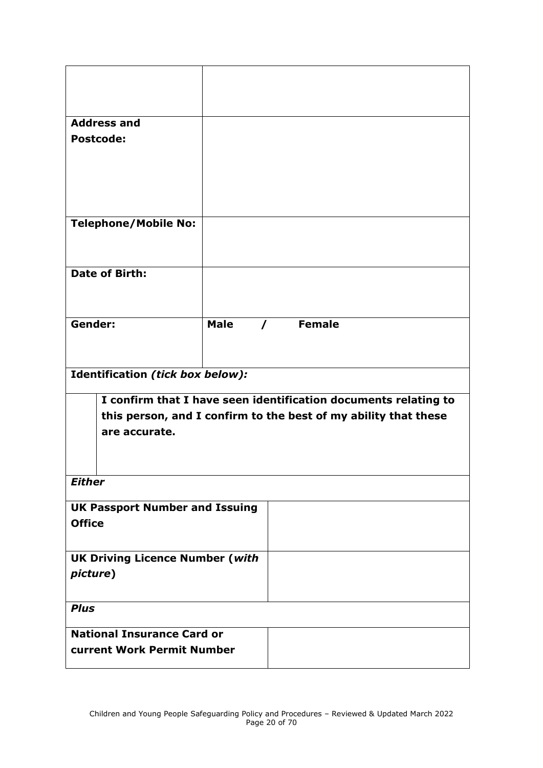| | |
|---|---|
| | |
| **Address and Postcode:** | |
| **Telephone/Mobile No:** | |
| **Date of Birth:** | |
| **Gender:** | **Male / Female** |

**Identification *(tick box below):***

| | |
|---|---|
| ☐ | **I confirm that I have seen identification documents relating to this person, and I confirm to the best of my ability that these are accurate.** |

***Either***

| | |
|---|---|
| **UK Passport Number and Issuing Office** | |
| **UK Driving Licence Number (*with picture*)** | |

***Plus***

| | |
|---|---|
| **National Insurance Card or current Work Permit Number** | |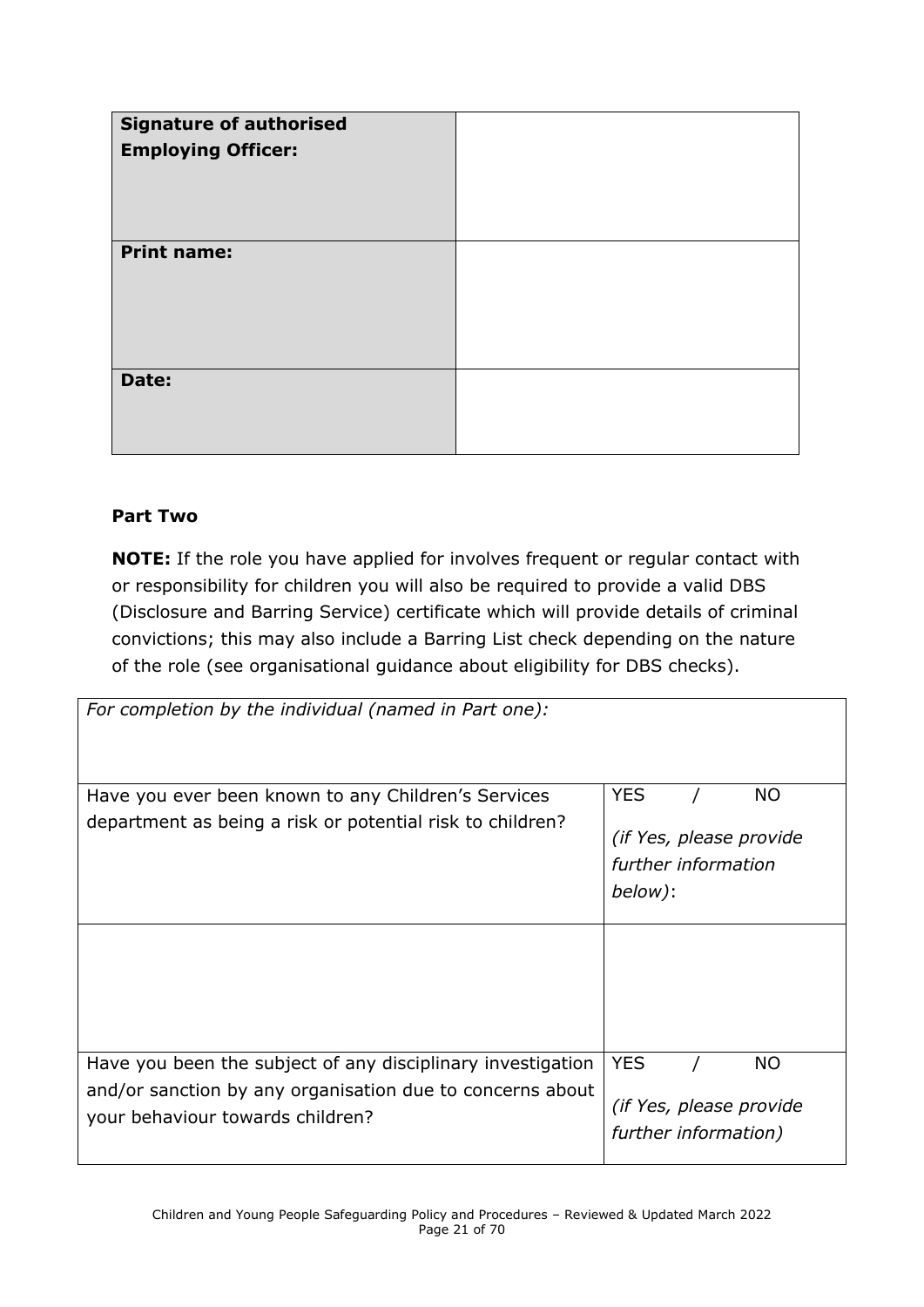| **Signature of authorised Employing Officer:** | |
|---|---|
| **Print name:** | |
| **Date:** | |

**Part Two**

**NOTE:** If the role you have applied for involves frequent or regular contact with or responsibility for children you will also be required to provide a valid DBS (Disclosure and Barring Service) certificate which will provide details of criminal convictions; this may also include a Barring List check depending on the nature of the role (see organisational guidance about eligibility for DBS checks).

| *For completion by the individual (named in Part one):* | |
|---|---|
| Have you ever been known to any Children's Services department as being a risk or potential risk to children? | YES / NO<br>*(if Yes, please provide further information below)*: |
| | |
| Have you been the subject of any disciplinary investigation and/or sanction by any organisation due to concerns about your behaviour towards children? | YES / NO<br>*(if Yes, please provide further information)* |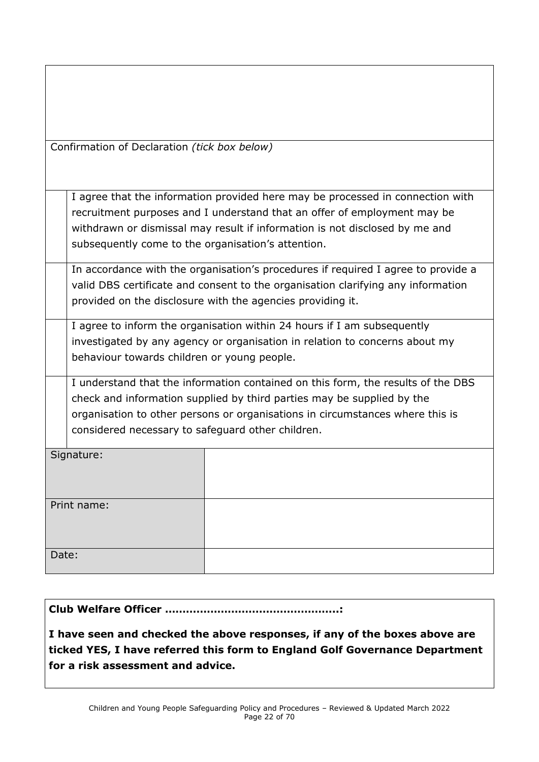| |
|---|
| |
| Confirmation of Declaration *(tick box below)* |

| | |
|---|---|
| | I agree that the information provided here may be processed in connection with recruitment purposes and I understand that an offer of employment may be withdrawn or dismissal may result if information is not disclosed by me and subsequently come to the organisation's attention. |
| | In accordance with the organisation's procedures if required I agree to provide a valid DBS certificate and consent to the organisation clarifying any information provided on the disclosure with the agencies providing it. |
| | I agree to inform the organisation within 24 hours if I am subsequently investigated by any agency or organisation in relation to concerns about my behaviour towards children or young people. |
| | I understand that the information contained on this form, the results of the DBS check and information supplied by third parties may be supplied by the organisation to other persons or organisations in circumstances where this is considered necessary to safeguard other children. |

| | |
|---|---|
| Signature: | |
| Print name: | |
| Date: | |

**Club Welfare Officer ………………………………………….:**

**I have seen and checked the above responses, if any of the boxes above are ticked YES, I have referred this form to England Golf Governance Department for a risk assessment and advice.**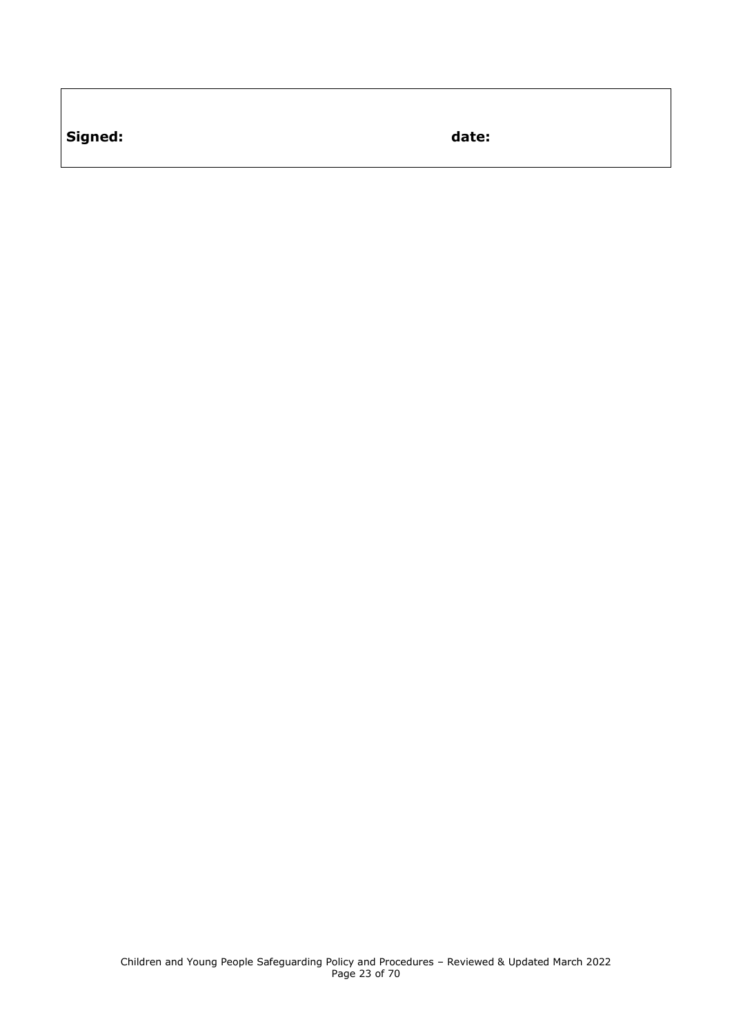| **Signed:** | **date:** |
|---|---|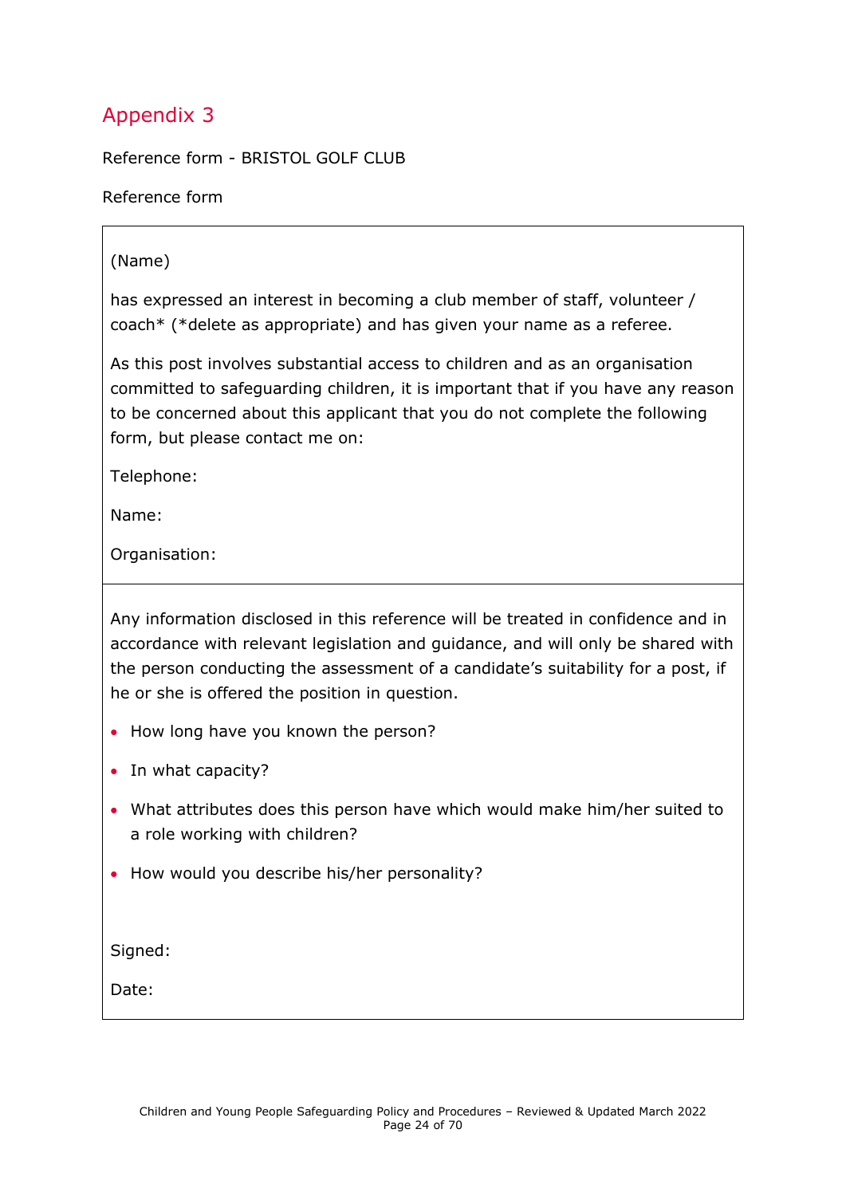# Appendix 3

Reference form - BRISTOL GOLF CLUB

Reference form

(Name)

has expressed an interest in becoming a club member of staff, volunteer / coach* (*delete as appropriate) and has given your name as a referee.

As this post involves substantial access to children and as an organisation committed to safeguarding children, it is important that if you have any reason to be concerned about this applicant that you do not complete the following form, but please contact me on:

Telephone:

Name:

Organisation:

---

Any information disclosed in this reference will be treated in confidence and in accordance with relevant legislation and guidance, and will only be shared with the person conducting the assessment of a candidate's suitability for a post, if he or she is offered the position in question.

- How long have you known the person?
- In what capacity?
- What attributes does this person have which would make him/her suited to a role working with children?
- How would you describe his/her personality?

Signed:

Date: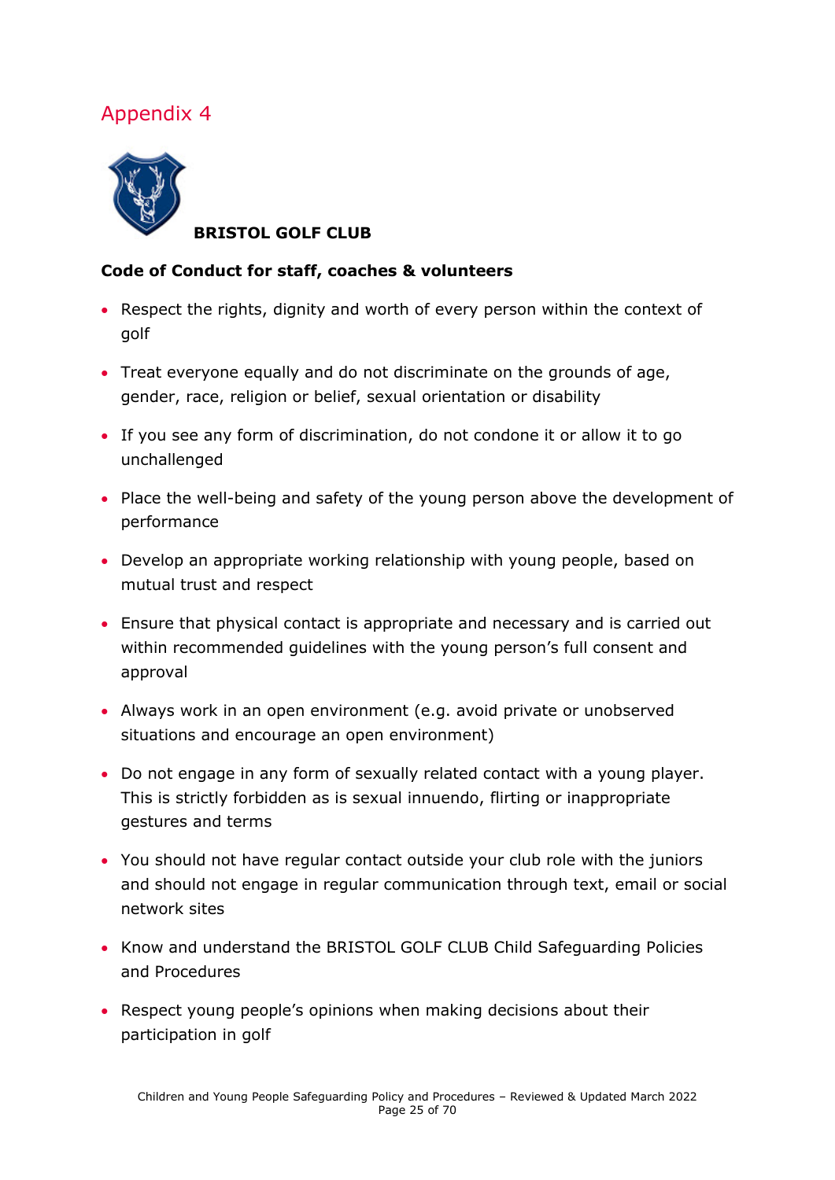# Appendix 4

**BRISTOL GOLF CLUB**

**Code of Conduct for staff, coaches & volunteers**

- Respect the rights, dignity and worth of every person within the context of golf
- Treat everyone equally and do not discriminate on the grounds of age, gender, race, religion or belief, sexual orientation or disability
- If you see any form of discrimination, do not condone it or allow it to go unchallenged
- Place the well-being and safety of the young person above the development of performance
- Develop an appropriate working relationship with young people, based on mutual trust and respect
- Ensure that physical contact is appropriate and necessary and is carried out within recommended guidelines with the young person's full consent and approval
- Always work in an open environment (e.g. avoid private or unobserved situations and encourage an open environment)
- Do not engage in any form of sexually related contact with a young player. This is strictly forbidden as is sexual innuendo, flirting or inappropriate gestures and terms
- You should not have regular contact outside your club role with the juniors and should not engage in regular communication through text, email or social network sites
- Know and understand the BRISTOL GOLF CLUB Child Safeguarding Policies and Procedures
- Respect young people's opinions when making decisions about their participation in golf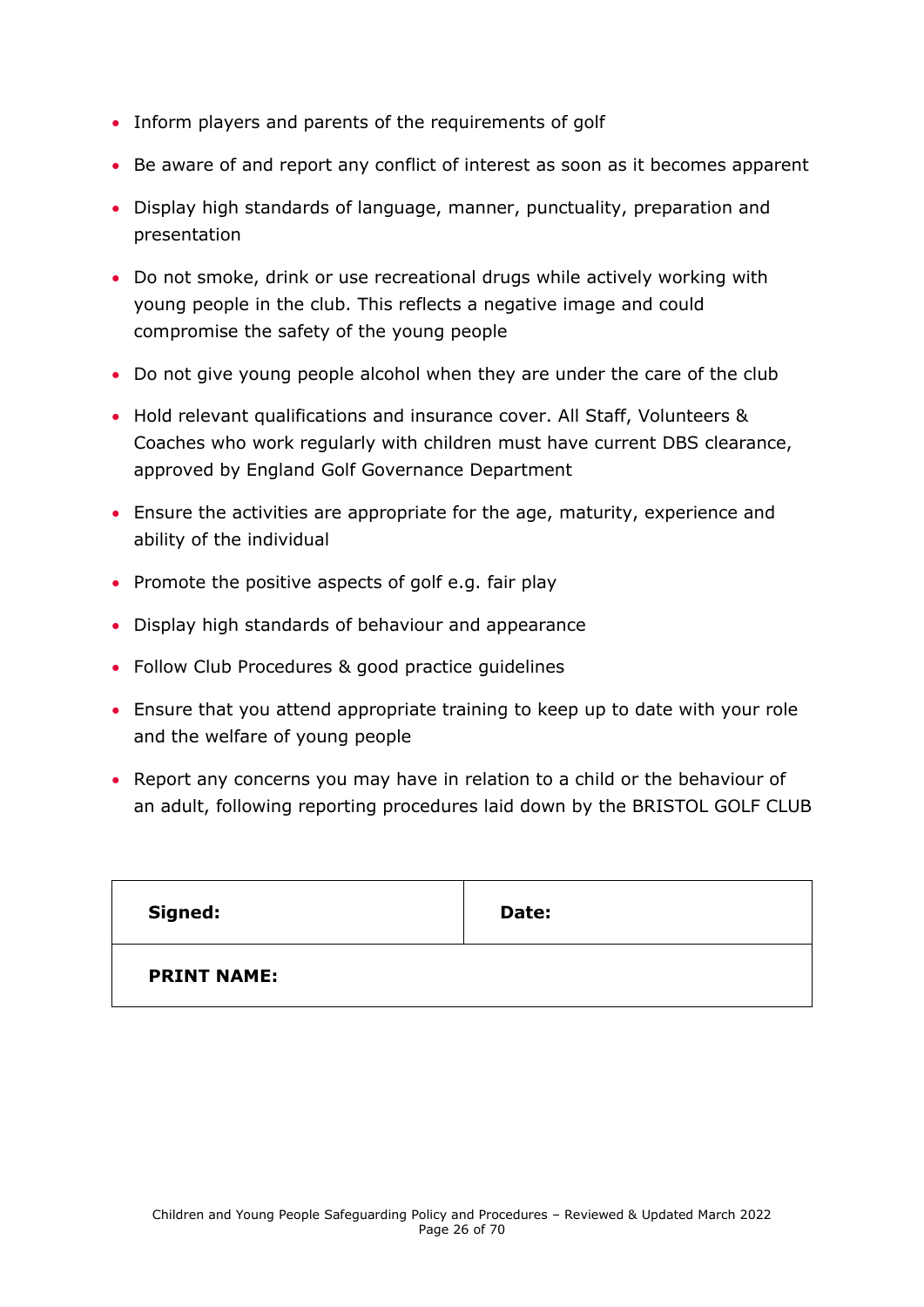- Inform players and parents of the requirements of golf
- Be aware of and report any conflict of interest as soon as it becomes apparent
- Display high standards of language, manner, punctuality, preparation and presentation
- Do not smoke, drink or use recreational drugs while actively working with young people in the club. This reflects a negative image and could compromise the safety of the young people
- Do not give young people alcohol when they are under the care of the club
- Hold relevant qualifications and insurance cover. All Staff, Volunteers & Coaches who work regularly with children must have current DBS clearance, approved by England Golf Governance Department
- Ensure the activities are appropriate for the age, maturity, experience and ability of the individual
- Promote the positive aspects of golf e.g. fair play
- Display high standards of behaviour and appearance
- Follow Club Procedures & good practice guidelines
- Ensure that you attend appropriate training to keep up to date with your role and the welfare of young people
- Report any concerns you may have in relation to a child or the behaviour of an adult, following reporting procedures laid down by the BRISTOL GOLF CLUB

| **Signed:** | **Date:** |
| --- | --- |
| **PRINT NAME:** | |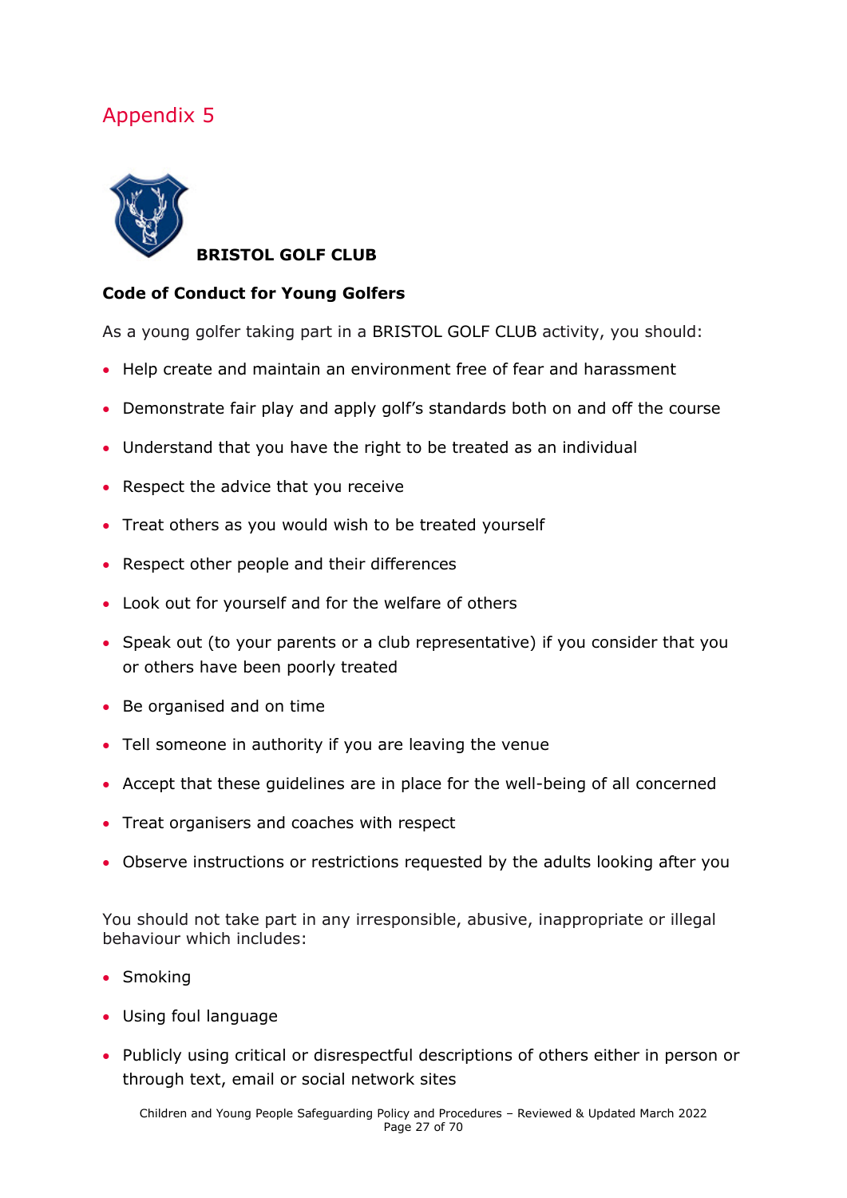# Appendix 5

**BRISTOL GOLF CLUB**

**Code of Conduct for Young Golfers**

As a young golfer taking part in a BRISTOL GOLF CLUB activity, you should:

- Help create and maintain an environment free of fear and harassment
- Demonstrate fair play and apply golf's standards both on and off the course
- Understand that you have the right to be treated as an individual
- Respect the advice that you receive
- Treat others as you would wish to be treated yourself
- Respect other people and their differences
- Look out for yourself and for the welfare of others
- Speak out (to your parents or a club representative) if you consider that you or others have been poorly treated
- Be organised and on time
- Tell someone in authority if you are leaving the venue
- Accept that these guidelines are in place for the well-being of all concerned
- Treat organisers and coaches with respect
- Observe instructions or restrictions requested by the adults looking after you

You should not take part in any irresponsible, abusive, inappropriate or illegal behaviour which includes:

- Smoking
- Using foul language
- Publicly using critical or disrespectful descriptions of others either in person or through text, email or social network sites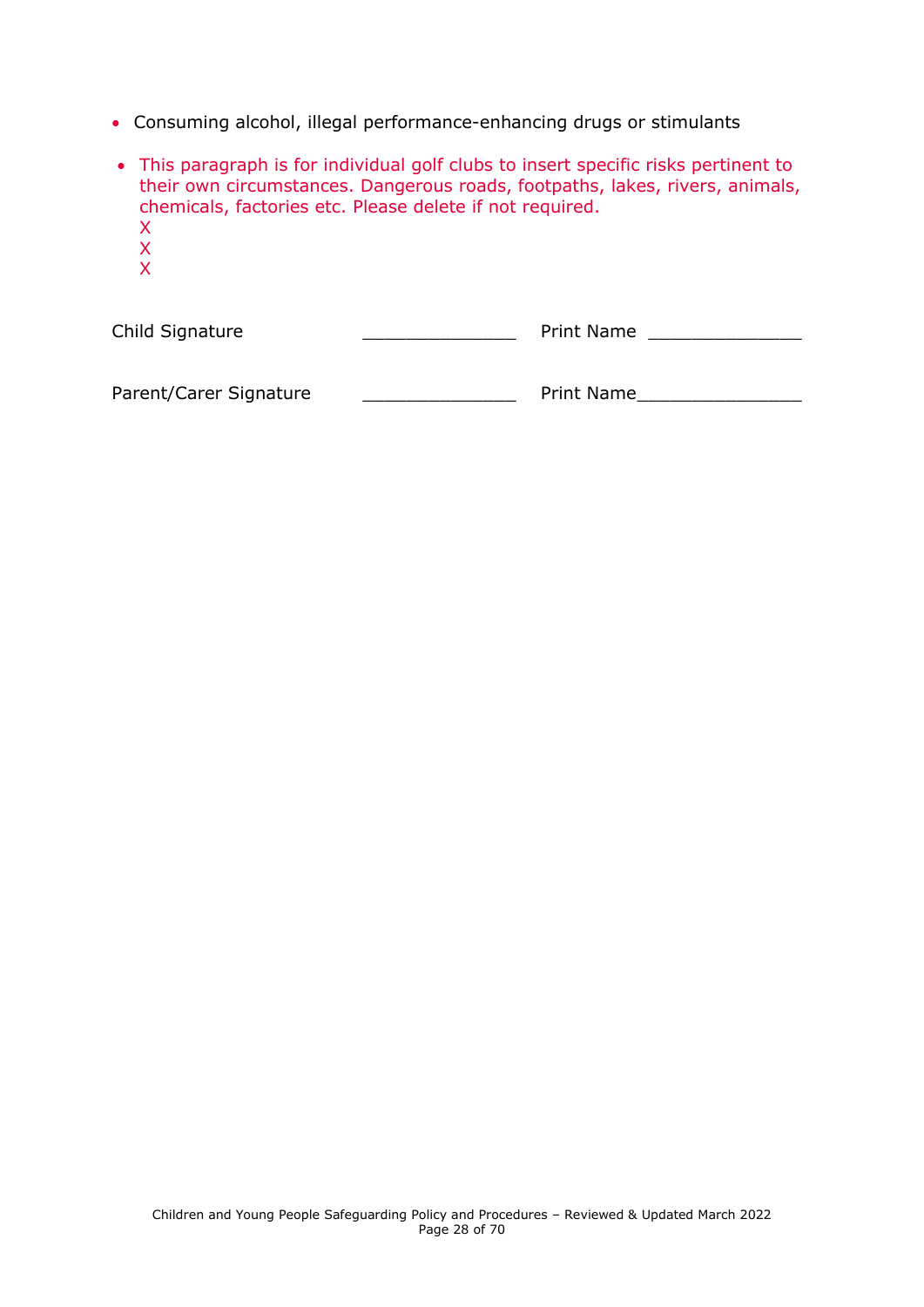- Consuming alcohol, illegal performance-enhancing drugs or stimulants

- This paragraph is for individual golf clubs to insert specific risks pertinent to their own circumstances. Dangerous roads, footpaths, lakes, rivers, animals, chemicals, factories etc. Please delete if not required.
  X
  X
  X

Child Signature _______________ Print Name _______________

Parent/Carer Signature _______________ Print Name________________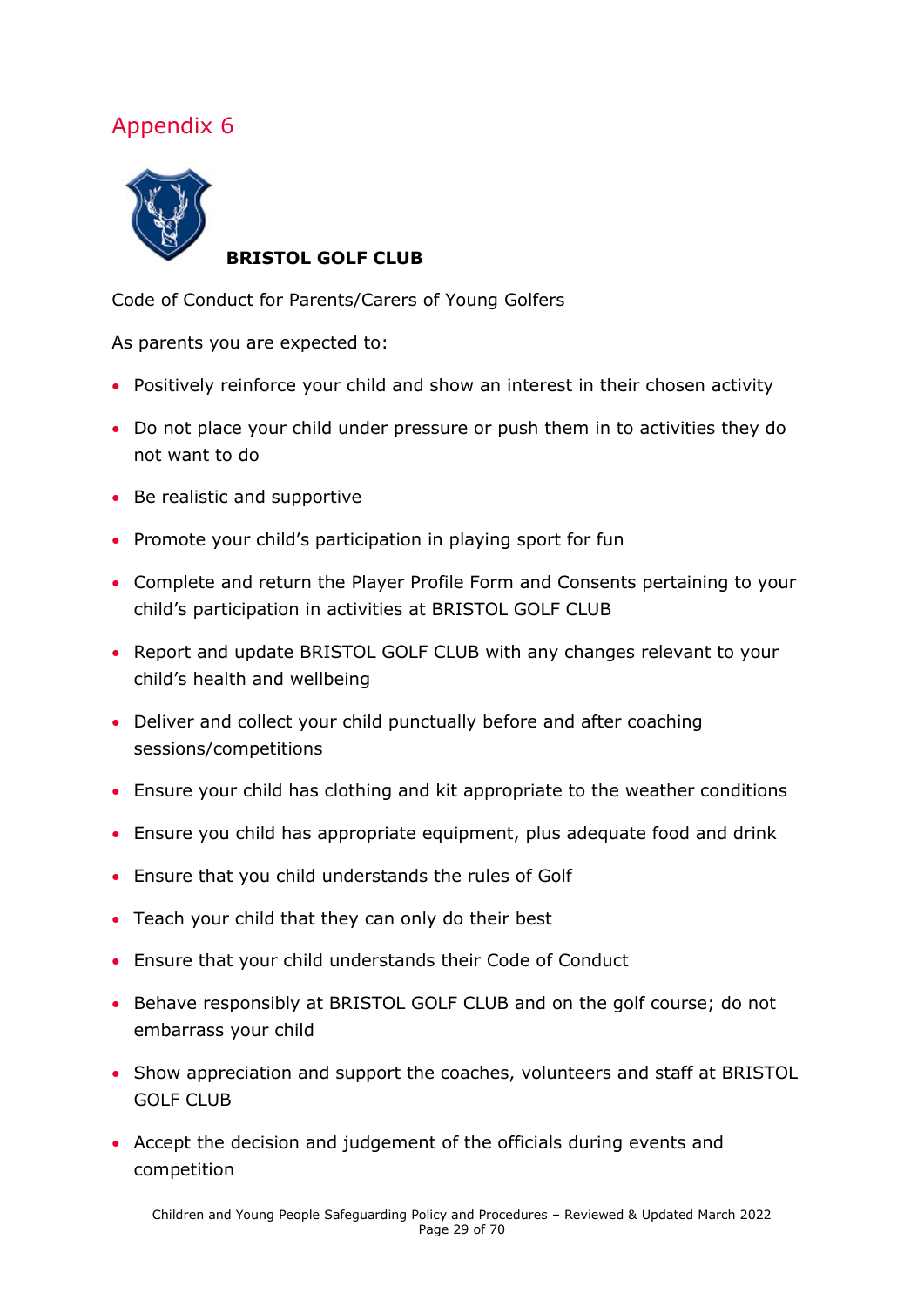# Appendix 6

**BRISTOL GOLF CLUB**

Code of Conduct for Parents/Carers of Young Golfers

As parents you are expected to:

- Positively reinforce your child and show an interest in their chosen activity
- Do not place your child under pressure or push them in to activities they do not want to do
- Be realistic and supportive
- Promote your child's participation in playing sport for fun
- Complete and return the Player Profile Form and Consents pertaining to your child's participation in activities at BRISTOL GOLF CLUB
- Report and update BRISTOL GOLF CLUB with any changes relevant to your child's health and wellbeing
- Deliver and collect your child punctually before and after coaching sessions/competitions
- Ensure your child has clothing and kit appropriate to the weather conditions
- Ensure you child has appropriate equipment, plus adequate food and drink
- Ensure that you child understands the rules of Golf
- Teach your child that they can only do their best
- Ensure that your child understands their Code of Conduct
- Behave responsibly at BRISTOL GOLF CLUB and on the golf course; do not embarrass your child
- Show appreciation and support the coaches, volunteers and staff at BRISTOL GOLF CLUB
- Accept the decision and judgement of the officials during events and competition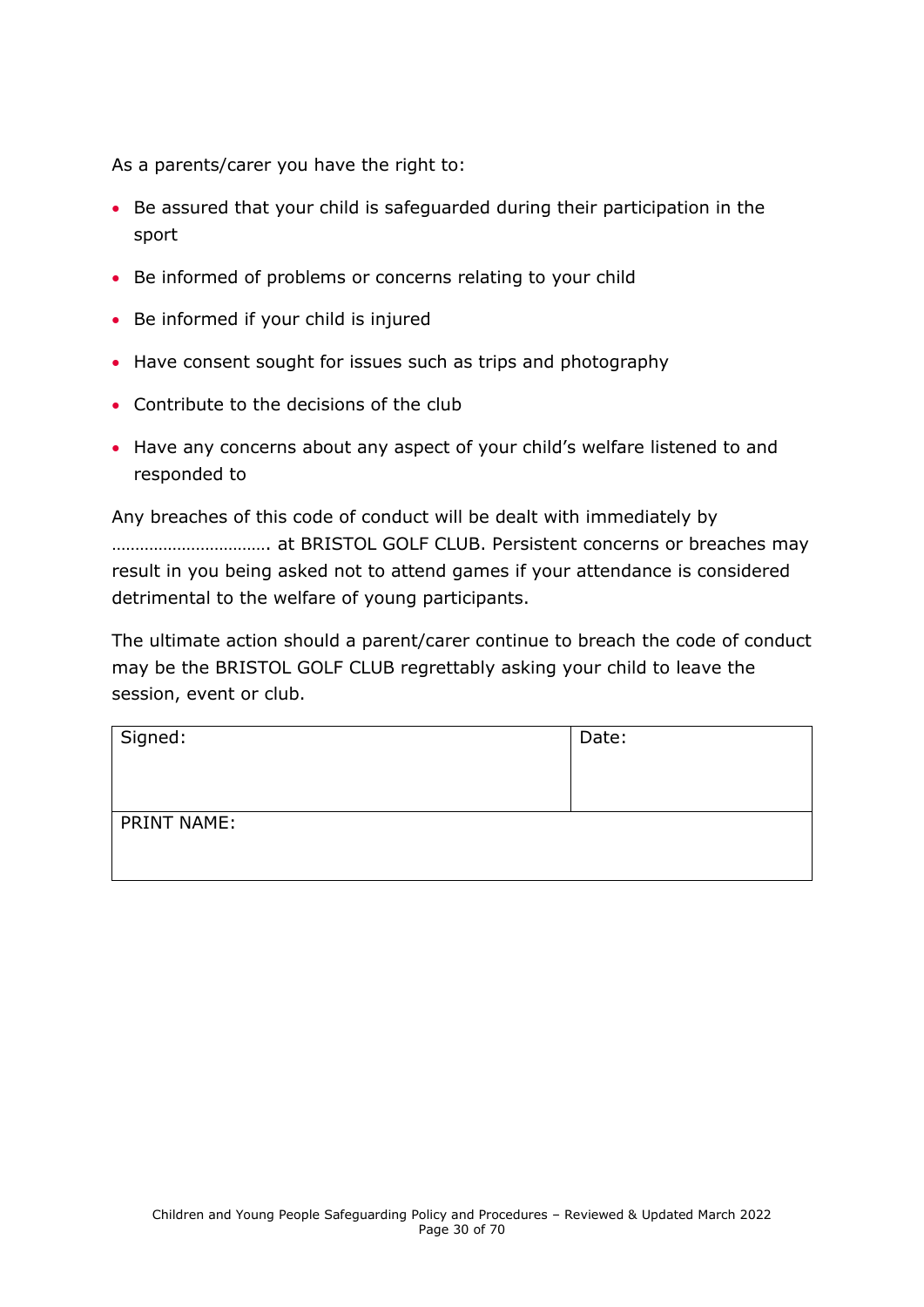As a parents/carer you have the right to:

- Be assured that your child is safeguarded during their participation in the sport
- Be informed of problems or concerns relating to your child
- Be informed if your child is injured
- Have consent sought for issues such as trips and photography
- Contribute to the decisions of the club
- Have any concerns about any aspect of your child's welfare listened to and responded to

Any breaches of this code of conduct will be dealt with immediately by …………………………… at BRISTOL GOLF CLUB. Persistent concerns or breaches may result in you being asked not to attend games if your attendance is considered detrimental to the welfare of young participants.

The ultimate action should a parent/carer continue to breach the code of conduct may be the BRISTOL GOLF CLUB regrettably asking your child to leave the session, event or club.

| Signed: | Date: |
| --- | --- |
| PRINT NAME: | |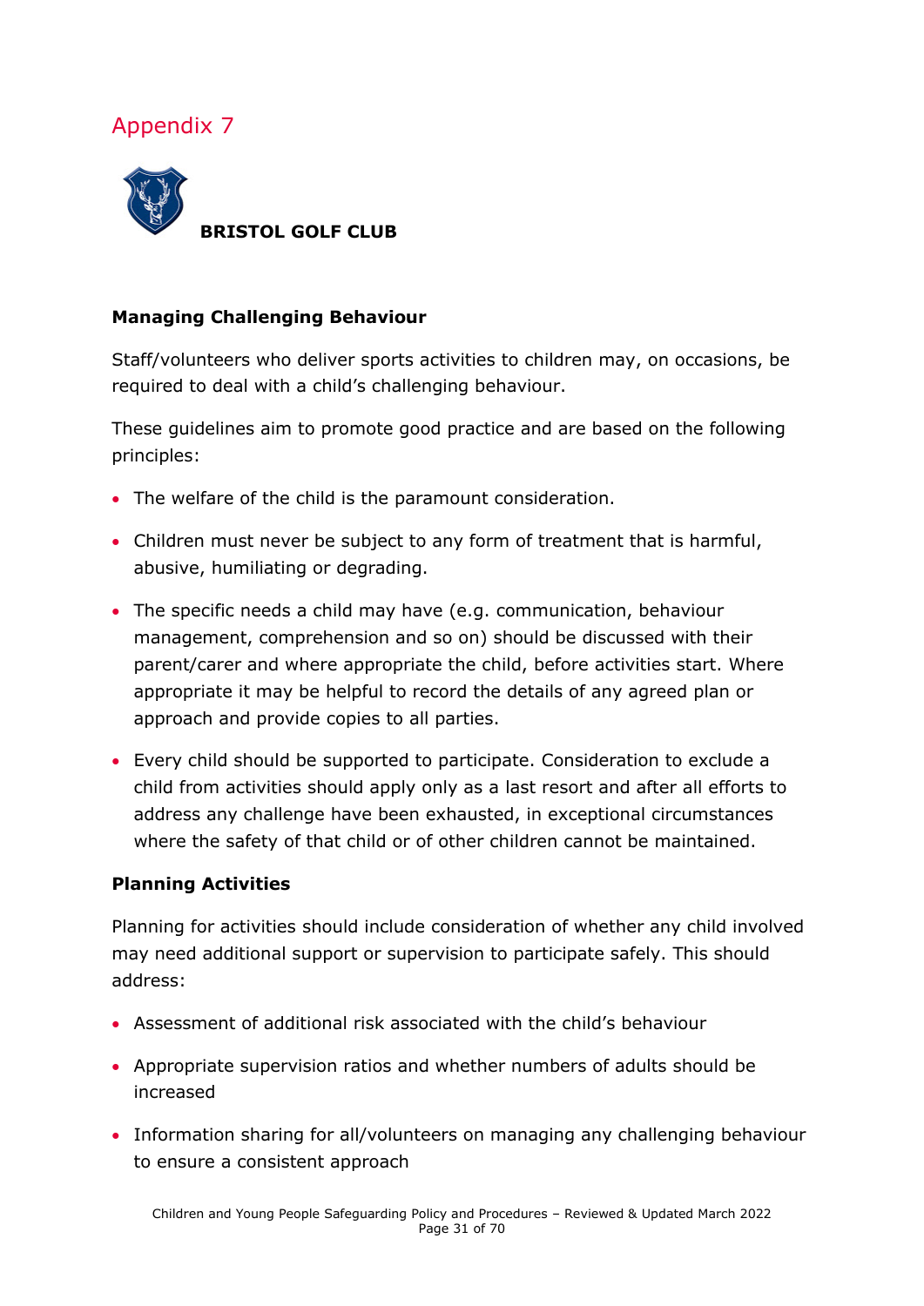# Appendix 7

**BRISTOL GOLF CLUB**

**Managing Challenging Behaviour**

Staff/volunteers who deliver sports activities to children may, on occasions, be required to deal with a child's challenging behaviour.

These guidelines aim to promote good practice and are based on the following principles:

- The welfare of the child is the paramount consideration.
- Children must never be subject to any form of treatment that is harmful, abusive, humiliating or degrading.
- The specific needs a child may have (e.g. communication, behaviour management, comprehension and so on) should be discussed with their parent/carer and where appropriate the child, before activities start. Where appropriate it may be helpful to record the details of any agreed plan or approach and provide copies to all parties.
- Every child should be supported to participate. Consideration to exclude a child from activities should apply only as a last resort and after all efforts to address any challenge have been exhausted, in exceptional circumstances where the safety of that child or of other children cannot be maintained.

**Planning Activities**

Planning for activities should include consideration of whether any child involved may need additional support or supervision to participate safely. This should address:

- Assessment of additional risk associated with the child's behaviour
- Appropriate supervision ratios and whether numbers of adults should be increased
- Information sharing for all/volunteers on managing any challenging behaviour to ensure a consistent approach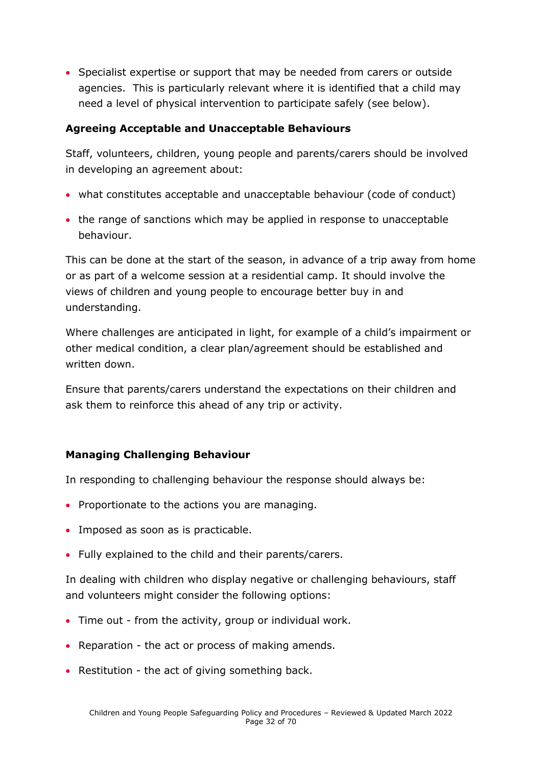- Specialist expertise or support that may be needed from carers or outside agencies. This is particularly relevant where it is identified that a child may need a level of physical intervention to participate safely (see below).

### Agreeing Acceptable and Unacceptable Behaviours

Staff, volunteers, children, young people and parents/carers should be involved in developing an agreement about:

- what constitutes acceptable and unacceptable behaviour (code of conduct)
- the range of sanctions which may be applied in response to unacceptable behaviour.

This can be done at the start of the season, in advance of a trip away from home or as part of a welcome session at a residential camp. It should involve the views of children and young people to encourage better buy in and understanding.

Where challenges are anticipated in light, for example of a child's impairment or other medical condition, a clear plan/agreement should be established and written down.

Ensure that parents/carers understand the expectations on their children and ask them to reinforce this ahead of any trip or activity.

### Managing Challenging Behaviour

In responding to challenging behaviour the response should always be:

- Proportionate to the actions you are managing.
- Imposed as soon as is practicable.
- Fully explained to the child and their parents/carers.

In dealing with children who display negative or challenging behaviours, staff and volunteers might consider the following options:

- Time out - from the activity, group or individual work.
- Reparation - the act or process of making amends.
- Restitution - the act of giving something back.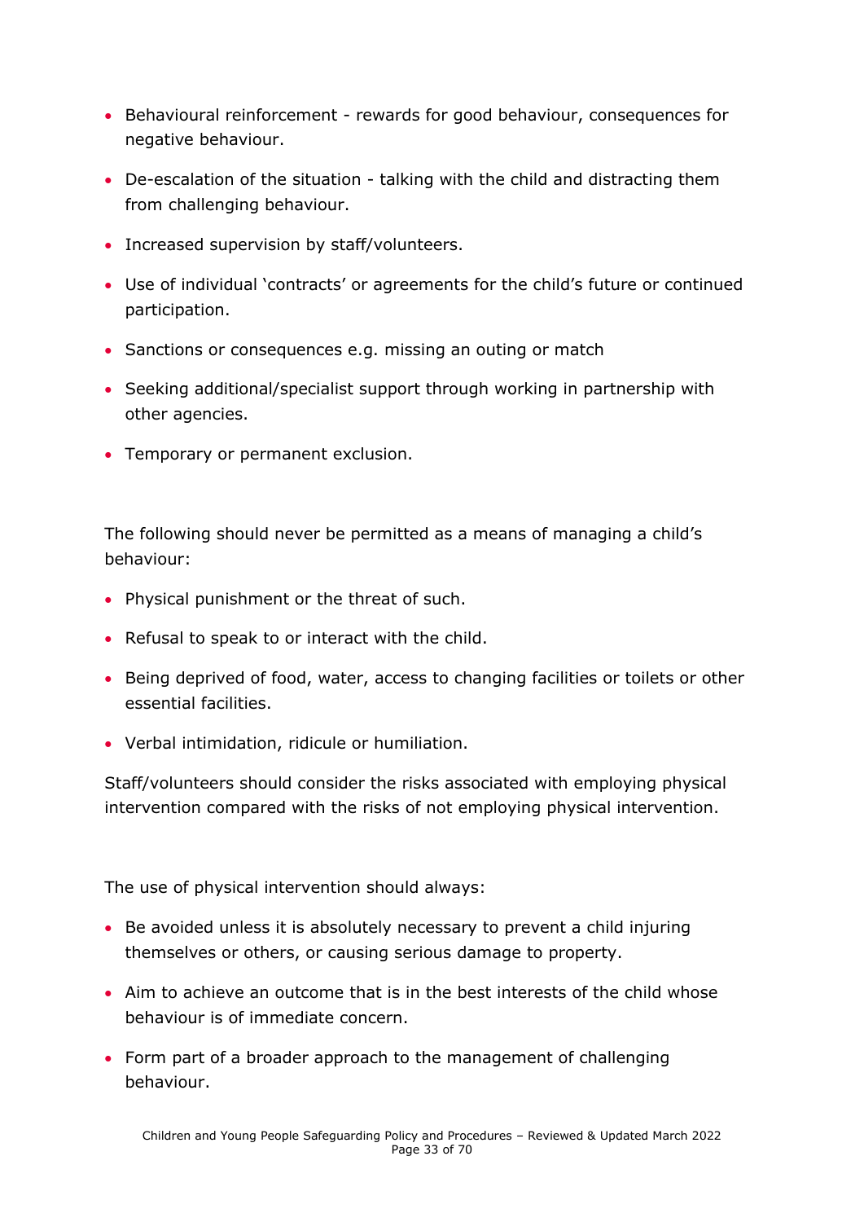- Behavioural reinforcement - rewards for good behaviour, consequences for negative behaviour.
- De-escalation of the situation - talking with the child and distracting them from challenging behaviour.
- Increased supervision by staff/volunteers.
- Use of individual 'contracts' or agreements for the child's future or continued participation.
- Sanctions or consequences e.g. missing an outing or match
- Seeking additional/specialist support through working in partnership with other agencies.
- Temporary or permanent exclusion.

The following should never be permitted as a means of managing a child's behaviour:

- Physical punishment or the threat of such.
- Refusal to speak to or interact with the child.
- Being deprived of food, water, access to changing facilities or toilets or other essential facilities.
- Verbal intimidation, ridicule or humiliation.

Staff/volunteers should consider the risks associated with employing physical intervention compared with the risks of not employing physical intervention.

The use of physical intervention should always:

- Be avoided unless it is absolutely necessary to prevent a child injuring themselves or others, or causing serious damage to property.
- Aim to achieve an outcome that is in the best interests of the child whose behaviour is of immediate concern.
- Form part of a broader approach to the management of challenging behaviour.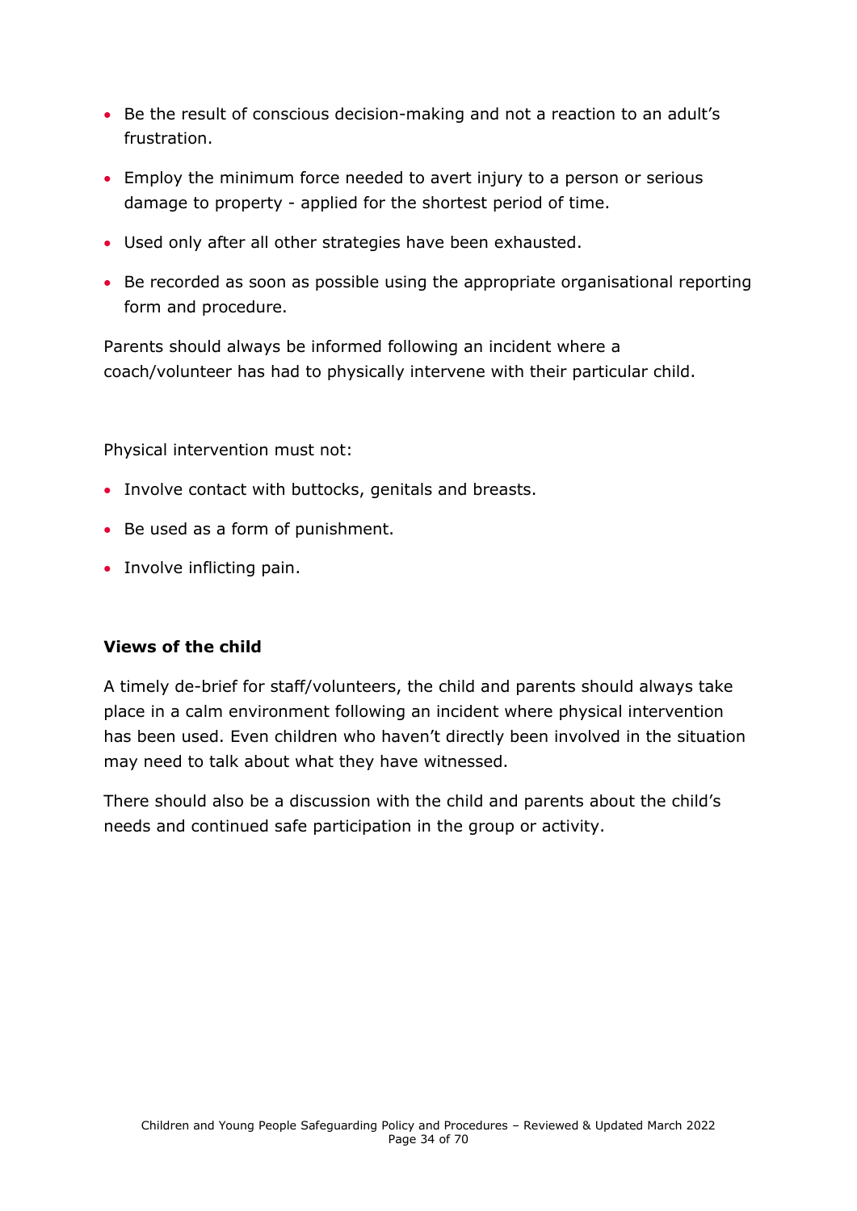- Be the result of conscious decision-making and not a reaction to an adult's frustration.
- Employ the minimum force needed to avert injury to a person or serious damage to property - applied for the shortest period of time.
- Used only after all other strategies have been exhausted.
- Be recorded as soon as possible using the appropriate organisational reporting form and procedure.

Parents should always be informed following an incident where a coach/volunteer has had to physically intervene with their particular child.

Physical intervention must not:

- Involve contact with buttocks, genitals and breasts.
- Be used as a form of punishment.
- Involve inflicting pain.

**Views of the child**

A timely de-brief for staff/volunteers, the child and parents should always take place in a calm environment following an incident where physical intervention has been used. Even children who haven't directly been involved in the situation may need to talk about what they have witnessed.

There should also be a discussion with the child and parents about the child's needs and continued safe participation in the group or activity.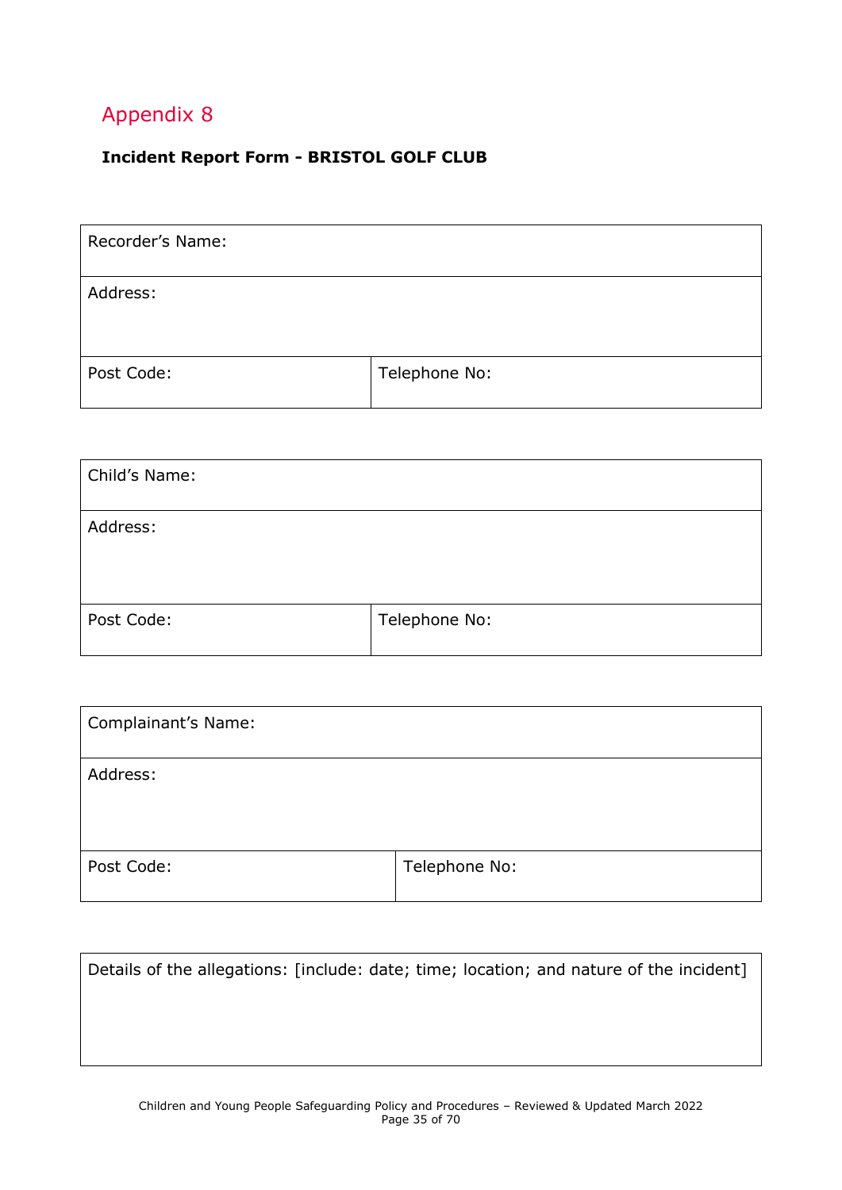# Appendix 8

**Incident Report Form - BRISTOL GOLF CLUB**

| Recorder's Name: | |
|---|---|
| Address: | |
| Post Code: | Telephone No: |

| Child's Name: | |
|---|---|
| Address: | |
| Post Code: | Telephone No: |

| Complainant's Name: | |
|---|---|
| Address: | |
| Post Code: | Telephone No: |

| Details of the allegations: [include: date; time; location; and nature of the incident] |
|---|
| |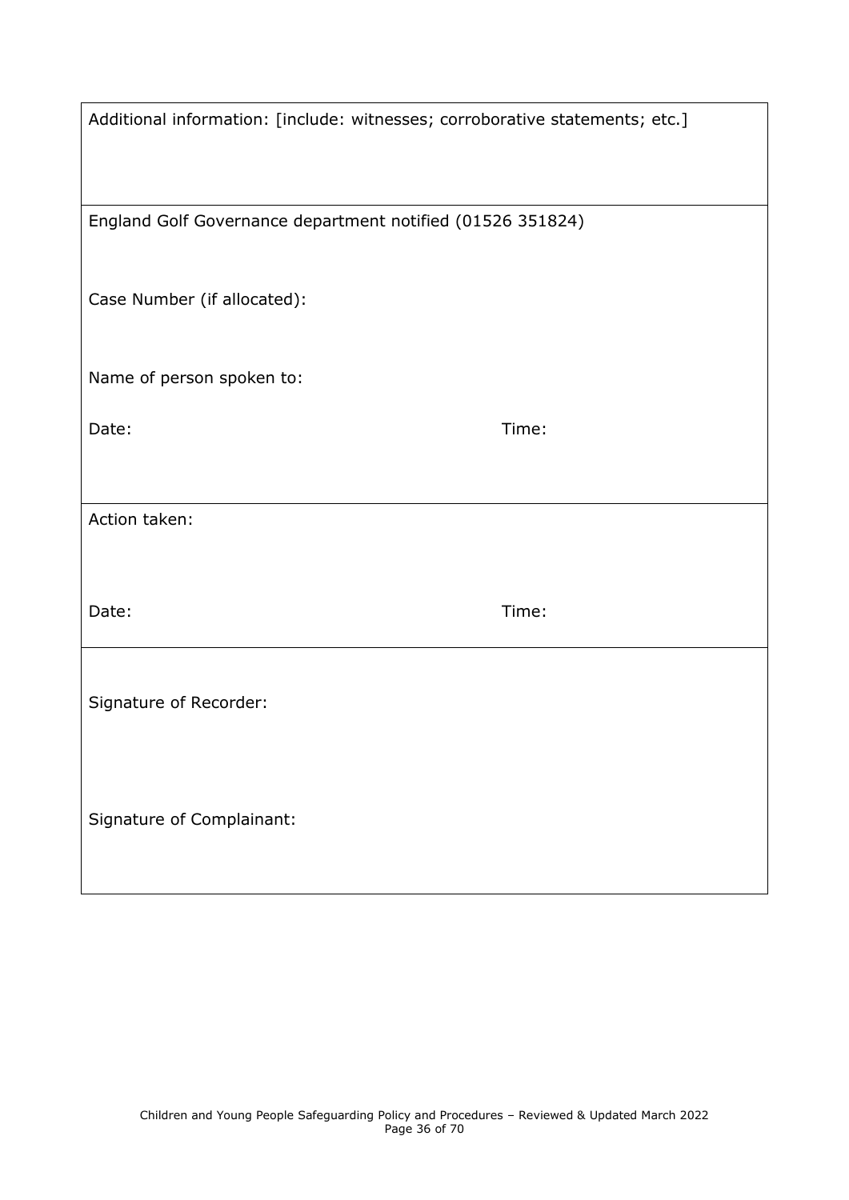| Additional information: [include: witnesses; corroborative statements; etc.] | |
|---|---|
| England Golf Governance department notified (01526 351824)<br><br>Case Number (if allocated):<br><br>Name of person spoken to:<br><br>Date: | Time: |
| Action taken:<br><br>Date: | Time: |
| Signature of Recorder:<br><br>Signature of Complainant: | |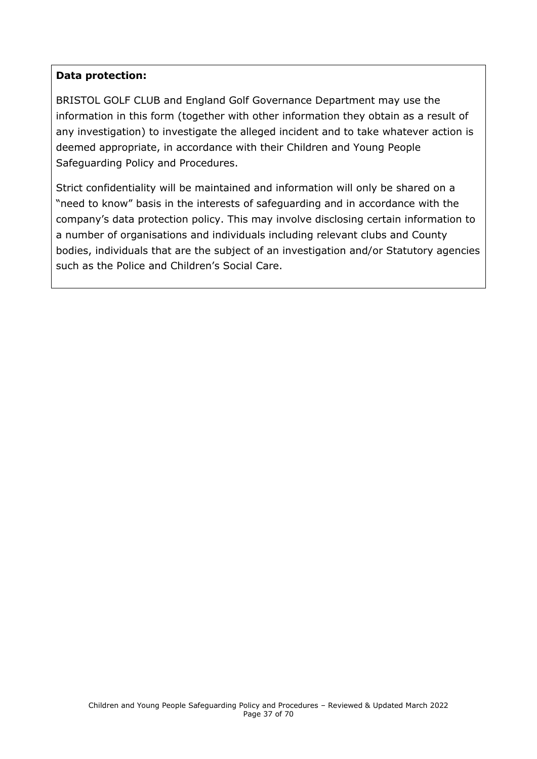**Data protection:**

BRISTOL GOLF CLUB and England Golf Governance Department may use the information in this form (together with other information they obtain as a result of any investigation) to investigate the alleged incident and to take whatever action is deemed appropriate, in accordance with their Children and Young People Safeguarding Policy and Procedures.

Strict confidentiality will be maintained and information will only be shared on a "need to know" basis in the interests of safeguarding and in accordance with the company's data protection policy. This may involve disclosing certain information to a number of organisations and individuals including relevant clubs and County bodies, individuals that are the subject of an investigation and/or Statutory agencies such as the Police and Children's Social Care.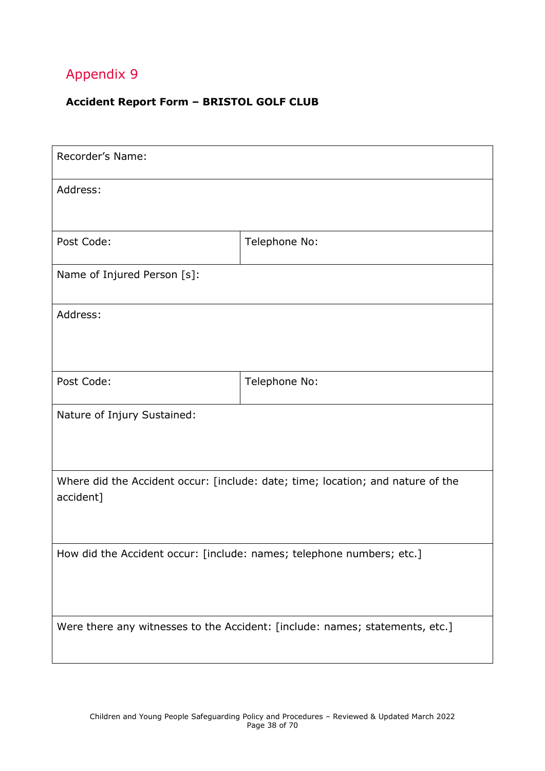## Appendix 9

**Accident Report Form – BRISTOL GOLF CLUB**

| Recorder's Name: | |
|---|---|
| Address: | |
| Post Code: | Telephone No: |
| Name of Injured Person [s]: | |
| Address: | |
| Post Code: | Telephone No: |
| Nature of Injury Sustained: | |
| Where did the Accident occur: [include: date; time; location; and nature of the accident] | |
| How did the Accident occur: [include: names; telephone numbers; etc.] | |
| Were there any witnesses to the Accident: [include: names; statements, etc.] | |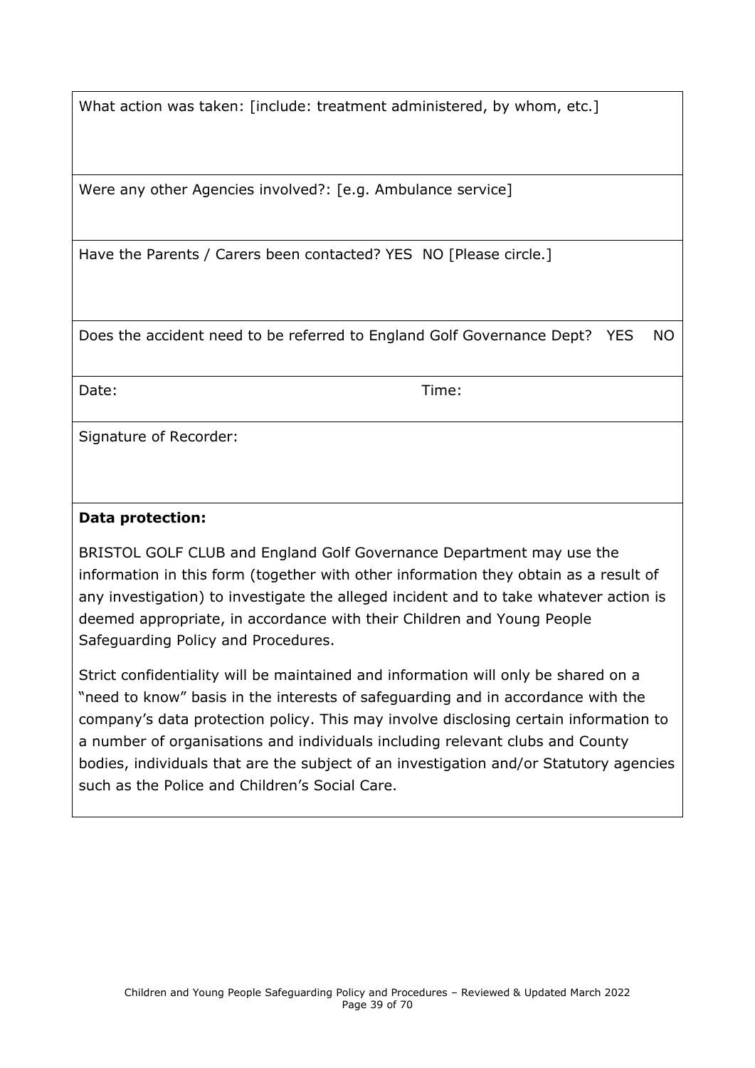| What action was taken: [include: treatment administered, by whom, etc.] | |
|---|---|
| Were any other Agencies involved?: [e.g. Ambulance service] | |
| Have the Parents / Carers been contacted? YES NO [Please circle.] | |
| Does the accident need to be referred to England Golf Governance Dept? YES NO | |
| Date: | Time: |
| Signature of Recorder: | |

**Data protection:**

BRISTOL GOLF CLUB and England Golf Governance Department may use the information in this form (together with other information they obtain as a result of any investigation) to investigate the alleged incident and to take whatever action is deemed appropriate, in accordance with their Children and Young People Safeguarding Policy and Procedures.

Strict confidentiality will be maintained and information will only be shared on a "need to know" basis in the interests of safeguarding and in accordance with the company's data protection policy. This may involve disclosing certain information to a number of organisations and individuals including relevant clubs and County bodies, individuals that are the subject of an investigation and/or Statutory agencies such as the Police and Children's Social Care.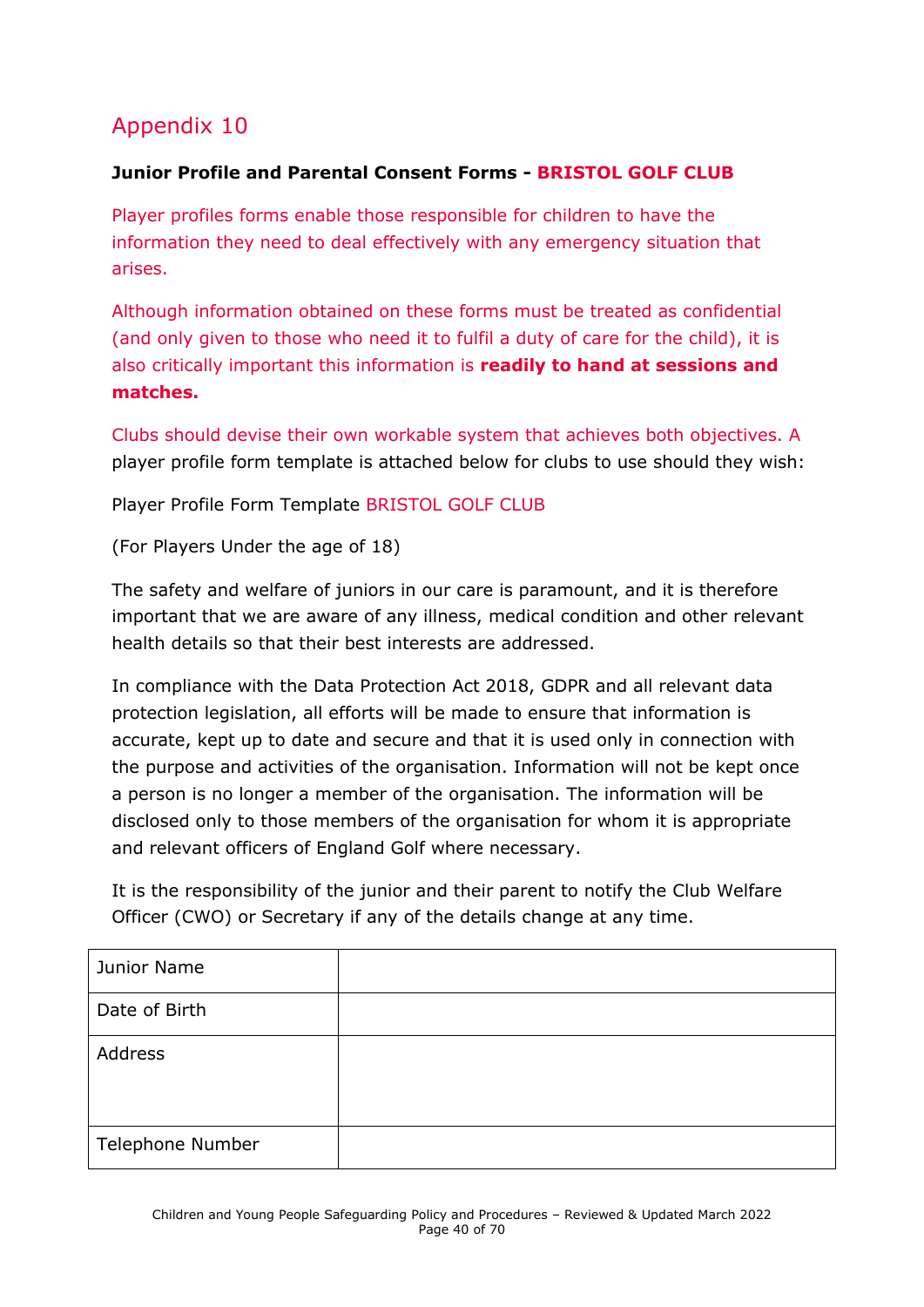# Appendix 10

**Junior Profile and Parental Consent Forms - BRISTOL GOLF CLUB**

Player profiles forms enable those responsible for children to have the information they need to deal effectively with any emergency situation that arises.

Although information obtained on these forms must be treated as confidential (and only given to those who need it to fulfil a duty of care for the child), it is also critically important this information is **readily to hand at sessions and matches.**

Clubs should devise their own workable system that achieves both objectives. A player profile form template is attached below for clubs to use should they wish:

Player Profile Form Template BRISTOL GOLF CLUB

(For Players Under the age of 18)

The safety and welfare of juniors in our care is paramount, and it is therefore important that we are aware of any illness, medical condition and other relevant health details so that their best interests are addressed.

In compliance with the Data Protection Act 2018, GDPR and all relevant data protection legislation, all efforts will be made to ensure that information is accurate, kept up to date and secure and that it is used only in connection with the purpose and activities of the organisation. Information will not be kept once a person is no longer a member of the organisation. The information will be disclosed only to those members of the organisation for whom it is appropriate and relevant officers of England Golf where necessary.

It is the responsibility of the junior and their parent to notify the Club Welfare Officer (CWO) or Secretary if any of the details change at any time.

| | |
|---|---|
| Junior Name | |
| Date of Birth | |
| Address | |
| Telephone Number | |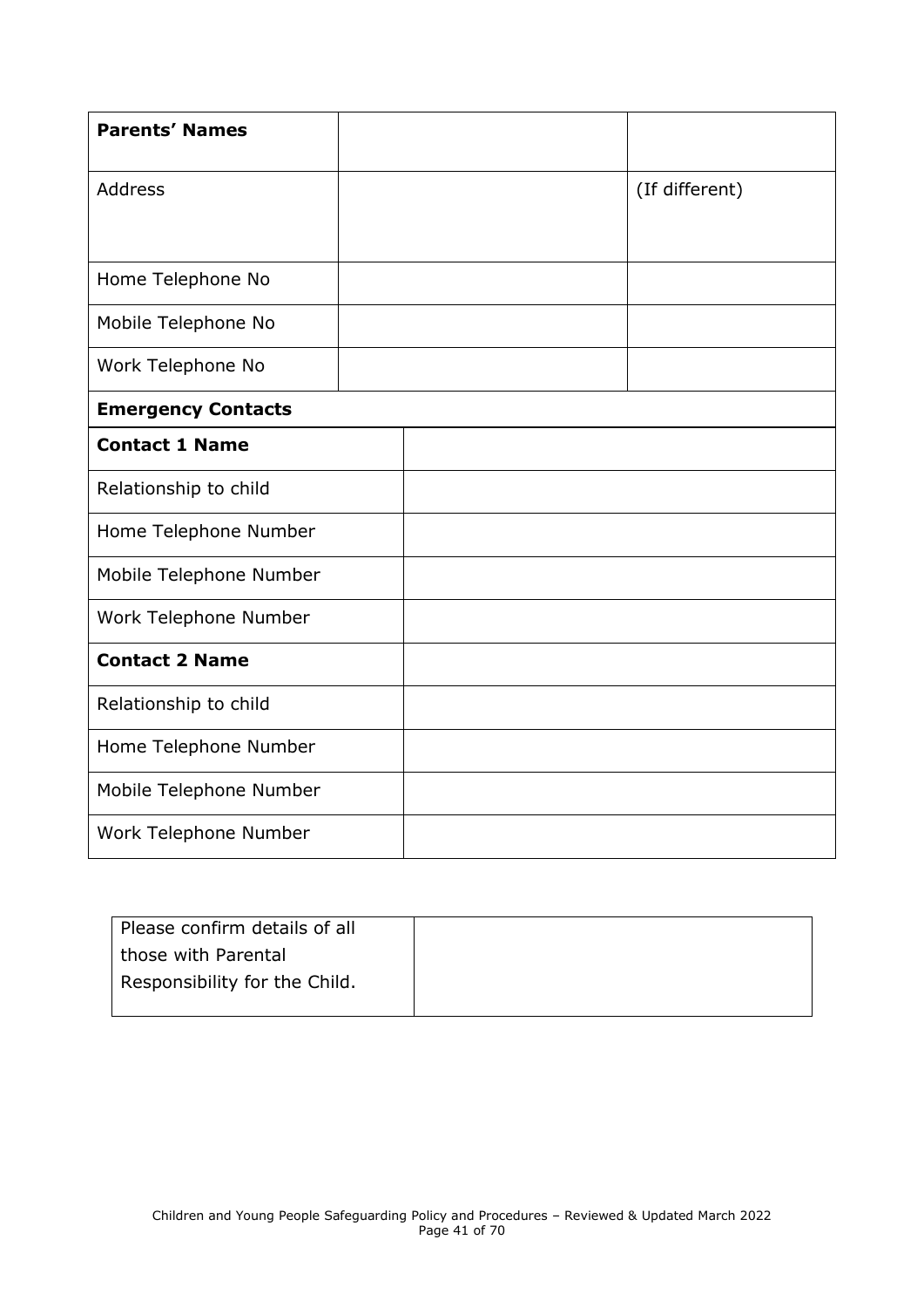| **Parents' Names** | | |
|---|---|---|
| Address | | (If different) |
| Home Telephone No | | |
| Mobile Telephone No | | |
| Work Telephone No | | |
| **Emergency Contacts** | | |
| **Contact 1 Name** | | |
| Relationship to child | | |
| Home Telephone Number | | |
| Mobile Telephone Number | | |
| Work Telephone Number | | |
| **Contact 2 Name** | | |
| Relationship to child | | |
| Home Telephone Number | | |
| Mobile Telephone Number | | |
| Work Telephone Number | | |

| Please confirm details of all those with Parental Responsibility for the Child. | |
|---|---|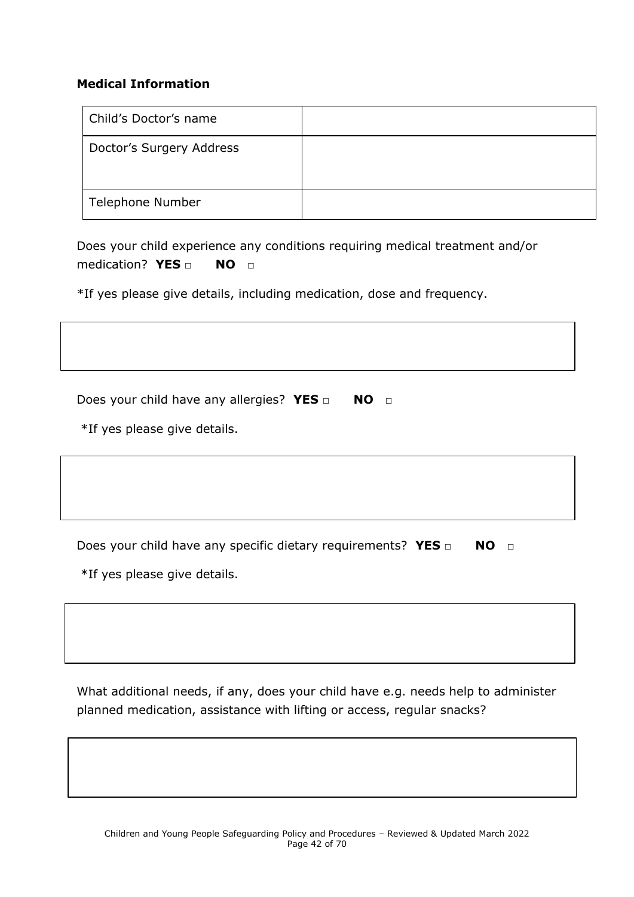**Medical Information**

| Child's Doctor's name | |
|---|---|
| Doctor's Surgery Address | |
| Telephone Number | |

Does your child experience any conditions requiring medical treatment and/or medication? **YES** □ **NO** □

*If yes please give details, including medication, dose and frequency.

| |
|---|
| |

Does your child have any allergies? **YES** □ **NO** □

*If yes please give details.

| |
|---|
| |

Does your child have any specific dietary requirements? **YES** □ **NO** □

*If yes please give details.

| |
|---|
| |

What additional needs, if any, does your child have e.g. needs help to administer planned medication, assistance with lifting or access, regular snacks?

| |
|---|
| |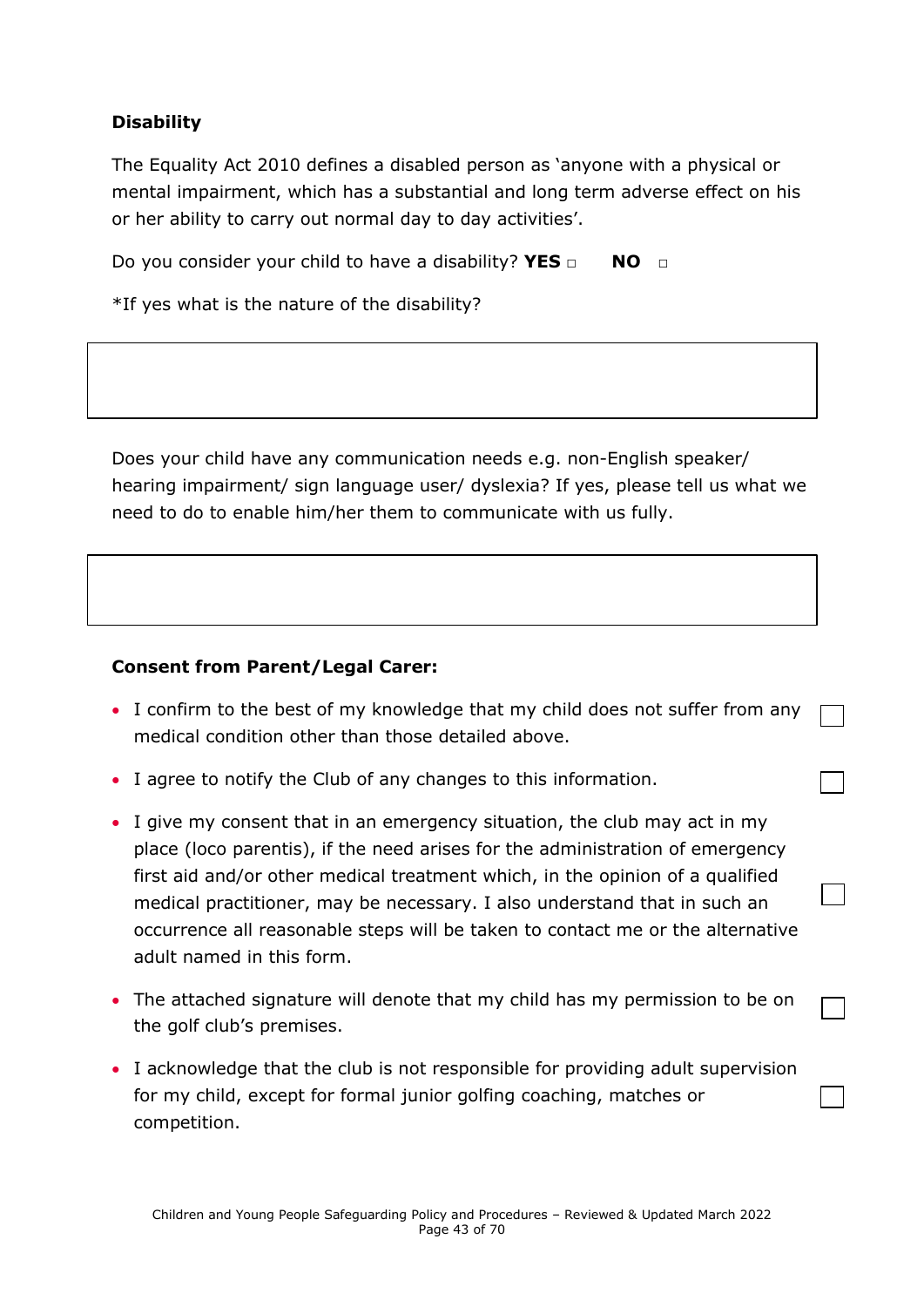**Disability**

The Equality Act 2010 defines a disabled person as 'anyone with a physical or mental impairment, which has a substantial and long term adverse effect on his or her ability to carry out normal day to day activities'.

Do you consider your child to have a disability? **YES** □ **NO** □

*If yes what is the nature of the disability?

| |
|---|
| |

Does your child have any communication needs e.g. non-English speaker/ hearing impairment/ sign language user/ dyslexia? If yes, please tell us what we need to do to enable him/her them to communicate with us fully.

| |
|---|
| |

**Consent from Parent/Legal Carer:**

- I confirm to the best of my knowledge that my child does not suffer from any medical condition other than those detailed above. ☐
- I agree to notify the Club of any changes to this information. ☐
- I give my consent that in an emergency situation, the club may act in my place (loco parentis), if the need arises for the administration of emergency first aid and/or other medical treatment which, in the opinion of a qualified medical practitioner, may be necessary. I also understand that in such an occurrence all reasonable steps will be taken to contact me or the alternative adult named in this form. ☐
- The attached signature will denote that my child has my permission to be on the golf club's premises. ☐
- I acknowledge that the club is not responsible for providing adult supervision for my child, except for formal junior golfing coaching, matches or competition. ☐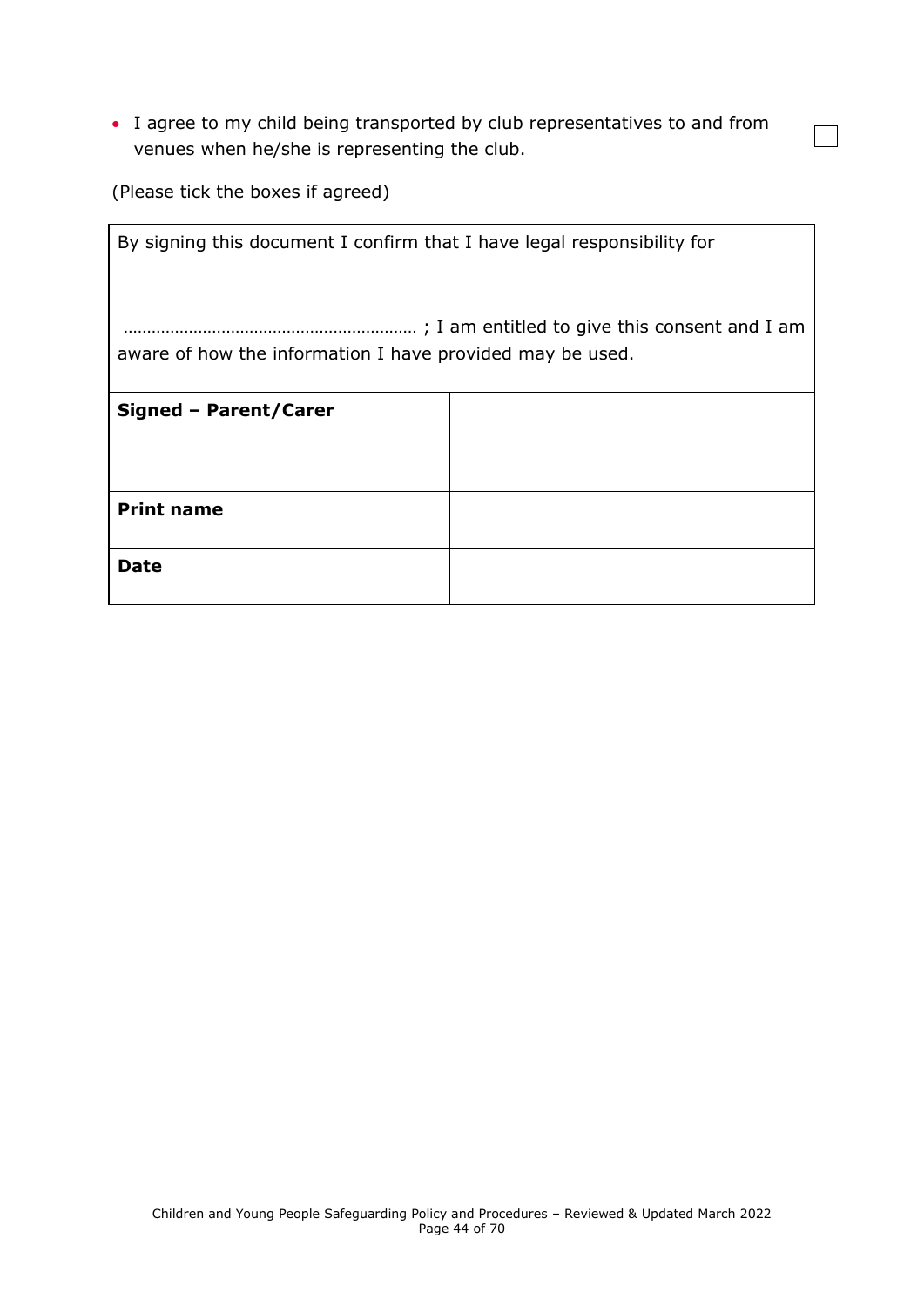- I agree to my child being transported by club representatives to and from venues when he/she is representing the club. ☐

(Please tick the boxes if agreed)

| By signing this document I confirm that I have legal responsibility for<br><br>……………………………………………………… ; I am entitled to give this consent and I am aware of how the information I have provided may be used. | |
|---|---|
| **Signed – Parent/Carer** | |
| **Print name** | |
| **Date** | |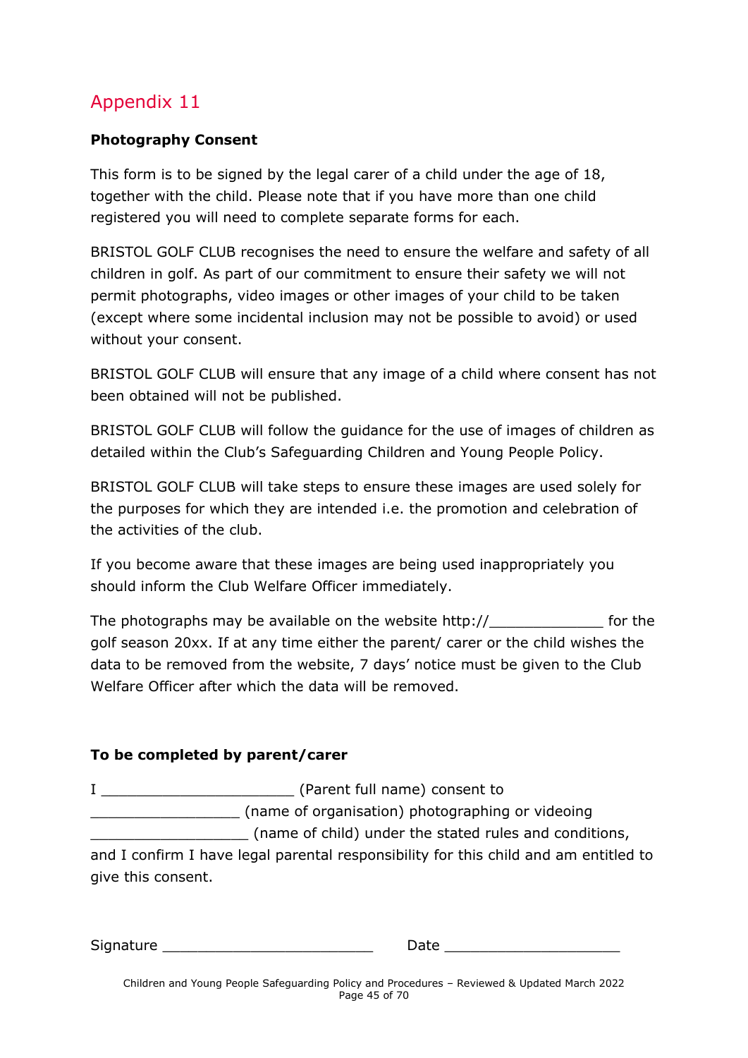# Appendix 11

**Photography Consent**

This form is to be signed by the legal carer of a child under the age of 18, together with the child. Please note that if you have more than one child registered you will need to complete separate forms for each.

BRISTOL GOLF CLUB recognises the need to ensure the welfare and safety of all children in golf. As part of our commitment to ensure their safety we will not permit photographs, video images or other images of your child to be taken (except where some incidental inclusion may not be possible to avoid) or used without your consent.

BRISTOL GOLF CLUB will ensure that any image of a child where consent has not been obtained will not be published.

BRISTOL GOLF CLUB will follow the guidance for the use of images of children as detailed within the Club's Safeguarding Children and Young People Policy.

BRISTOL GOLF CLUB will take steps to ensure these images are used solely for the purposes for which they are intended i.e. the promotion and celebration of the activities of the club.

If you become aware that these images are being used inappropriately you should inform the Club Welfare Officer immediately.

The photographs may be available on the website http://_____________ for the golf season 20xx. If at any time either the parent/ carer or the child wishes the data to be removed from the website, 7 days' notice must be given to the Club Welfare Officer after which the data will be removed.

**To be completed by parent/carer**

I ______________________ (Parent full name) consent to _________________ (name of organisation) photographing or videoing __________________ (name of child) under the stated rules and conditions, and I confirm I have legal parental responsibility for this child and am entitled to give this consent.

Signature ________________________ Date ____________________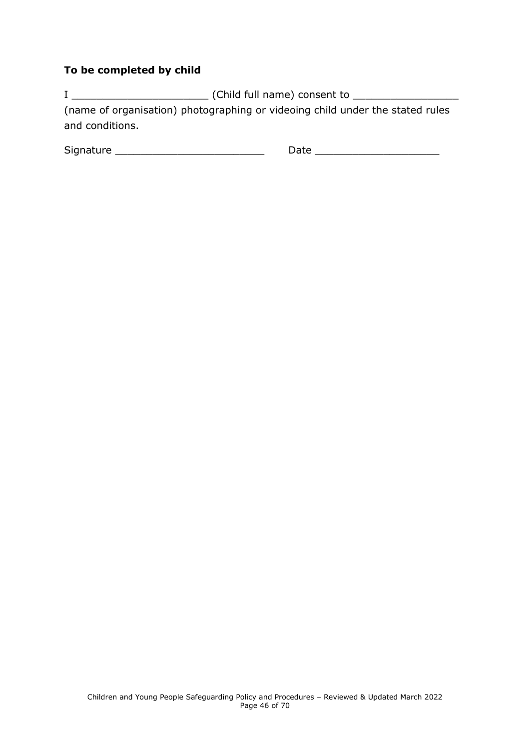**To be completed by child**

I ______________________ (Child full name) consent to _________________ (name of organisation) photographing or videoing child under the stated rules and conditions.

Signature ________________________ Date ____________________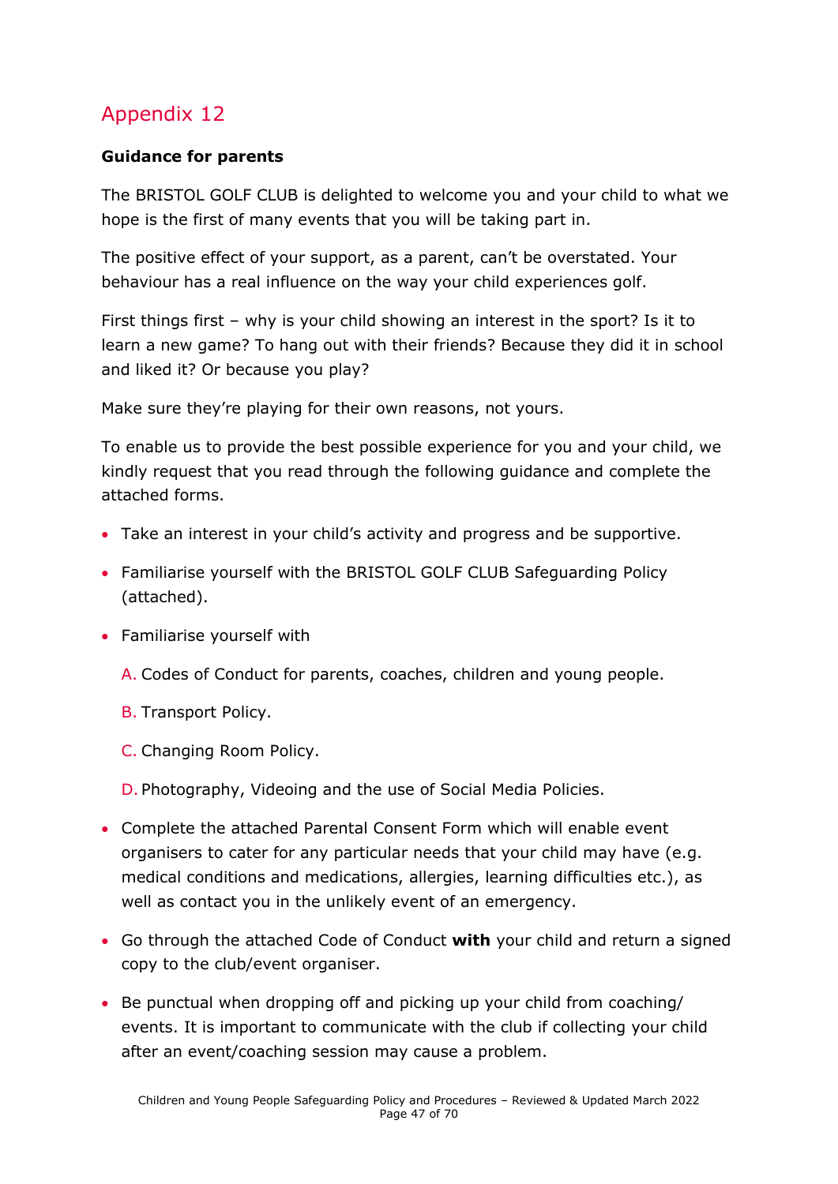# Appendix 12

**Guidance for parents**

The BRISTOL GOLF CLUB is delighted to welcome you and your child to what we hope is the first of many events that you will be taking part in.

The positive effect of your support, as a parent, can't be overstated. Your behaviour has a real influence on the way your child experiences golf.

First things first – why is your child showing an interest in the sport? Is it to learn a new game? To hang out with their friends? Because they did it in school and liked it? Or because you play?

Make sure they're playing for their own reasons, not yours.

To enable us to provide the best possible experience for you and your child, we kindly request that you read through the following guidance and complete the attached forms.

- Take an interest in your child's activity and progress and be supportive.
- Familiarise yourself with the BRISTOL GOLF CLUB Safeguarding Policy (attached).
- Familiarise yourself with

  A. Codes of Conduct for parents, coaches, children and young people.

  B. Transport Policy.

  C. Changing Room Policy.

  D. Photography, Videoing and the use of Social Media Policies.

- Complete the attached Parental Consent Form which will enable event organisers to cater for any particular needs that your child may have (e.g. medical conditions and medications, allergies, learning difficulties etc.), as well as contact you in the unlikely event of an emergency.
- Go through the attached Code of Conduct **with** your child and return a signed copy to the club/event organiser.
- Be punctual when dropping off and picking up your child from coaching/ events. It is important to communicate with the club if collecting your child after an event/coaching session may cause a problem.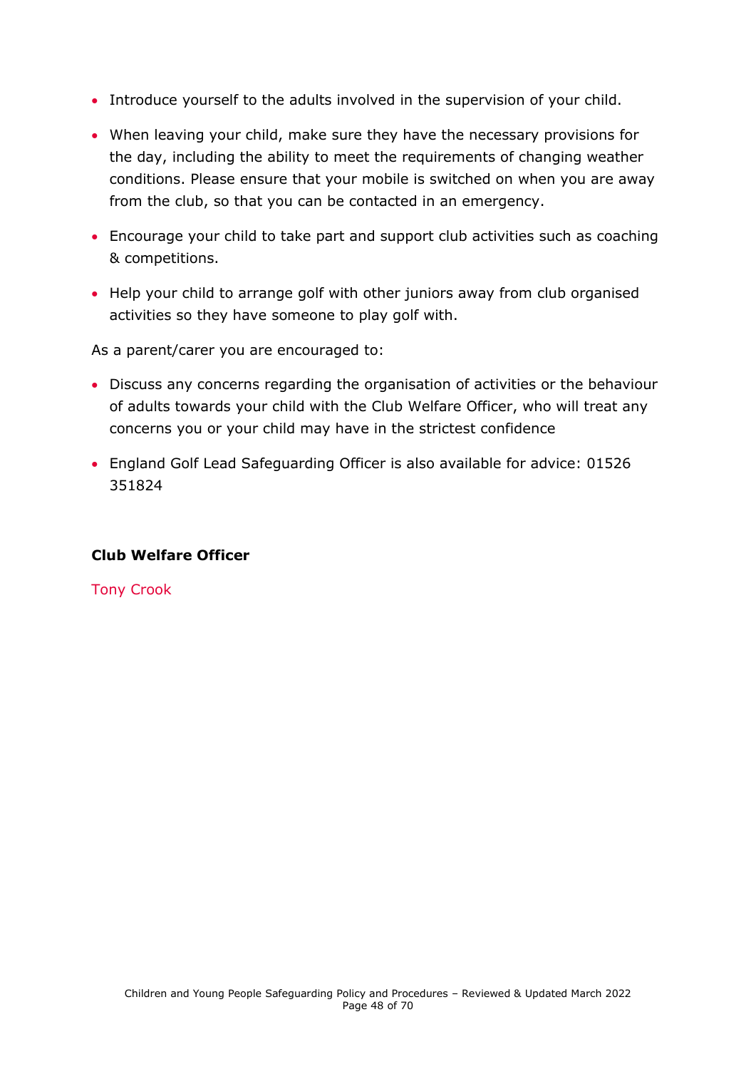- Introduce yourself to the adults involved in the supervision of your child.
- When leaving your child, make sure they have the necessary provisions for the day, including the ability to meet the requirements of changing weather conditions. Please ensure that your mobile is switched on when you are away from the club, so that you can be contacted in an emergency.
- Encourage your child to take part and support club activities such as coaching & competitions.
- Help your child to arrange golf with other juniors away from club organised activities so they have someone to play golf with.

As a parent/carer you are encouraged to:

- Discuss any concerns regarding the organisation of activities or the behaviour of adults towards your child with the Club Welfare Officer, who will treat any concerns you or your child may have in the strictest confidence
- England Golf Lead Safeguarding Officer is also available for advice: 01526 351824

**Club Welfare Officer**

Tony Crook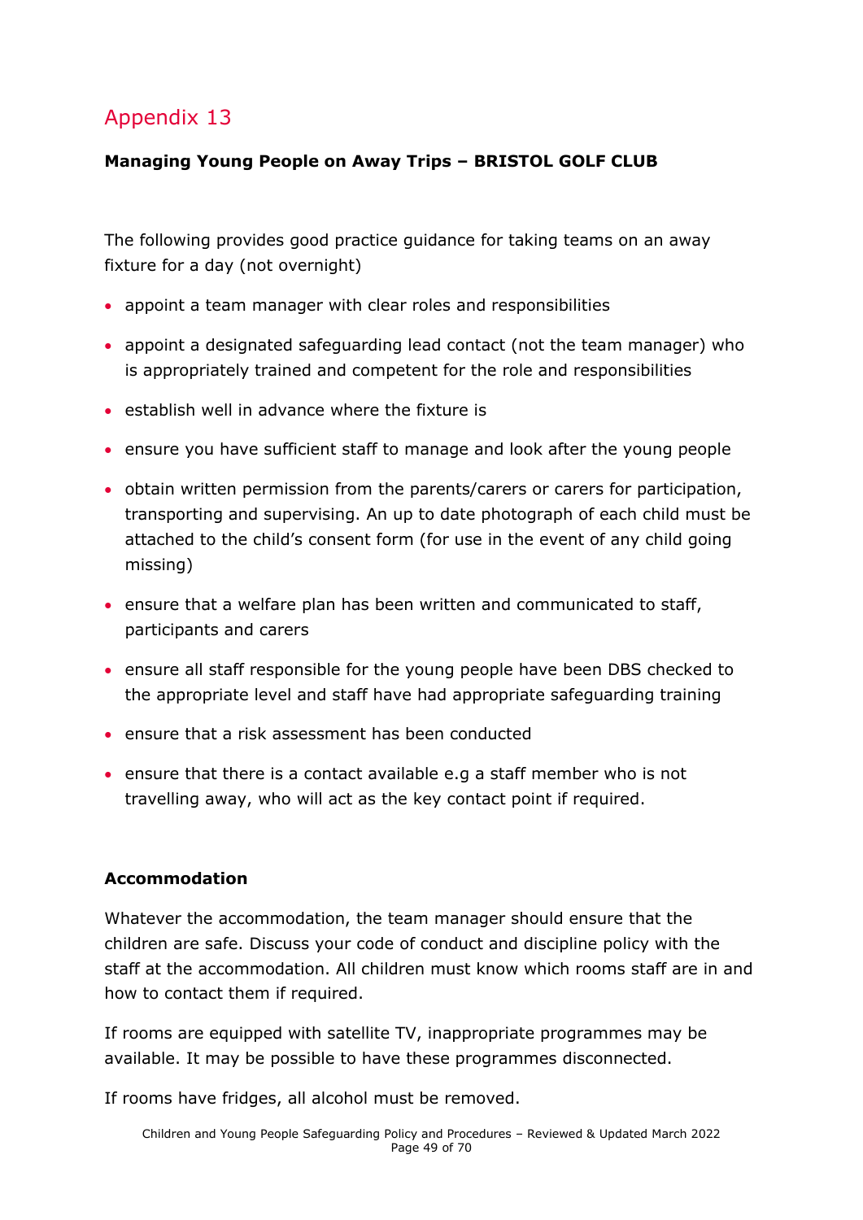## Appendix 13

**Managing Young People on Away Trips – BRISTOL GOLF CLUB**

The following provides good practice guidance for taking teams on an away fixture for a day (not overnight)

- appoint a team manager with clear roles and responsibilities
- appoint a designated safeguarding lead contact (not the team manager) who is appropriately trained and competent for the role and responsibilities
- establish well in advance where the fixture is
- ensure you have sufficient staff to manage and look after the young people
- obtain written permission from the parents/carers or carers for participation, transporting and supervising. An up to date photograph of each child must be attached to the child's consent form (for use in the event of any child going missing)
- ensure that a welfare plan has been written and communicated to staff, participants and carers
- ensure all staff responsible for the young people have been DBS checked to the appropriate level and staff have had appropriate safeguarding training
- ensure that a risk assessment has been conducted
- ensure that there is a contact available e.g a staff member who is not travelling away, who will act as the key contact point if required.

**Accommodation**

Whatever the accommodation, the team manager should ensure that the children are safe. Discuss your code of conduct and discipline policy with the staff at the accommodation. All children must know which rooms staff are in and how to contact them if required.

If rooms are equipped with satellite TV, inappropriate programmes may be available. It may be possible to have these programmes disconnected.

If rooms have fridges, all alcohol must be removed.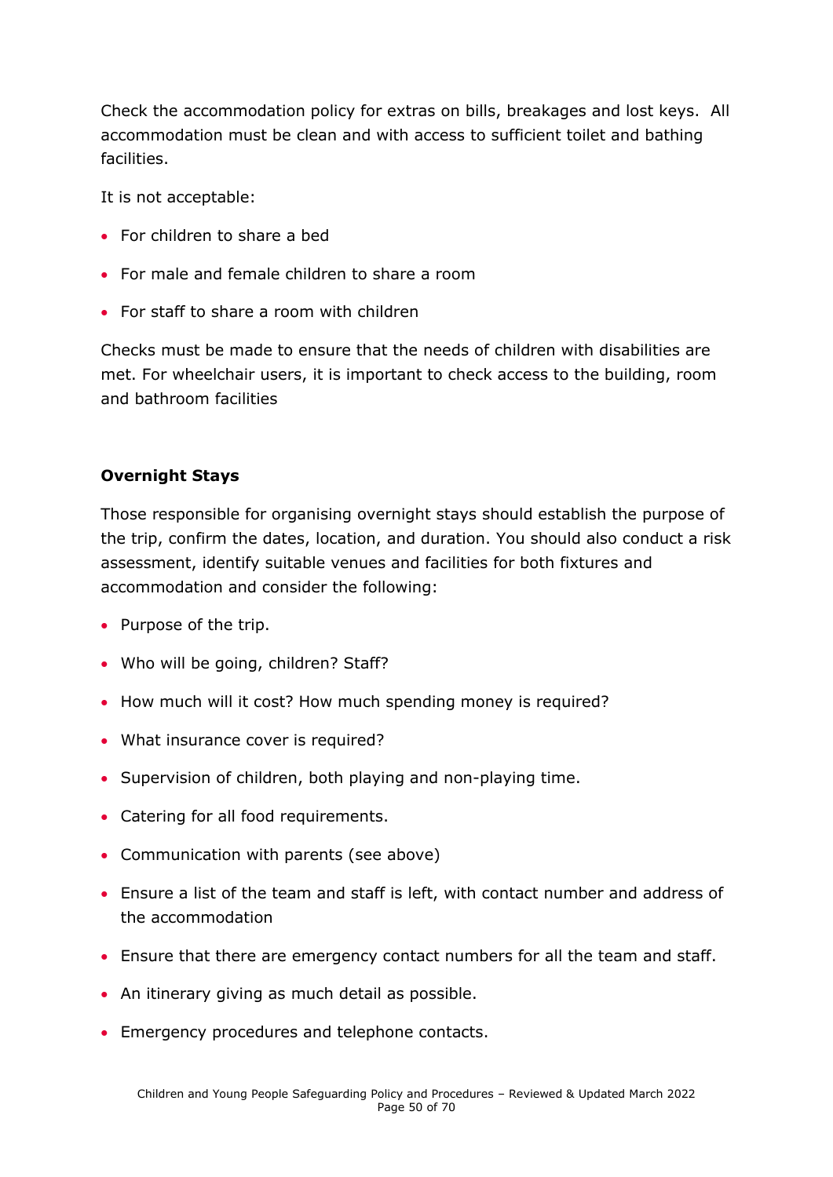Check the accommodation policy for extras on bills, breakages and lost keys. All accommodation must be clean and with access to sufficient toilet and bathing facilities.

It is not acceptable:

- For children to share a bed
- For male and female children to share a room
- For staff to share a room with children

Checks must be made to ensure that the needs of children with disabilities are met. For wheelchair users, it is important to check access to the building, room and bathroom facilities

**Overnight Stays**

Those responsible for organising overnight stays should establish the purpose of the trip, confirm the dates, location, and duration. You should also conduct a risk assessment, identify suitable venues and facilities for both fixtures and accommodation and consider the following:

- Purpose of the trip.
- Who will be going, children? Staff?
- How much will it cost? How much spending money is required?
- What insurance cover is required?
- Supervision of children, both playing and non-playing time.
- Catering for all food requirements.
- Communication with parents (see above)
- Ensure a list of the team and staff is left, with contact number and address of the accommodation
- Ensure that there are emergency contact numbers for all the team and staff.
- An itinerary giving as much detail as possible.
- Emergency procedures and telephone contacts.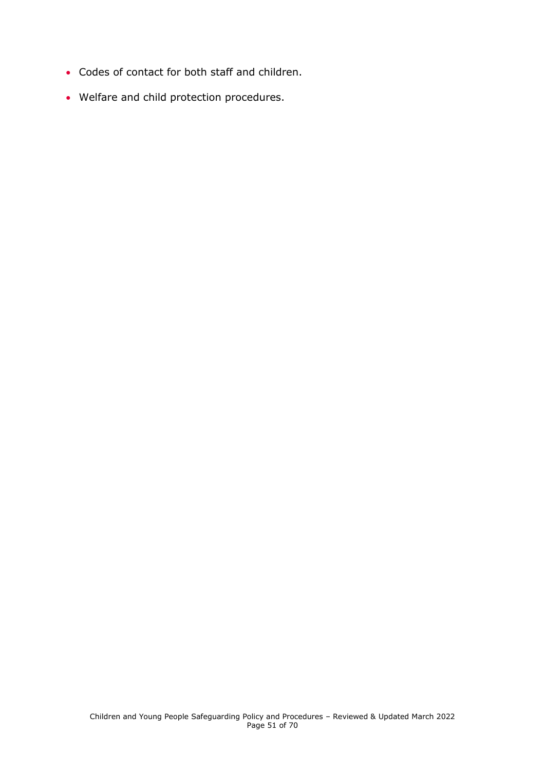- Codes of contact for both staff and children.
- Welfare and child protection procedures.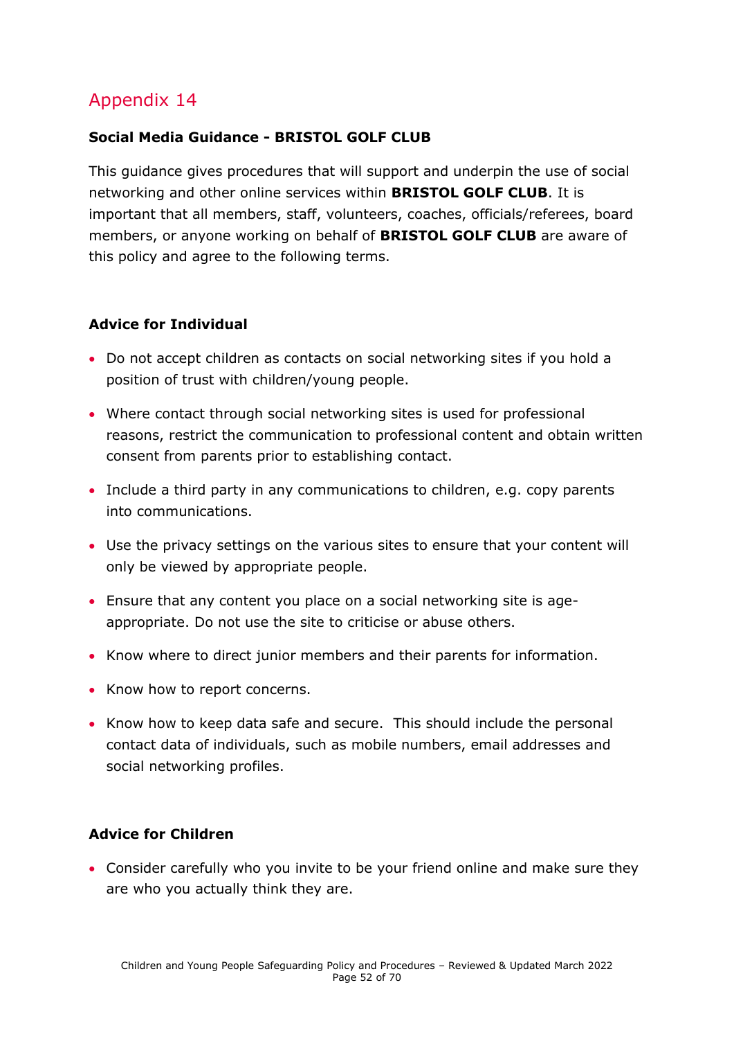## Appendix 14

**Social Media Guidance - BRISTOL GOLF CLUB**

This guidance gives procedures that will support and underpin the use of social networking and other online services within **BRISTOL GOLF CLUB**. It is important that all members, staff, volunteers, coaches, officials/referees, board members, or anyone working on behalf of **BRISTOL GOLF CLUB** are aware of this policy and agree to the following terms.

**Advice for Individual**

- Do not accept children as contacts on social networking sites if you hold a position of trust with children/young people.
- Where contact through social networking sites is used for professional reasons, restrict the communication to professional content and obtain written consent from parents prior to establishing contact.
- Include a third party in any communications to children, e.g. copy parents into communications.
- Use the privacy settings on the various sites to ensure that your content will only be viewed by appropriate people.
- Ensure that any content you place on a social networking site is age-appropriate. Do not use the site to criticise or abuse others.
- Know where to direct junior members and their parents for information.
- Know how to report concerns.
- Know how to keep data safe and secure. This should include the personal contact data of individuals, such as mobile numbers, email addresses and social networking profiles.

**Advice for Children**

- Consider carefully who you invite to be your friend online and make sure they are who you actually think they are.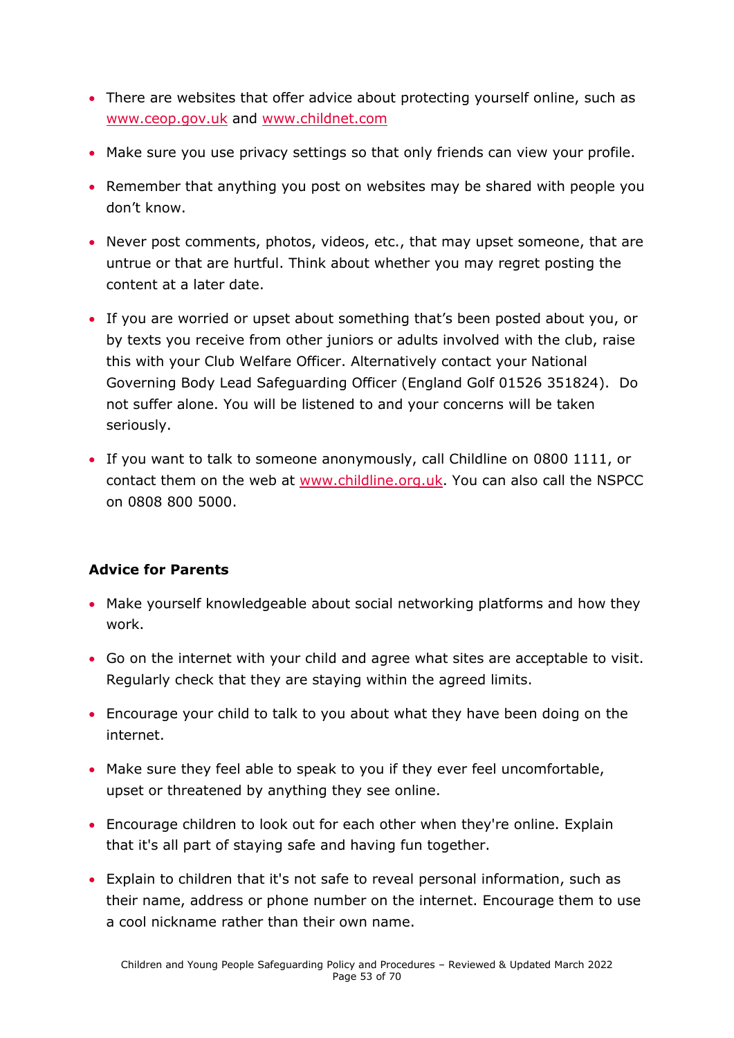- There are websites that offer advice about protecting yourself online, such as [www.ceop.gov.uk](http://www.ceop.gov.uk) and [www.childnet.com](http://www.childnet.com)
- Make sure you use privacy settings so that only friends can view your profile.
- Remember that anything you post on websites may be shared with people you don't know.
- Never post comments, photos, videos, etc., that may upset someone, that are untrue or that are hurtful. Think about whether you may regret posting the content at a later date.
- If you are worried or upset about something that's been posted about you, or by texts you receive from other juniors or adults involved with the club, raise this with your Club Welfare Officer. Alternatively contact your National Governing Body Lead Safeguarding Officer (England Golf 01526 351824). Do not suffer alone. You will be listened to and your concerns will be taken seriously.
- If you want to talk to someone anonymously, call Childline on 0800 1111, or contact them on the web at [www.childline.org.uk](http://www.childline.org.uk). You can also call the NSPCC on 0808 800 5000.

**Advice for Parents**

- Make yourself knowledgeable about social networking platforms and how they work.
- Go on the internet with your child and agree what sites are acceptable to visit. Regularly check that they are staying within the agreed limits.
- Encourage your child to talk to you about what they have been doing on the internet.
- Make sure they feel able to speak to you if they ever feel uncomfortable, upset or threatened by anything they see online.
- Encourage children to look out for each other when they're online. Explain that it's all part of staying safe and having fun together.
- Explain to children that it's not safe to reveal personal information, such as their name, address or phone number on the internet. Encourage them to use a cool nickname rather than their own name.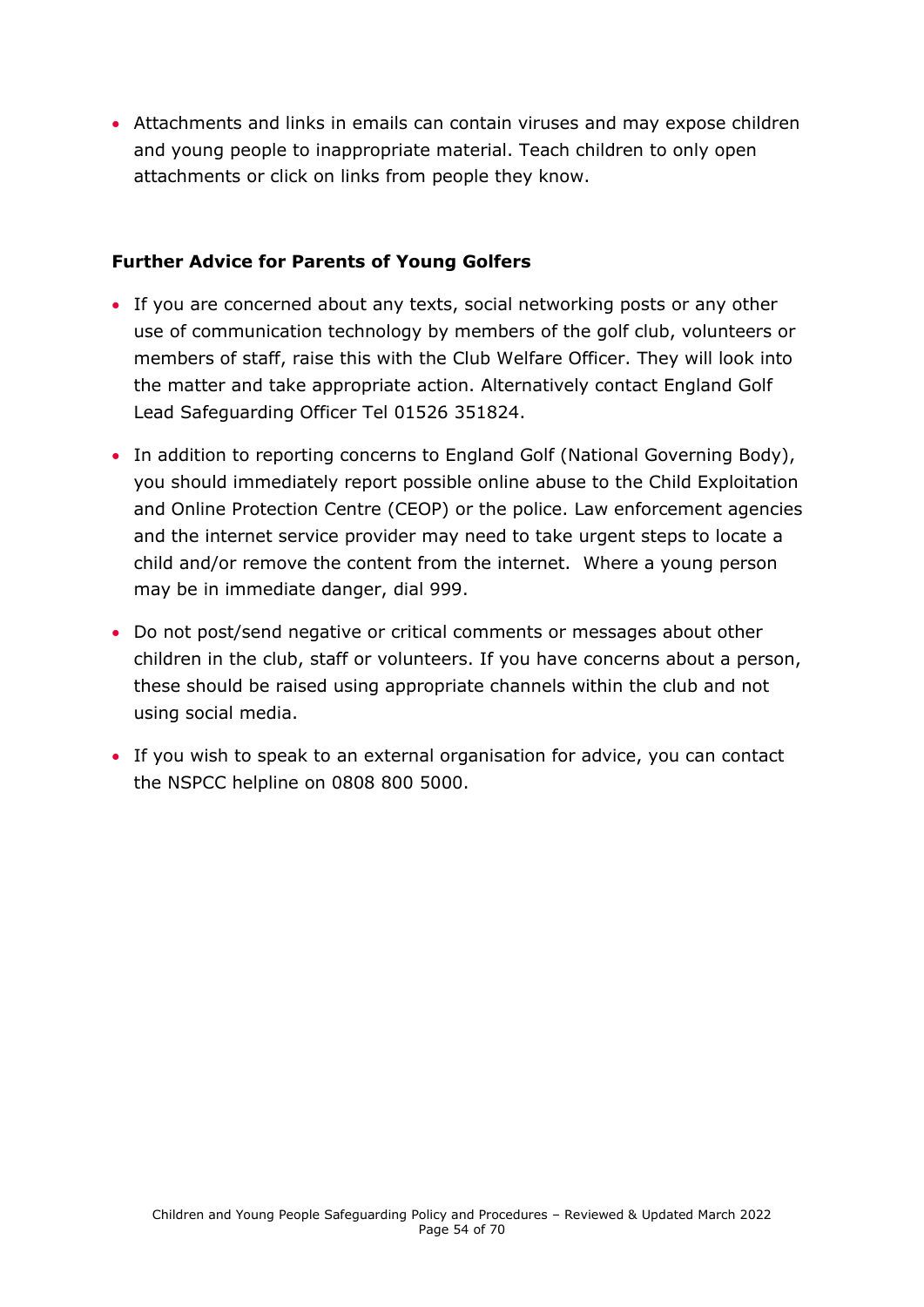- Attachments and links in emails can contain viruses and may expose children and young people to inappropriate material. Teach children to only open attachments or click on links from people they know.

**Further Advice for Parents of Young Golfers**

- If you are concerned about any texts, social networking posts or any other use of communication technology by members of the golf club, volunteers or members of staff, raise this with the Club Welfare Officer. They will look into the matter and take appropriate action. Alternatively contact England Golf Lead Safeguarding Officer Tel 01526 351824.
- In addition to reporting concerns to England Golf (National Governing Body), you should immediately report possible online abuse to the Child Exploitation and Online Protection Centre (CEOP) or the police. Law enforcement agencies and the internet service provider may need to take urgent steps to locate a child and/or remove the content from the internet. Where a young person may be in immediate danger, dial 999.
- Do not post/send negative or critical comments or messages about other children in the club, staff or volunteers. If you have concerns about a person, these should be raised using appropriate channels within the club and not using social media.
- If you wish to speak to an external organisation for advice, you can contact the NSPCC helpline on 0808 800 5000.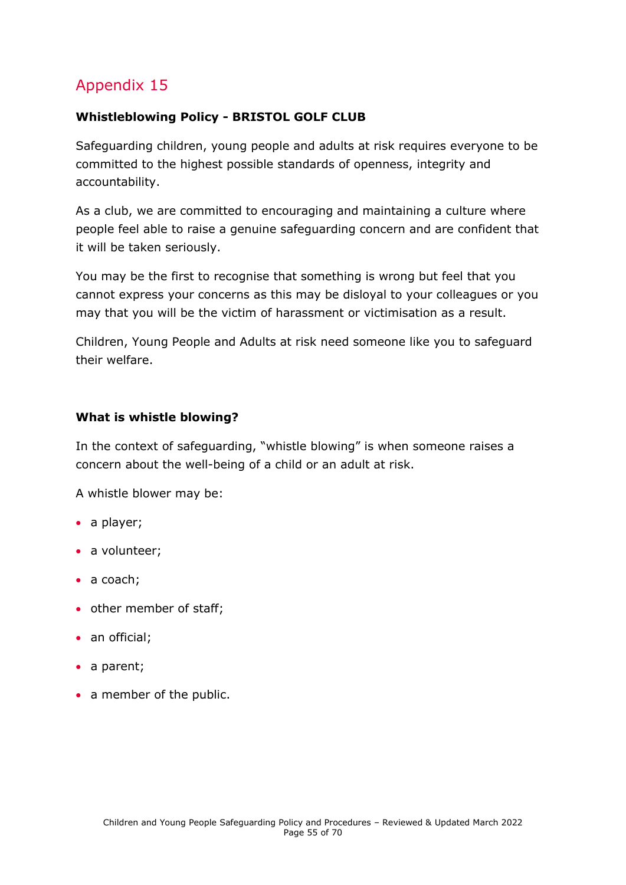# Appendix 15

**Whistleblowing Policy - BRISTOL GOLF CLUB**

Safeguarding children, young people and adults at risk requires everyone to be committed to the highest possible standards of openness, integrity and accountability.

As a club, we are committed to encouraging and maintaining a culture where people feel able to raise a genuine safeguarding concern and are confident that it will be taken seriously.

You may be the first to recognise that something is wrong but feel that you cannot express your concerns as this may be disloyal to your colleagues or you may that you will be the victim of harassment or victimisation as a result.

Children, Young People and Adults at risk need someone like you to safeguard their welfare.

**What is whistle blowing?**

In the context of safeguarding, "whistle blowing" is when someone raises a concern about the well-being of a child or an adult at risk.

A whistle blower may be:

- a player;
- a volunteer;
- a coach;
- other member of staff;
- an official;
- a parent;
- a member of the public.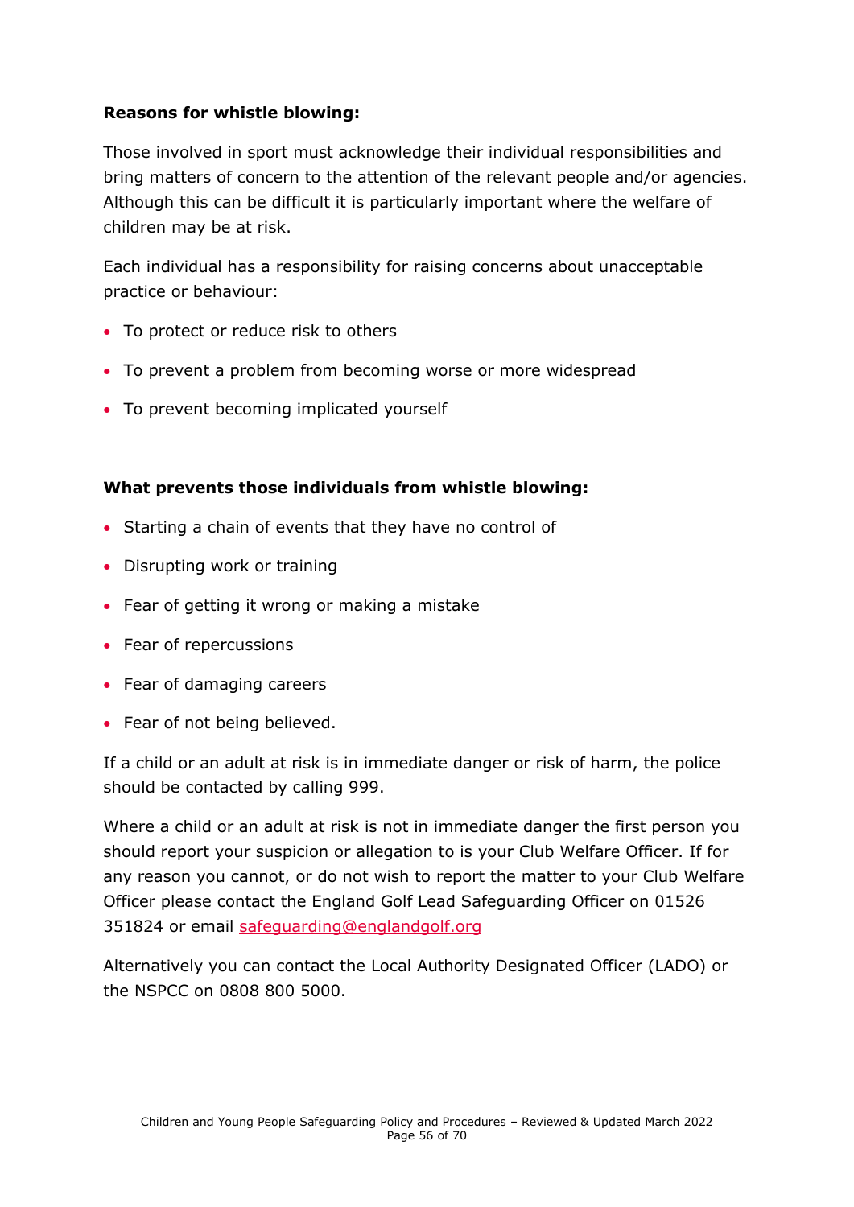**Reasons for whistle blowing:**

Those involved in sport must acknowledge their individual responsibilities and bring matters of concern to the attention of the relevant people and/or agencies. Although this can be difficult it is particularly important where the welfare of children may be at risk.

Each individual has a responsibility for raising concerns about unacceptable practice or behaviour:

- To protect or reduce risk to others
- To prevent a problem from becoming worse or more widespread
- To prevent becoming implicated yourself

**What prevents those individuals from whistle blowing:**

- Starting a chain of events that they have no control of
- Disrupting work or training
- Fear of getting it wrong or making a mistake
- Fear of repercussions
- Fear of damaging careers
- Fear of not being believed.

If a child or an adult at risk is in immediate danger or risk of harm, the police should be contacted by calling 999.

Where a child or an adult at risk is not in immediate danger the first person you should report your suspicion or allegation to is your Club Welfare Officer. If for any reason you cannot, or do not wish to report the matter to your Club Welfare Officer please contact the England Golf Lead Safeguarding Officer on 01526 351824 or email safeguarding@englandgolf.org

Alternatively you can contact the Local Authority Designated Officer (LADO) or the NSPCC on 0808 800 5000.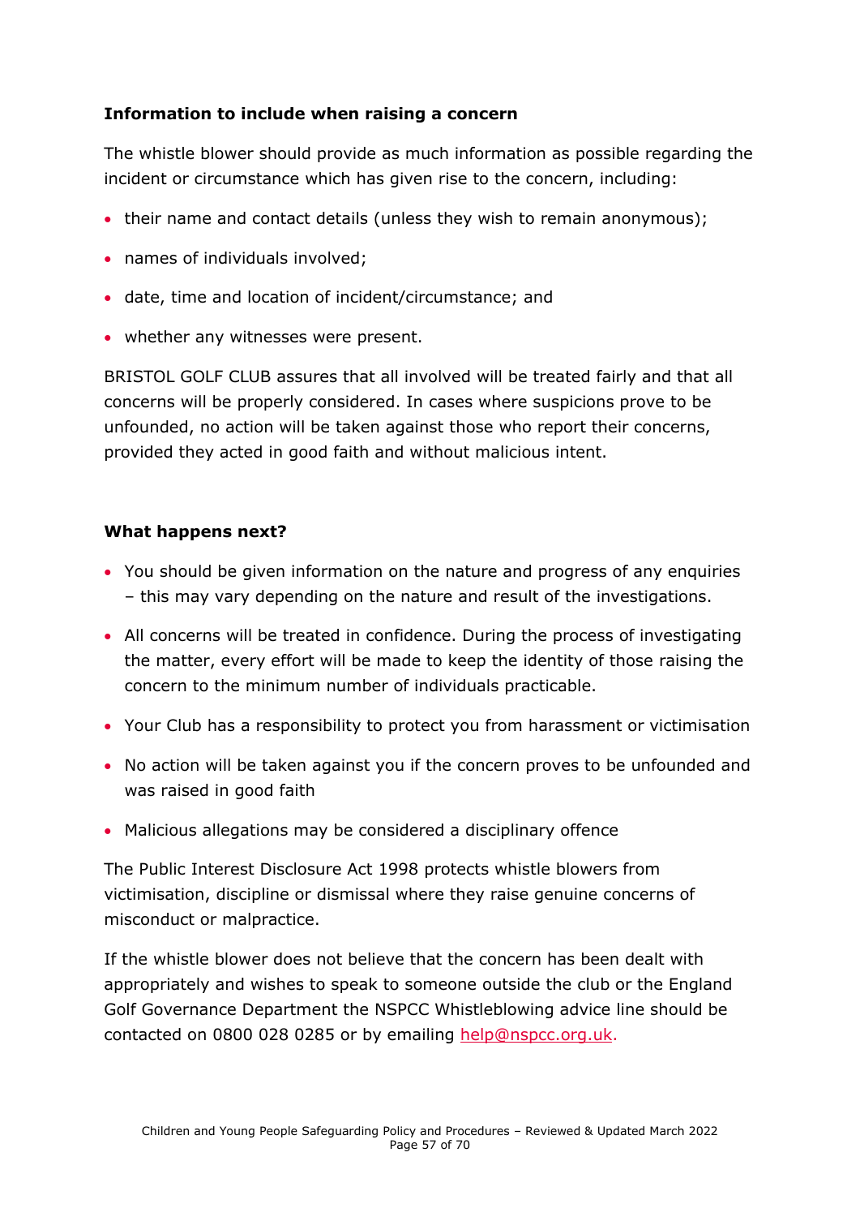### Information to include when raising a concern

The whistle blower should provide as much information as possible regarding the incident or circumstance which has given rise to the concern, including:

- their name and contact details (unless they wish to remain anonymous);
- names of individuals involved;
- date, time and location of incident/circumstance; and
- whether any witnesses were present.

BRISTOL GOLF CLUB assures that all involved will be treated fairly and that all concerns will be properly considered. In cases where suspicions prove to be unfounded, no action will be taken against those who report their concerns, provided they acted in good faith and without malicious intent.

### What happens next?

- You should be given information on the nature and progress of any enquiries – this may vary depending on the nature and result of the investigations.
- All concerns will be treated in confidence. During the process of investigating the matter, every effort will be made to keep the identity of those raising the concern to the minimum number of individuals practicable.
- Your Club has a responsibility to protect you from harassment or victimisation
- No action will be taken against you if the concern proves to be unfounded and was raised in good faith
- Malicious allegations may be considered a disciplinary offence

The Public Interest Disclosure Act 1998 protects whistle blowers from victimisation, discipline or dismissal where they raise genuine concerns of misconduct or malpractice.

If the whistle blower does not believe that the concern has been dealt with appropriately and wishes to speak to someone outside the club or the England Golf Governance Department the NSPCC Whistleblowing advice line should be contacted on 0800 028 0285 or by emailing help@nspcc.org.uk.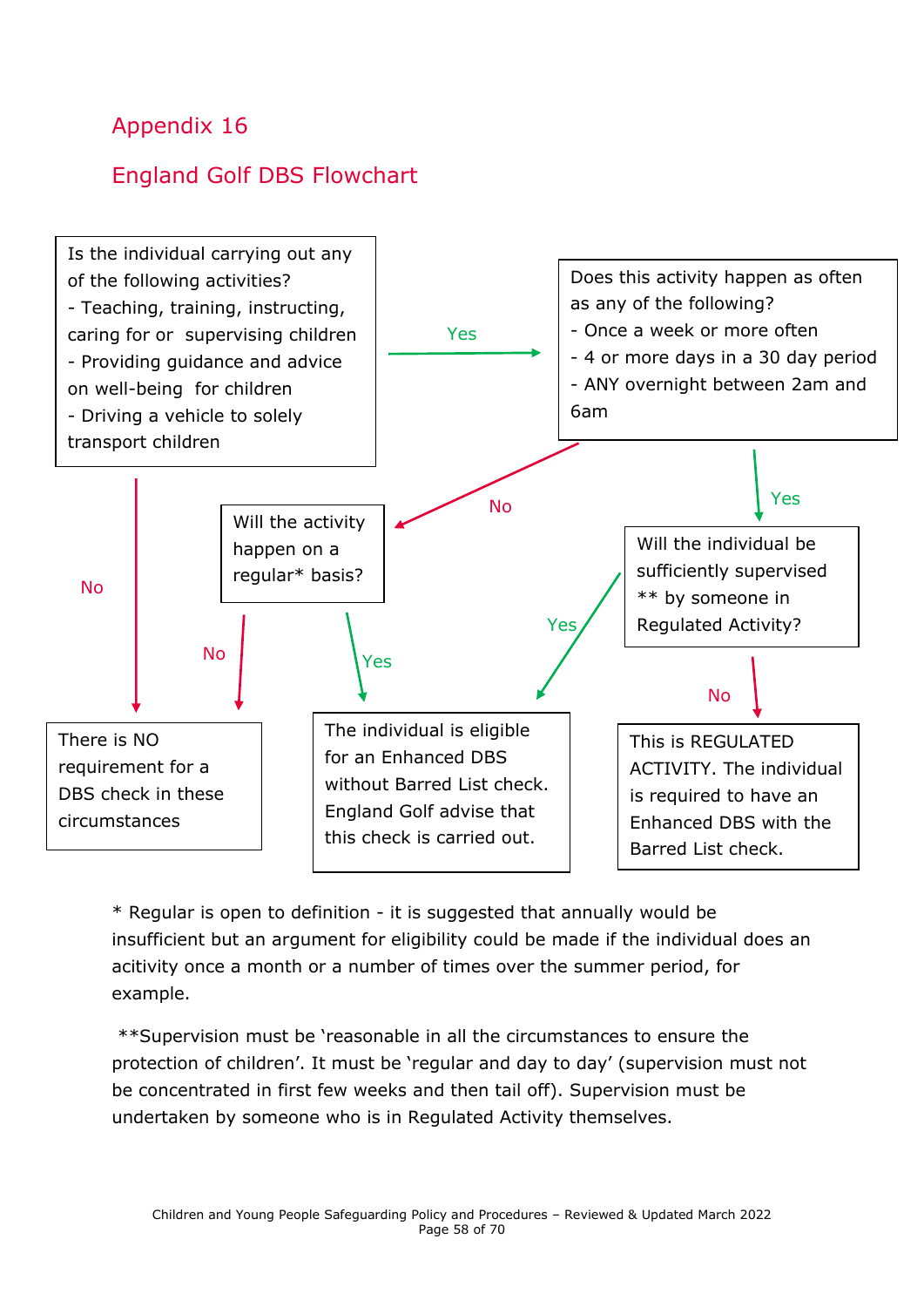## Appendix 16

## England Golf DBS Flowchart

**Is the individual carrying out any of the following activities?**
- Teaching, training, instructing, caring for or supervising children
- Providing guidance and advice on well-being for children
- Driving a vehicle to solely transport children

→ **No**: There is NO requirement for a DBS check in these circumstances

→ **Yes**: **Does this activity happen as often as any of the following?**
- Once a week or more often
- 4 or more days in a 30 day period
- ANY overnight between 2am and 6am

→ **No**: **Will the activity happen on a regular* basis?**
- **No**: There is NO requirement for a DBS check in these circumstances
- **Yes**: The individual is eligible for an Enhanced DBS without Barred List check. England Golf advise that this check is carried out.

→ **Yes**: **Will the individual be sufficiently supervised ** by someone in Regulated Activity?**
- **Yes**: The individual is eligible for an Enhanced DBS without Barred List check. England Golf advise that this check is carried out.
- **No**: This is REGULATED ACTIVITY. The individual is required to have an Enhanced DBS with the Barred List check.

* Regular is open to definition - it is suggested that annually would be insufficient but an argument for eligibility could be made if the individual does an acitivity once a month or a number of times over the summer period, for example.

**Supervision must be 'reasonable in all the circumstances to ensure the protection of children'. It must be 'regular and day to day' (supervision must not be concentrated in first few weeks and then tail off). Supervision must be undertaken by someone who is in Regulated Activity themselves.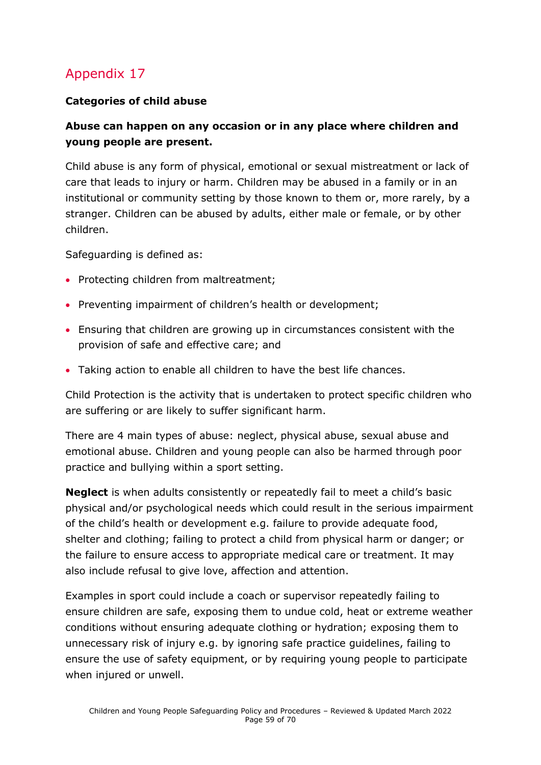## Appendix 17

**Categories of child abuse**

**Abuse can happen on any occasion or in any place where children and young people are present.**

Child abuse is any form of physical, emotional or sexual mistreatment or lack of care that leads to injury or harm. Children may be abused in a family or in an institutional or community setting by those known to them or, more rarely, by a stranger. Children can be abused by adults, either male or female, or by other children.

Safeguarding is defined as:

- Protecting children from maltreatment;
- Preventing impairment of children's health or development;
- Ensuring that children are growing up in circumstances consistent with the provision of safe and effective care; and
- Taking action to enable all children to have the best life chances.

Child Protection is the activity that is undertaken to protect specific children who are suffering or are likely to suffer significant harm.

There are 4 main types of abuse: neglect, physical abuse, sexual abuse and emotional abuse. Children and young people can also be harmed through poor practice and bullying within a sport setting.

**Neglect** is when adults consistently or repeatedly fail to meet a child's basic physical and/or psychological needs which could result in the serious impairment of the child's health or development e.g. failure to provide adequate food, shelter and clothing; failing to protect a child from physical harm or danger; or the failure to ensure access to appropriate medical care or treatment. It may also include refusal to give love, affection and attention.

Examples in sport could include a coach or supervisor repeatedly failing to ensure children are safe, exposing them to undue cold, heat or extreme weather conditions without ensuring adequate clothing or hydration; exposing them to unnecessary risk of injury e.g. by ignoring safe practice guidelines, failing to ensure the use of safety equipment, or by requiring young people to participate when injured or unwell.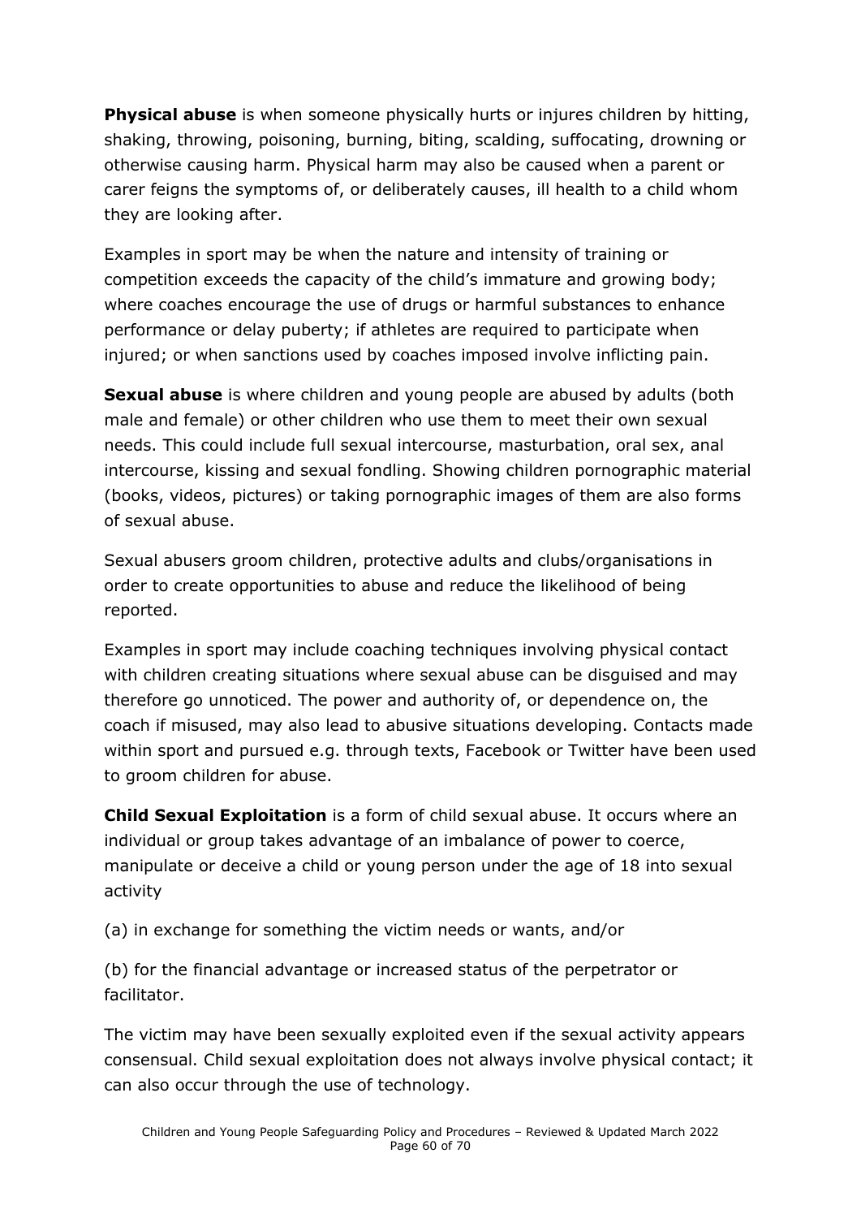**Physical abuse** is when someone physically hurts or injures children by hitting, shaking, throwing, poisoning, burning, biting, scalding, suffocating, drowning or otherwise causing harm. Physical harm may also be caused when a parent or carer feigns the symptoms of, or deliberately causes, ill health to a child whom they are looking after.

Examples in sport may be when the nature and intensity of training or competition exceeds the capacity of the child's immature and growing body; where coaches encourage the use of drugs or harmful substances to enhance performance or delay puberty; if athletes are required to participate when injured; or when sanctions used by coaches imposed involve inflicting pain.

**Sexual abuse** is where children and young people are abused by adults (both male and female) or other children who use them to meet their own sexual needs. This could include full sexual intercourse, masturbation, oral sex, anal intercourse, kissing and sexual fondling. Showing children pornographic material (books, videos, pictures) or taking pornographic images of them are also forms of sexual abuse.

Sexual abusers groom children, protective adults and clubs/organisations in order to create opportunities to abuse and reduce the likelihood of being reported.

Examples in sport may include coaching techniques involving physical contact with children creating situations where sexual abuse can be disguised and may therefore go unnoticed. The power and authority of, or dependence on, the coach if misused, may also lead to abusive situations developing. Contacts made within sport and pursued e.g. through texts, Facebook or Twitter have been used to groom children for abuse.

**Child Sexual Exploitation** is a form of child sexual abuse. It occurs where an individual or group takes advantage of an imbalance of power to coerce, manipulate or deceive a child or young person under the age of 18 into sexual activity

(a) in exchange for something the victim needs or wants, and/or

(b) for the financial advantage or increased status of the perpetrator or facilitator.

The victim may have been sexually exploited even if the sexual activity appears consensual. Child sexual exploitation does not always involve physical contact; it can also occur through the use of technology.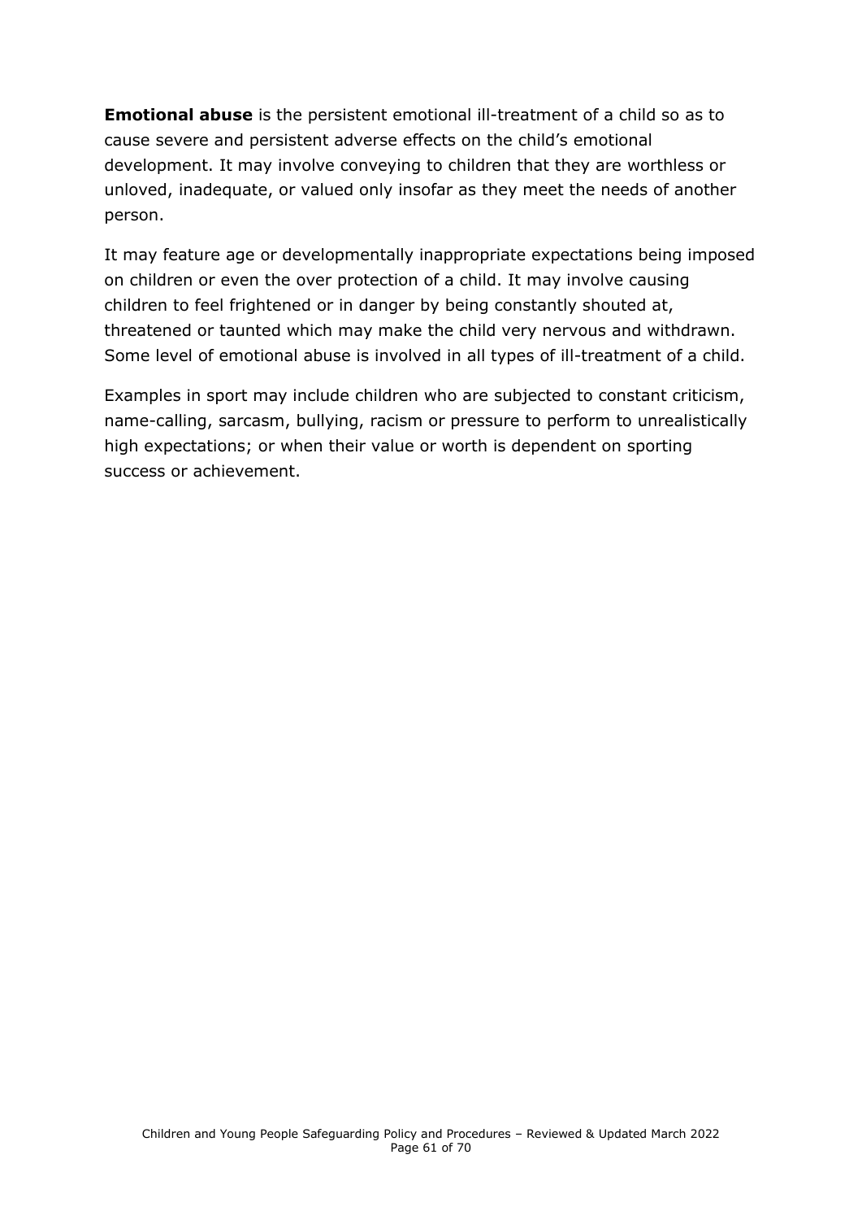**Emotional abuse** is the persistent emotional ill-treatment of a child so as to cause severe and persistent adverse effects on the child's emotional development. It may involve conveying to children that they are worthless or unloved, inadequate, or valued only insofar as they meet the needs of another person.

It may feature age or developmentally inappropriate expectations being imposed on children or even the over protection of a child. It may involve causing children to feel frightened or in danger by being constantly shouted at, threatened or taunted which may make the child very nervous and withdrawn. Some level of emotional abuse is involved in all types of ill-treatment of a child.

Examples in sport may include children who are subjected to constant criticism, name-calling, sarcasm, bullying, racism or pressure to perform to unrealistically high expectations; or when their value or worth is dependent on sporting success or achievement.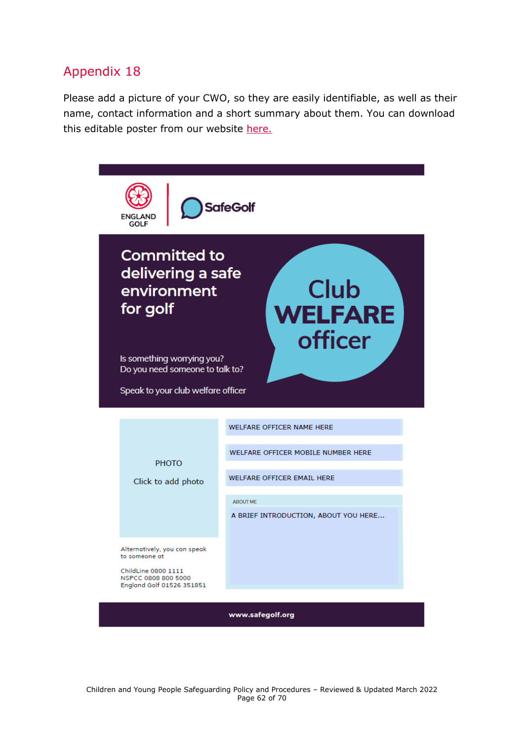## Appendix 18

Please add a picture of your CWO, so they are easily identifiable, as well as their name, contact information and a short summary about them. You can download this editable poster from our website here.

ENGLAND GOLF

SafeGolf

**Committed to delivering a safe environment for golf**

**Club WELFARE officer**

Is something worrying you?
Do you need someone to talk to?

Speak to your club welfare officer

PHOTO

Click to add photo

WELFARE OFFICER NAME HERE

WELFARE OFFICER MOBILE NUMBER HERE

WELFARE OFFICER EMAIL HERE

ABOUT ME

A BRIEF INTRODUCTION, ABOUT YOU HERE...

Alternatively, you can speak to someone at

ChildLine 0800 1111
NSPCC 0808 800 5000
England Golf 01526 351851

**www.safegolf.org**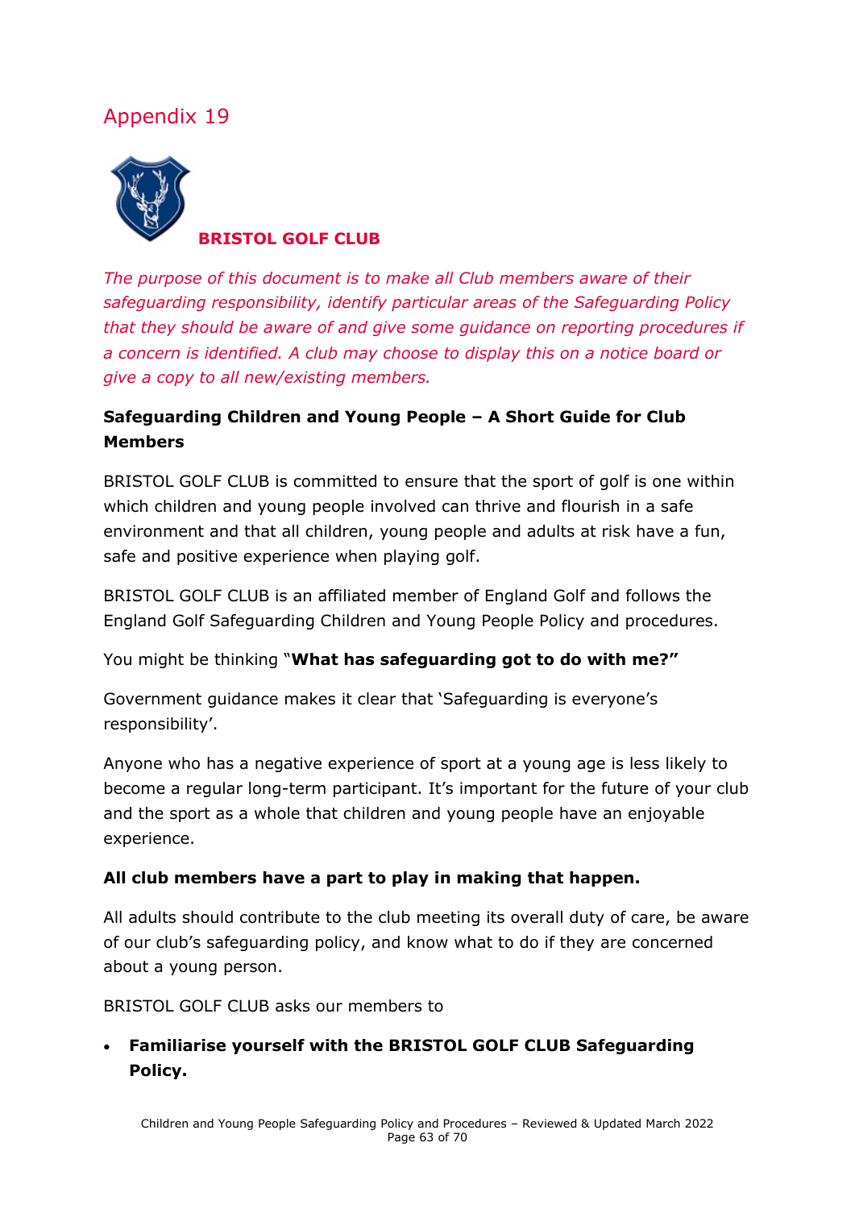## Appendix 19

**BRISTOL GOLF CLUB**

*The purpose of this document is to make all Club members aware of their safeguarding responsibility, identify particular areas of the Safeguarding Policy that they should be aware of and give some guidance on reporting procedures if a concern is identified. A club may choose to display this on a notice board or give a copy to all new/existing members.*

### Safeguarding Children and Young People – A Short Guide for Club Members

BRISTOL GOLF CLUB is committed to ensure that the sport of golf is one within which children and young people involved can thrive and flourish in a safe environment and that all children, young people and adults at risk have a fun, safe and positive experience when playing golf.

BRISTOL GOLF CLUB is an affiliated member of England Golf and follows the England Golf Safeguarding Children and Young People Policy and procedures.

You might be thinking "**What has safeguarding got to do with me?"**

Government guidance makes it clear that 'Safeguarding is everyone's responsibility'.

Anyone who has a negative experience of sport at a young age is less likely to become a regular long-term participant. It's important for the future of your club and the sport as a whole that children and young people have an enjoyable experience.

**All club members have a part to play in making that happen.**

All adults should contribute to the club meeting its overall duty of care, be aware of our club's safeguarding policy, and know what to do if they are concerned about a young person.

BRISTOL GOLF CLUB asks our members to

- **Familiarise yourself with the BRISTOL GOLF CLUB Safeguarding Policy.**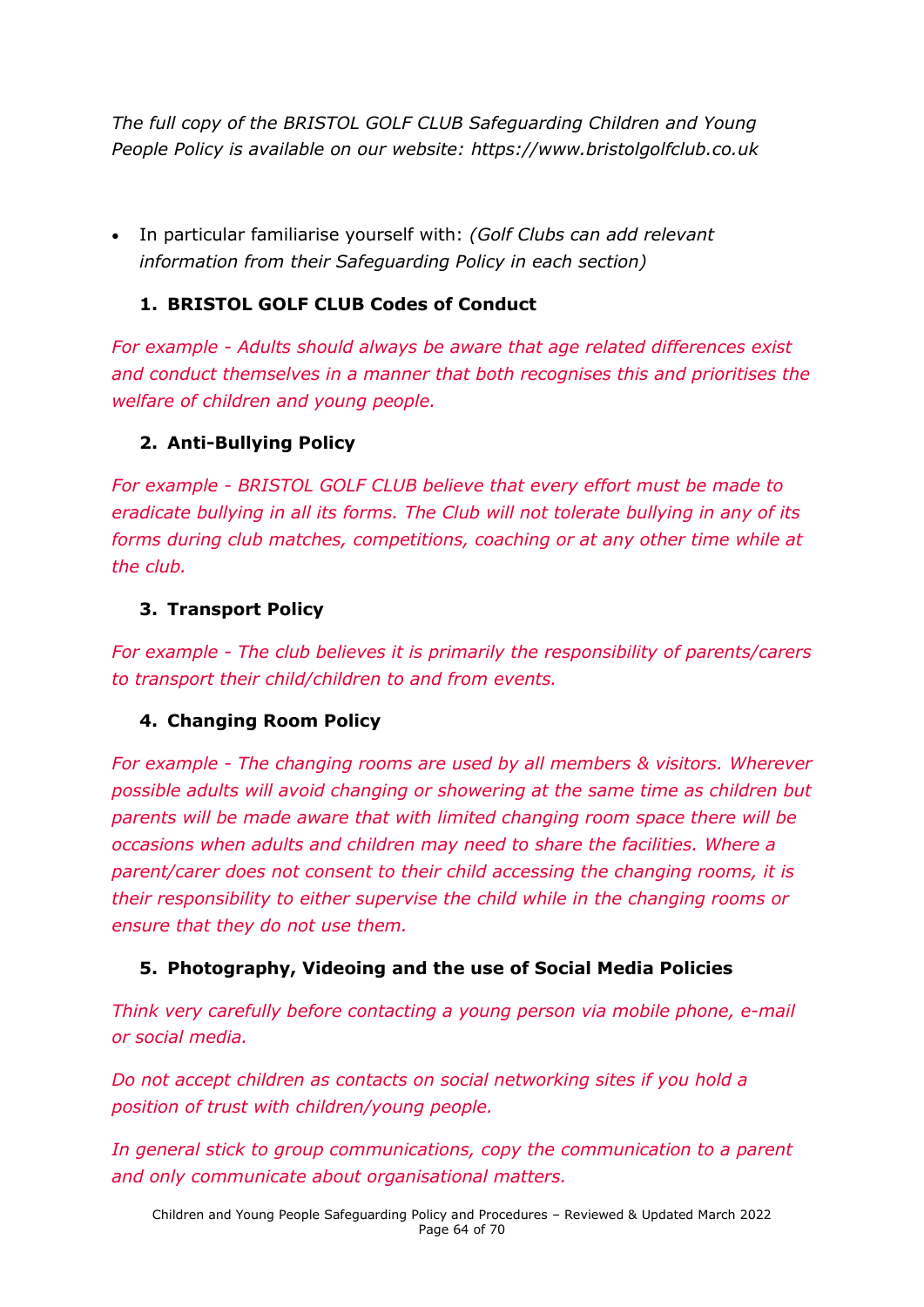*The full copy of the BRISTOL GOLF CLUB Safeguarding Children and Young People Policy is available on our website: https://www.bristolgolfclub.co.uk*

- In particular familiarise yourself with: *(Golf Clubs can add relevant information from their Safeguarding Policy in each section)*

1. **BRISTOL GOLF CLUB Codes of Conduct**

*For example - Adults should always be aware that age related differences exist and conduct themselves in a manner that both recognises this and prioritises the welfare of children and young people.*

2. **Anti-Bullying Policy**

*For example - BRISTOL GOLF CLUB believe that every effort must be made to eradicate bullying in all its forms. The Club will not tolerate bullying in any of its forms during club matches, competitions, coaching or at any other time while at the club.*

3. **Transport Policy**

*For example - The club believes it is primarily the responsibility of parents/carers to transport their child/children to and from events.*

4. **Changing Room Policy**

*For example - The changing rooms are used by all members & visitors. Wherever possible adults will avoid changing or showering at the same time as children but parents will be made aware that with limited changing room space there will be occasions when adults and children may need to share the facilities. Where a parent/carer does not consent to their child accessing the changing rooms, it is their responsibility to either supervise the child while in the changing rooms or ensure that they do not use them.*

5. **Photography, Videoing and the use of Social Media Policies**

*Think very carefully before contacting a young person via mobile phone, e-mail or social media.*

*Do not accept children as contacts on social networking sites if you hold a position of trust with children/young people.*

*In general stick to group communications, copy the communication to a parent and only communicate about organisational matters.*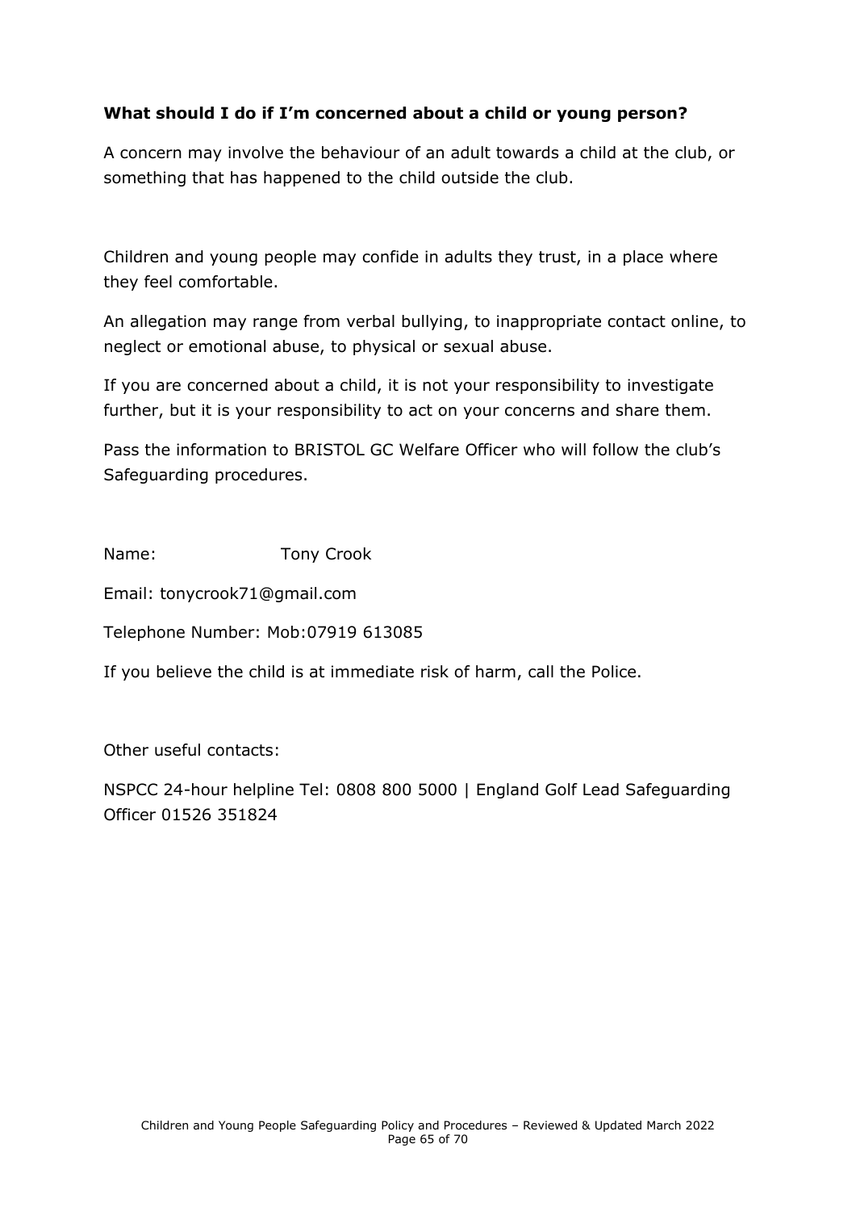**What should I do if I'm concerned about a child or young person?**

A concern may involve the behaviour of an adult towards a child at the club, or something that has happened to the child outside the club.

Children and young people may confide in adults they trust, in a place where they feel comfortable.

An allegation may range from verbal bullying, to inappropriate contact online, to neglect or emotional abuse, to physical or sexual abuse.

If you are concerned about a child, it is not your responsibility to investigate further, but it is your responsibility to act on your concerns and share them.

Pass the information to BRISTOL GC Welfare Officer who will follow the club's Safeguarding procedures.

Name: Tony Crook

Email: tonycrook71@gmail.com

Telephone Number: Mob:07919 613085

If you believe the child is at immediate risk of harm, call the Police.

Other useful contacts:

NSPCC 24-hour helpline Tel: 0808 800 5000 | England Golf Lead Safeguarding Officer 01526 351824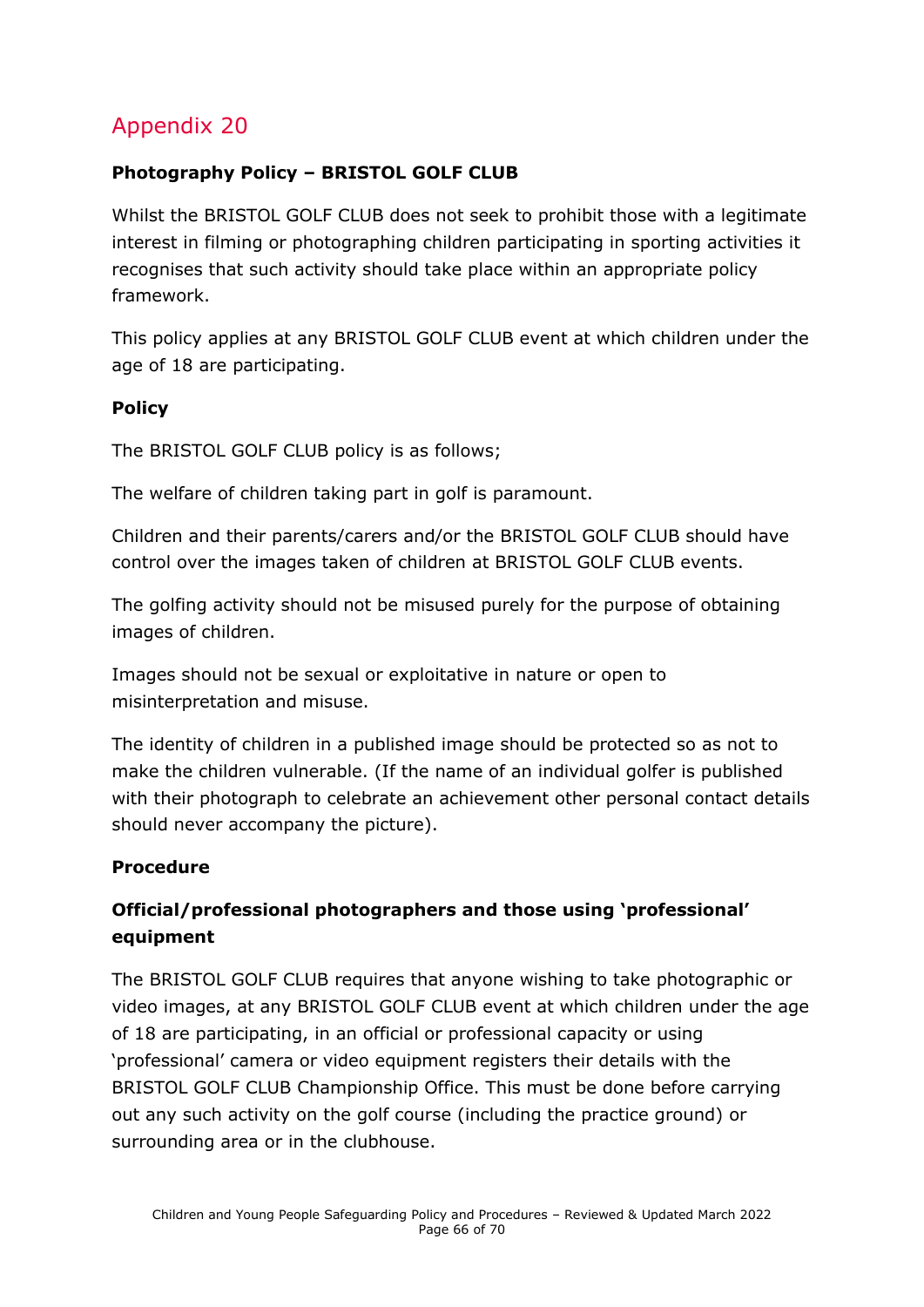## Appendix 20

**Photography Policy – BRISTOL GOLF CLUB**

Whilst the BRISTOL GOLF CLUB does not seek to prohibit those with a legitimate interest in filming or photographing children participating in sporting activities it recognises that such activity should take place within an appropriate policy framework.

This policy applies at any BRISTOL GOLF CLUB event at which children under the age of 18 are participating.

**Policy**

The BRISTOL GOLF CLUB policy is as follows;

The welfare of children taking part in golf is paramount.

Children and their parents/carers and/or the BRISTOL GOLF CLUB should have control over the images taken of children at BRISTOL GOLF CLUB events.

The golfing activity should not be misused purely for the purpose of obtaining images of children.

Images should not be sexual or exploitative in nature or open to misinterpretation and misuse.

The identity of children in a published image should be protected so as not to make the children vulnerable. (If the name of an individual golfer is published with their photograph to celebrate an achievement other personal contact details should never accompany the picture).

**Procedure**

**Official/professional photographers and those using 'professional' equipment**

The BRISTOL GOLF CLUB requires that anyone wishing to take photographic or video images, at any BRISTOL GOLF CLUB event at which children under the age of 18 are participating, in an official or professional capacity or using 'professional' camera or video equipment registers their details with the BRISTOL GOLF CLUB Championship Office. This must be done before carrying out any such activity on the golf course (including the practice ground) or surrounding area or in the clubhouse.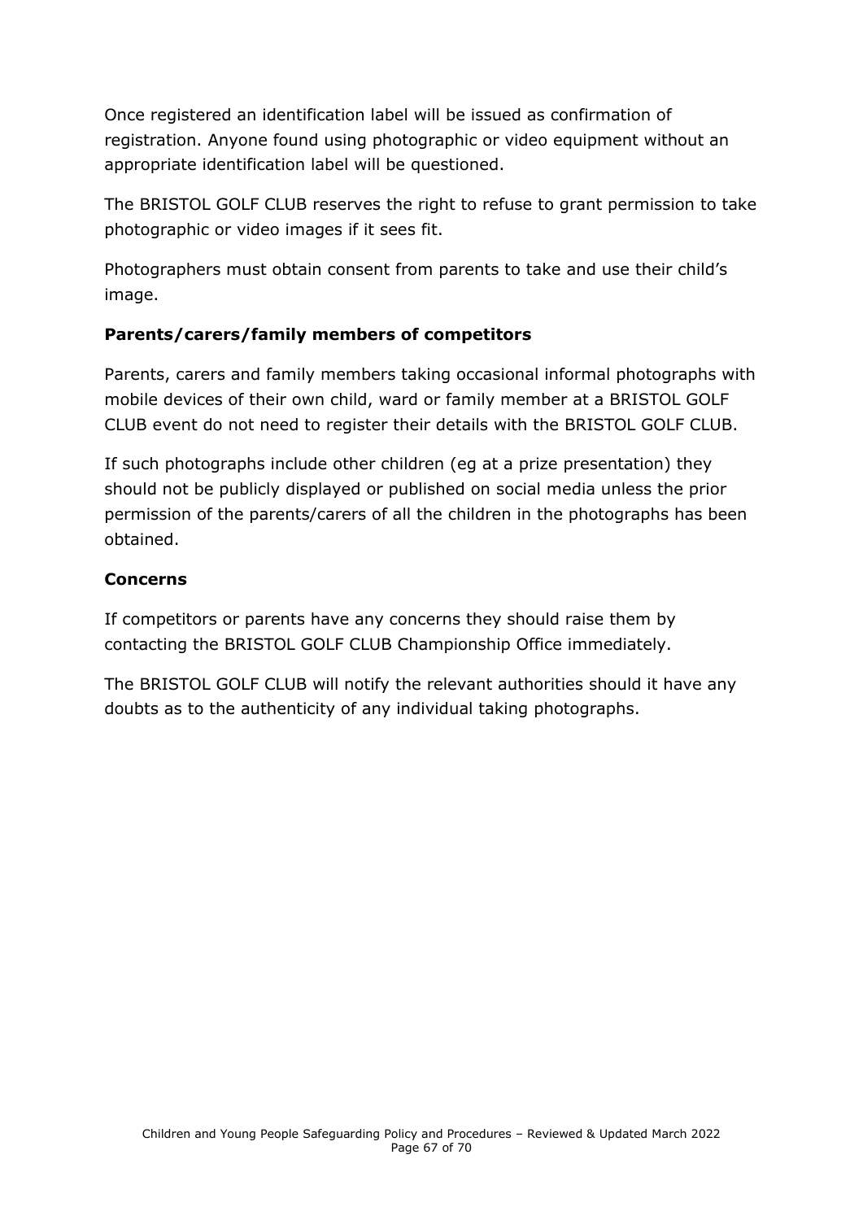Once registered an identification label will be issued as confirmation of registration. Anyone found using photographic or video equipment without an appropriate identification label will be questioned.

The BRISTOL GOLF CLUB reserves the right to refuse to grant permission to take photographic or video images if it sees fit.

Photographers must obtain consent from parents to take and use their child's image.

**Parents/carers/family members of competitors**

Parents, carers and family members taking occasional informal photographs with mobile devices of their own child, ward or family member at a BRISTOL GOLF CLUB event do not need to register their details with the BRISTOL GOLF CLUB.

If such photographs include other children (eg at a prize presentation) they should not be publicly displayed or published on social media unless the prior permission of the parents/carers of all the children in the photographs has been obtained.

**Concerns**

If competitors or parents have any concerns they should raise them by contacting the BRISTOL GOLF CLUB Championship Office immediately.

The BRISTOL GOLF CLUB will notify the relevant authorities should it have any doubts as to the authenticity of any individual taking photographs.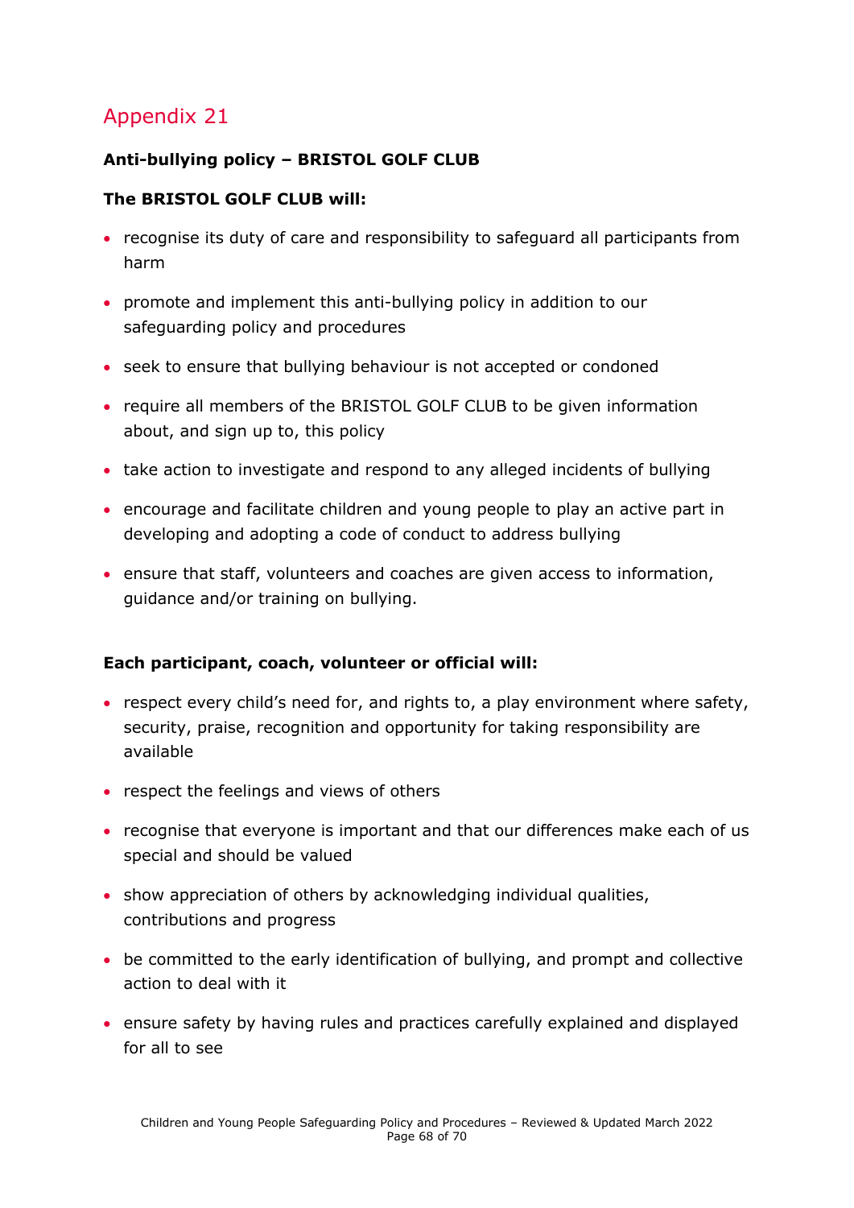## Appendix 21

**Anti-bullying policy – BRISTOL GOLF CLUB**

**The BRISTOL GOLF CLUB will:**

- recognise its duty of care and responsibility to safeguard all participants from harm
- promote and implement this anti-bullying policy in addition to our safeguarding policy and procedures
- seek to ensure that bullying behaviour is not accepted or condoned
- require all members of the BRISTOL GOLF CLUB to be given information about, and sign up to, this policy
- take action to investigate and respond to any alleged incidents of bullying
- encourage and facilitate children and young people to play an active part in developing and adopting a code of conduct to address bullying
- ensure that staff, volunteers and coaches are given access to information, guidance and/or training on bullying.

**Each participant, coach, volunteer or official will:**

- respect every child's need for, and rights to, a play environment where safety, security, praise, recognition and opportunity for taking responsibility are available
- respect the feelings and views of others
- recognise that everyone is important and that our differences make each of us special and should be valued
- show appreciation of others by acknowledging individual qualities, contributions and progress
- be committed to the early identification of bullying, and prompt and collective action to deal with it
- ensure safety by having rules and practices carefully explained and displayed for all to see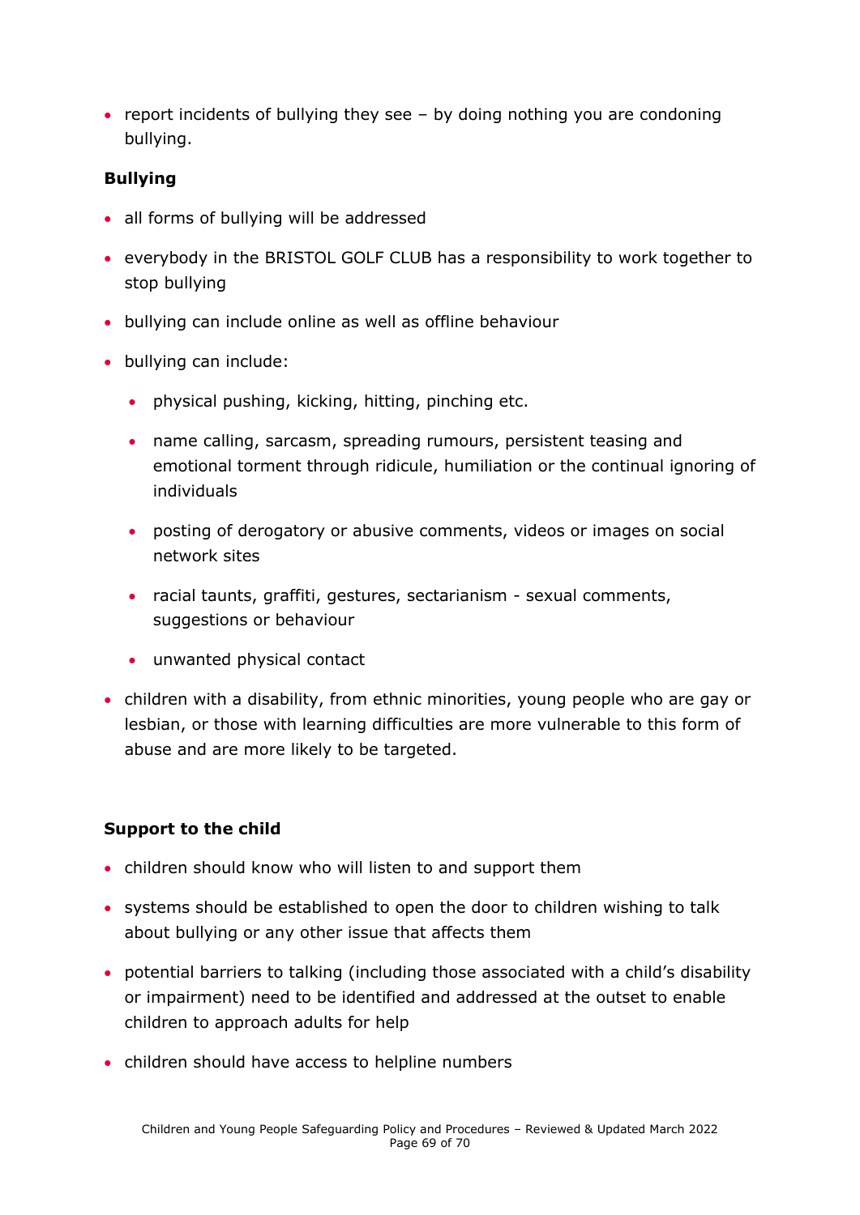- report incidents of bullying they see – by doing nothing you are condoning bullying.

**Bullying**

- all forms of bullying will be addressed
- everybody in the BRISTOL GOLF CLUB has a responsibility to work together to stop bullying
- bullying can include online as well as offline behaviour
- bullying can include:
    - physical pushing, kicking, hitting, pinching etc.
    - name calling, sarcasm, spreading rumours, persistent teasing and emotional torment through ridicule, humiliation or the continual ignoring of individuals
    - posting of derogatory or abusive comments, videos or images on social network sites
    - racial taunts, graffiti, gestures, sectarianism - sexual comments, suggestions or behaviour
    - unwanted physical contact
- children with a disability, from ethnic minorities, young people who are gay or lesbian, or those with learning difficulties are more vulnerable to this form of abuse and are more likely to be targeted.

**Support to the child**

- children should know who will listen to and support them
- systems should be established to open the door to children wishing to talk about bullying or any other issue that affects them
- potential barriers to talking (including those associated with a child's disability or impairment) need to be identified and addressed at the outset to enable children to approach adults for help
- children should have access to helpline numbers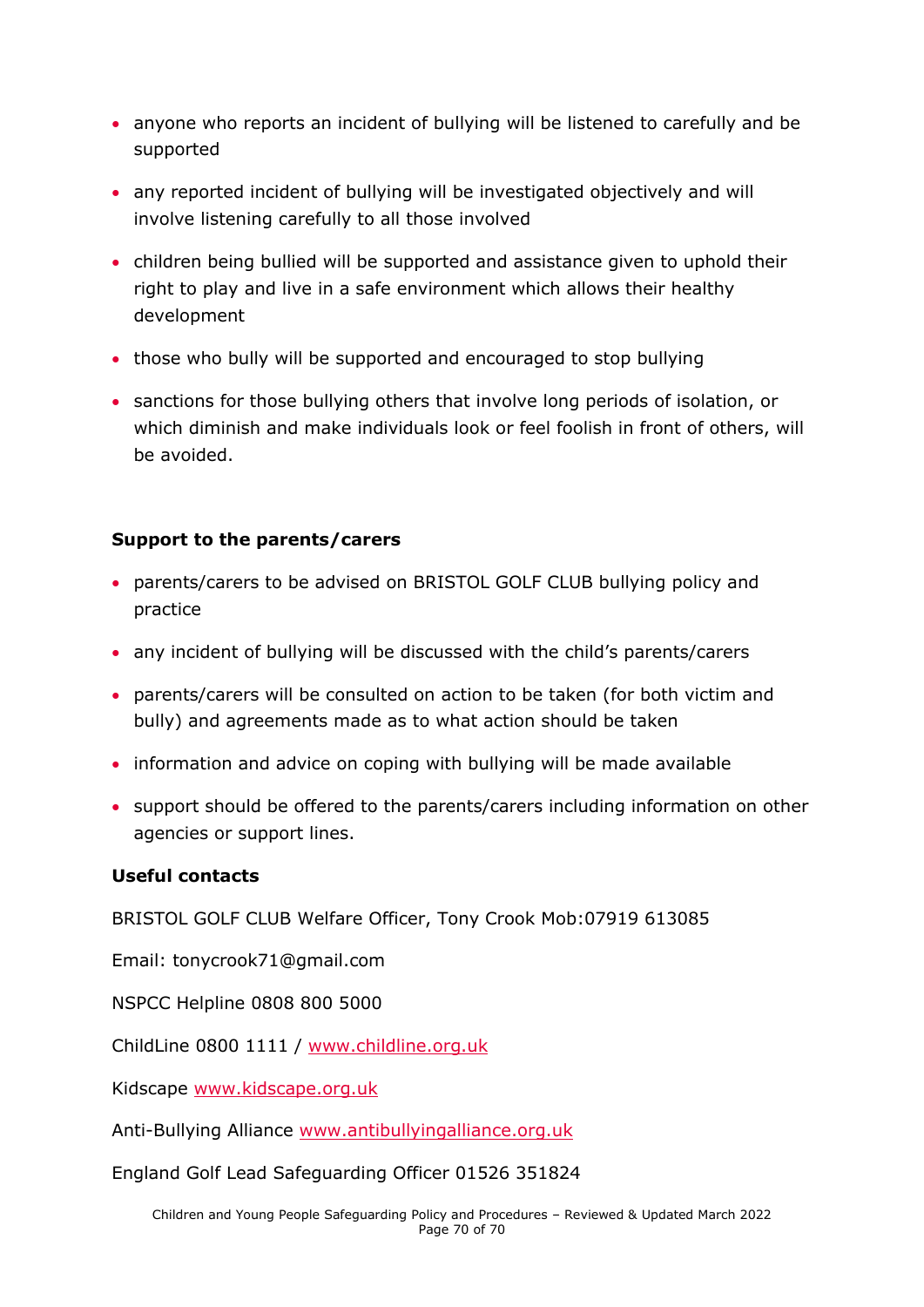- anyone who reports an incident of bullying will be listened to carefully and be supported
- any reported incident of bullying will be investigated objectively and will involve listening carefully to all those involved
- children being bullied will be supported and assistance given to uphold their right to play and live in a safe environment which allows their healthy development
- those who bully will be supported and encouraged to stop bullying
- sanctions for those bullying others that involve long periods of isolation, or which diminish and make individuals look or feel foolish in front of others, will be avoided.

**Support to the parents/carers**

- parents/carers to be advised on BRISTOL GOLF CLUB bullying policy and practice
- any incident of bullying will be discussed with the child's parents/carers
- parents/carers will be consulted on action to be taken (for both victim and bully) and agreements made as to what action should be taken
- information and advice on coping with bullying will be made available
- support should be offered to the parents/carers including information on other agencies or support lines.

**Useful contacts**

BRISTOL GOLF CLUB Welfare Officer, Tony Crook Mob:07919 613085

Email: tonycrook71@gmail.com

NSPCC Helpline 0808 800 5000

ChildLine 0800 1111 / www.childline.org.uk

Kidscape www.kidscape.org.uk

Anti-Bullying Alliance www.antibullyingalliance.org.uk

England Golf Lead Safeguarding Officer 01526 351824